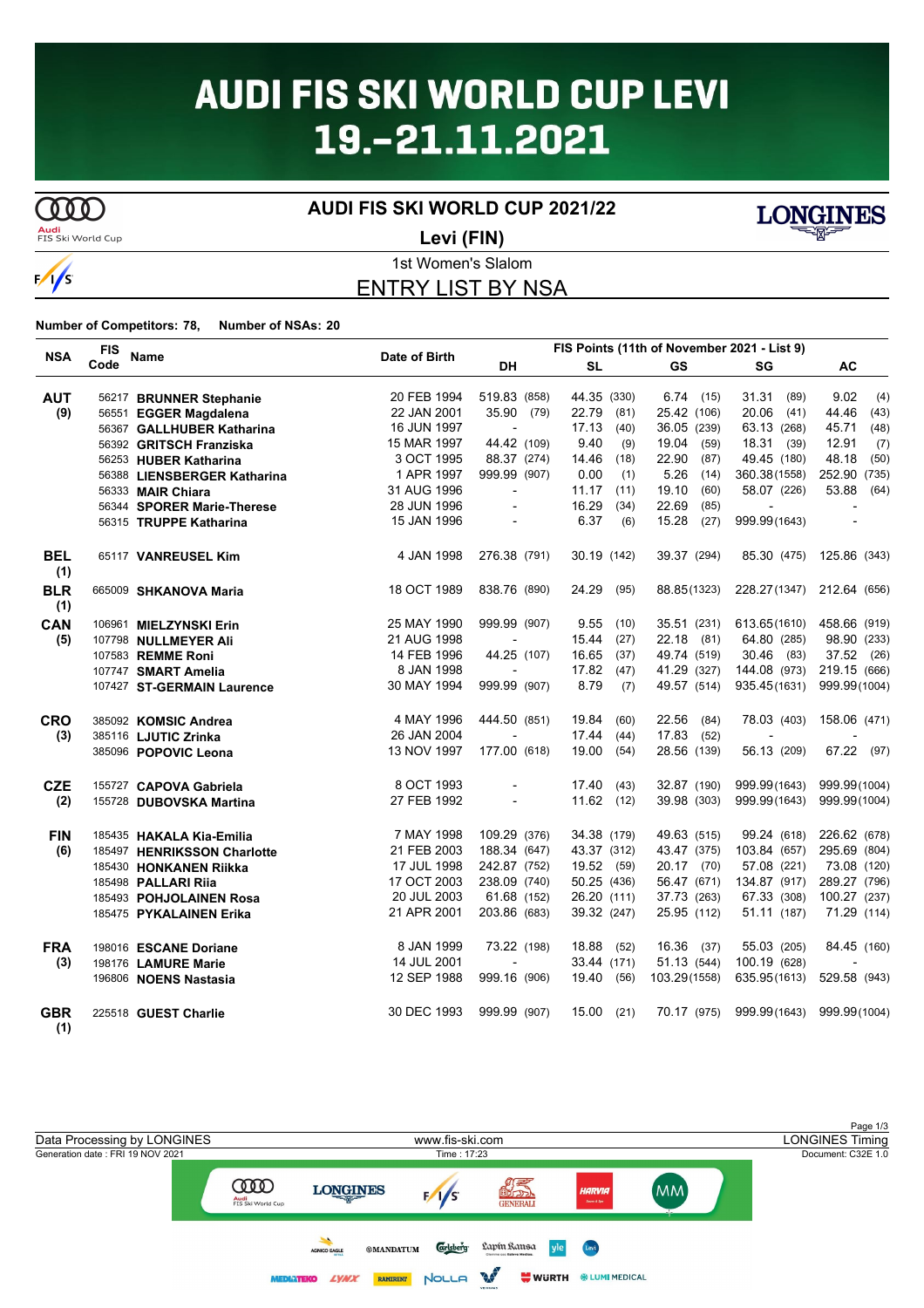# AUDI FIS SKI WORLD CUP LEVI 19.-21.11.2021

## AUDI FIS SKI WORLD CUP 2021/22

**Levi (FIN)**

1st Women's Slalom

## ENTRY LIST BY NSA

**Number of Competitors: 78, Number of NSAs: 20**

| NSA | FIS Code | Name | Date of Birth | DH | SL | GS | SG | AC |
|---|---|---|---|---|---|---|---|---|
| | | | | FIS Points (11th of November 2021 - List 9) | | | | |
| **AUT (9)** | 56217 | **BRUNNER Stephanie** | 20 FEB 1994 | 519.83 (858) | 44.35 (330) | 6.74 (15) | 31.31 (89) | 9.02 (4) |
| | 56551 | **EGGER Magdalena** | 22 JAN 2001 | 35.90 (79) | 22.79 (81) | 25.42 (106) | 20.06 (41) | 44.46 (43) |
| | 56367 | **GALLHUBER Katharina** | 16 JUN 1997 | - | 17.13 (40) | 36.05 (239) | 63.13 (268) | 45.71 (48) |
| | 56392 | **GRITSCH Franziska** | 15 MAR 1997 | 44.42 (109) | 9.40 (9) | 19.04 (59) | 18.31 (39) | 12.91 (7) |
| | 56253 | **HUBER Katharina** | 3 OCT 1995 | 88.37 (274) | 14.46 (18) | 22.90 (87) | 49.45 (180) | 48.18 (50) |
| | 56388 | **LIENSBERGER Katharina** | 1 APR 1997 | 999.99 (907) | 0.00 (1) | 5.26 (14) | 360.38 (1558) | 252.90 (735) |
| | 56333 | **MAIR Chiara** | 31 AUG 1996 | - | 11.17 (11) | 19.10 (60) | 58.07 (226) | 53.88 (64) |
| | 56344 | **SPORER Marie-Therese** | 28 JUN 1996 | - | 16.29 (34) | 22.69 (85) | - | - |
| | 56315 | **TRUPPE Katharina** | 15 JAN 1996 | - | 6.37 (6) | 15.28 (27) | 999.99 (1643) | - |
| **BEL (1)** | 65117 | **VANREUSEL Kim** | 4 JAN 1998 | 276.38 (791) | 30.19 (142) | 39.37 (294) | 85.30 (475) | 125.86 (343) |
| **BLR (1)** | 665009 | **SHKANOVA Maria** | 18 OCT 1989 | 838.76 (890) | 24.29 (95) | 88.85 (1323) | 228.27 (1347) | 212.64 (656) |
| **CAN (5)** | 106961 | **MIELZYNSKI Erin** | 25 MAY 1990 | 999.99 (907) | 9.55 (10) | 35.51 (231) | 613.65 (1610) | 458.66 (919) |
| | 107798 | **NULLMEYER Ali** | 21 AUG 1998 | - | 15.44 (27) | 22.18 (81) | 64.80 (285) | 98.90 (233) |
| | 107583 | **REMME Roni** | 14 FEB 1996 | 44.25 (107) | 16.65 (37) | 49.74 (519) | 30.46 (83) | 37.52 (26) |
| | 107747 | **SMART Amelia** | 8 JAN 1998 | - | 17.82 (47) | 41.29 (327) | 144.08 (973) | 219.15 (666) |
| | 107427 | **ST-GERMAIN Laurence** | 30 MAY 1994 | 999.99 (907) | 8.79 (7) | 49.57 (514) | 935.45 (1631) | 999.99 (1004) |
| **CRO (3)** | 385092 | **KOMSIC Andrea** | 4 MAY 1996 | 444.50 (851) | 19.84 (60) | 22.56 (84) | 78.03 (403) | 158.06 (471) |
| | 385116 | **LJUTIC Zrinka** | 26 JAN 2004 | - | 17.44 (44) | 17.83 (52) | - | - |
| | 385096 | **POPOVIC Leona** | 13 NOV 1997 | 177.00 (618) | 19.00 (54) | 28.56 (139) | 56.13 (209) | 67.22 (97) |
| **CZE (2)** | 155727 | **CAPOVA Gabriela** | 8 OCT 1993 | - | 17.40 (43) | 32.87 (190) | 999.99 (1643) | 999.99 (1004) |
| | 155728 | **DUBOVSKA Martina** | 27 FEB 1992 | - | 11.62 (12) | 39.98 (303) | 999.99 (1643) | 999.99 (1004) |
| **FIN (6)** | 185435 | **HAKALA Kia-Emilia** | 7 MAY 1998 | 109.29 (376) | 34.38 (179) | 49.63 (515) | 99.24 (618) | 226.62 (678) |
| | 185497 | **HENRIKSSON Charlotte** | 21 FEB 2003 | 188.34 (647) | 43.37 (312) | 43.47 (375) | 103.84 (657) | 295.69 (804) |
| | 185430 | **HONKANEN Riikka** | 17 JUL 1998 | 242.87 (752) | 19.52 (59) | 20.17 (70) | 57.08 (221) | 73.08 (120) |
| | 185498 | **PALLARI Riia** | 17 OCT 2003 | 238.09 (740) | 50.25 (436) | 56.47 (671) | 134.87 (917) | 289.27 (796) |
| | 185493 | **POHJOLAINEN Rosa** | 20 JUL 2003 | 61.68 (152) | 26.20 (111) | 37.73 (263) | 67.33 (308) | 100.27 (237) |
| | 185475 | **PYKALAINEN Erika** | 21 APR 2001 | 203.86 (683) | 39.32 (247) | 25.95 (112) | 51.11 (187) | 71.29 (114) |
| **FRA (3)** | 198016 | **ESCANE Doriane** | 8 JAN 1999 | 73.22 (198) | 18.88 (52) | 16.36 (37) | 55.03 (205) | 84.45 (160) |
| | 198176 | **LAMURE Marie** | 14 JUL 2001 | - | 33.44 (171) | 51.13 (544) | 100.19 (628) | - |
| | 196806 | **NOENS Nastasia** | 12 SEP 1988 | 999.16 (906) | 19.40 (56) | 103.29 (1558) | 635.95 (1613) | 529.58 (943) |
| **GBR (1)** | 225518 | **GUEST Charlie** | 30 DEC 1993 | 999.99 (907) | 15.00 (21) | 70.17 (975) | 999.99 (1643) | 999.99 (1004) |

Data Processing by LONGINES | www.fis-ski.com | LONGINES Timing

Generation date : FRI 19 NOV 2021 | Time : 17:23 | Document: C32E 1.0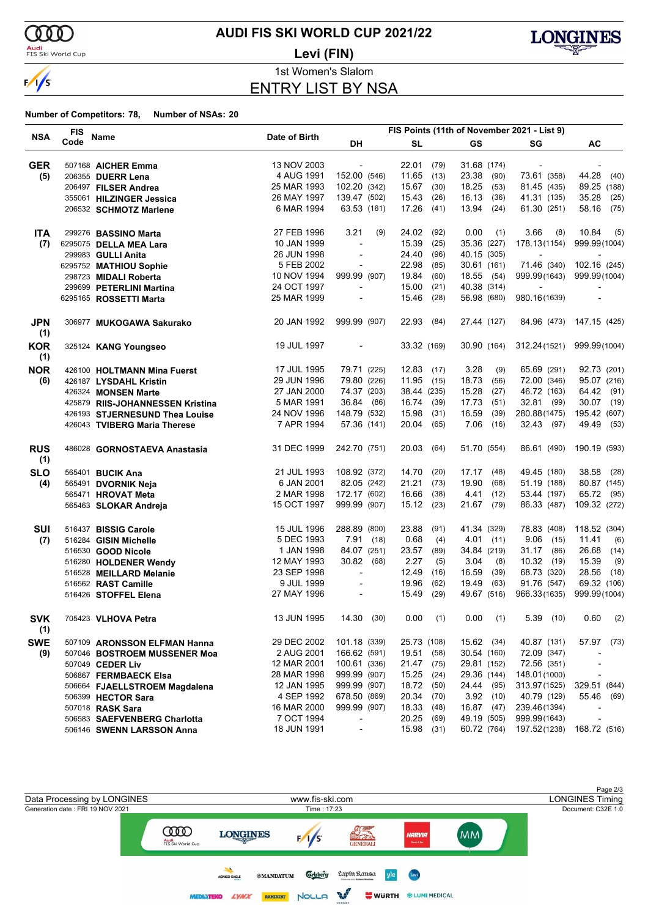# AUDI FIS SKI WORLD CUP 2021/22

## Levi (FIN)

1st Women's Slalom

## ENTRY LIST BY NSA

**Number of Competitors: 78, Number of NSAs: 20**

| NSA | FIS Code | Name | Date of Birth | FIS Points (11th of November 2021 - List 9) DH | SL | GS | SG | AC |
|---|---|---|---|---|---|---|---|---|
| **GER** | 507168 | **AICHER Emma** | 13 NOV 2003 | - | 22.01 (79) | 31.68 (174) | - | - |
| **(5)** | 206355 | **DUERR Lena** | 4 AUG 1991 | 152.00 (546) | 11.65 (13) | 23.38 (90) | 73.61 (358) | 44.28 (40) |
| | 206497 | **FILSER Andrea** | 25 MAR 1993 | 102.20 (342) | 15.67 (30) | 18.25 (53) | 81.45 (435) | 89.25 (188) |
| | 355061 | **HILZINGER Jessica** | 26 MAY 1997 | 139.47 (502) | 15.43 (26) | 16.13 (36) | 41.31 (135) | 35.28 (25) |
| | 206532 | **SCHMOTZ Marlene** | 6 MAR 1994 | 63.53 (161) | 17.26 (41) | 13.94 (24) | 61.30 (251) | 58.16 (75) |
| **ITA** | 299276 | **BASSINO Marta** | 27 FEB 1996 | 3.21 (9) | 24.02 (92) | 0.00 (1) | 3.66 (8) | 10.84 (5) |
| **(7)** | 6295075 | **DELLA MEA Lara** | 10 JAN 1999 | - | 15.39 (25) | 35.36 (227) | 178.13 (1154) | 999.99 (1004) |
| | 299983 | **GULLI Anita** | 26 JUN 1998 | - | 24.40 (96) | 40.15 (305) | - | - |
| | 6295752 | **MATHIOU Sophie** | 5 FEB 2002 | - | 22.98 (85) | 30.61 (161) | 71.46 (340) | 102.16 (245) |
| | 298723 | **MIDALI Roberta** | 10 NOV 1994 | 999.99 (907) | 19.84 (60) | 18.55 (54) | 999.99 (1643) | 999.99 (1004) |
| | 299699 | **PETERLINI Martina** | 24 OCT 1997 | - | 15.00 (21) | 40.38 (314) | - | - |
| | 6295165 | **ROSSETTI Marta** | 25 MAR 1999 | - | 15.46 (28) | 56.98 (680) | 980.16 (1639) | - |
| **JPN (1)** | 306977 | **MUKOGAWA Sakurako** | 20 JAN 1992 | 999.99 (907) | 22.93 (84) | 27.44 (127) | 84.96 (473) | 147.15 (425) |
| **KOR (1)** | 325124 | **KANG Youngseo** | 19 JUL 1997 | - | 33.32 (169) | 30.90 (164) | 312.24 (1521) | 999.99 (1004) |
| **NOR** | 426100 | **HOLTMANN Mina Fuerst** | 17 JUL 1995 | 79.71 (225) | 12.83 (17) | 3.28 (9) | 65.69 (291) | 92.73 (201) |
| **(6)** | 426187 | **LYSDAHL Kristin** | 29 JUN 1996 | 79.80 (226) | 11.95 (15) | 18.73 (56) | 72.00 (346) | 95.07 (216) |
| | 426324 | **MONSEN Marte** | 27 JAN 2000 | 74.37 (203) | 38.44 (235) | 15.28 (27) | 46.72 (163) | 64.42 (91) |
| | 425879 | **RIIS-JOHANNESSEN Kristina** | 5 MAR 1991 | 36.84 (86) | 16.74 (39) | 17.73 (51) | 32.81 (99) | 30.07 (19) |
| | 426193 | **STJERNESUND Thea Louise** | 24 NOV 1996 | 148.79 (532) | 15.98 (31) | 16.59 (39) | 280.88 (1475) | 195.42 (607) |
| | 426043 | **TVIBERG Maria Therese** | 7 APR 1994 | 57.36 (141) | 20.04 (65) | 7.06 (16) | 32.43 (97) | 49.49 (53) |
| **RUS (1)** | 486028 | **GORNOSTAEVA Anastasia** | 31 DEC 1999 | 242.70 (751) | 20.03 (64) | 51.70 (554) | 86.61 (490) | 190.19 (593) |
| **SLO** | 565401 | **BUCIK Ana** | 21 JUL 1993 | 108.92 (372) | 14.70 (20) | 17.17 (48) | 49.45 (180) | 38.58 (28) |
| **(4)** | 565491 | **DVORNIK Neja** | 6 JAN 2001 | 82.05 (242) | 21.21 (73) | 19.90 (68) | 51.19 (188) | 80.87 (145) |
| | 565471 | **HROVAT Meta** | 2 MAR 1998 | 172.17 (602) | 16.66 (38) | 4.41 (12) | 53.44 (197) | 65.72 (95) |
| | 565463 | **SLOKAR Andreja** | 15 OCT 1997 | 999.99 (907) | 15.12 (23) | 21.67 (79) | 86.33 (487) | 109.32 (272) |
| **SUI** | 516437 | **BISSIG Carole** | 15 JUL 1996 | 288.89 (800) | 23.88 (91) | 41.34 (329) | 78.83 (408) | 118.52 (304) |
| **(7)** | 516284 | **GISIN Michelle** | 5 DEC 1993 | 7.91 (18) | 0.68 (4) | 4.01 (11) | 9.06 (15) | 11.41 (6) |
| | 516530 | **GOOD Nicole** | 1 JAN 1998 | 84.07 (251) | 23.57 (89) | 34.84 (219) | 31.17 (86) | 26.68 (14) |
| | 516280 | **HOLDENER Wendy** | 12 MAY 1993 | 30.82 (68) | 2.27 (5) | 3.04 (8) | 10.32 (19) | 15.39 (9) |
| | 516528 | **MEILLARD Melanie** | 23 SEP 1998 | - | 12.49 (16) | 16.59 (39) | 68.73 (320) | 28.56 (18) |
| | 516562 | **RAST Camille** | 9 JUL 1999 | - | 19.96 (62) | 19.49 (63) | 91.76 (547) | 69.32 (106) |
| | 516426 | **STOFFEL Elena** | 27 MAY 1996 | - | 15.49 (29) | 49.67 (516) | 966.33 (1635) | 999.99 (1004) |
| **SVK (1)** | 705423 | **VLHOVA Petra** | 13 JUN 1995 | 14.30 (30) | 0.00 (1) | 0.00 (1) | 5.39 (10) | 0.60 (2) |
| **SWE** | 507109 | **ARONSSON ELFMAN Hanna** | 29 DEC 2002 | 101.18 (339) | 25.73 (108) | 15.62 (34) | 40.87 (131) | 57.97 (73) |
| **(9)** | 507046 | **BOSTROEM MUSSENER Moa** | 2 AUG 2001 | 166.62 (591) | 19.51 (58) | 30.54 (160) | 72.09 (347) | - |
| | 507049 | **CEDER Liv** | 12 MAR 2001 | 100.61 (336) | 21.47 (75) | 29.81 (152) | 72.56 (351) | - |
| | 506867 | **FERMBAECK Elsa** | 28 MAR 1998 | 999.99 (907) | 15.25 (24) | 29.36 (144) | 148.01 (1000) | - |
| | 506664 | **FJAELLSTROEM Magdalena** | 12 JAN 1995 | 999.99 (907) | 18.72 (50) | 24.44 (95) | 313.97 (1525) | 329.51 (844) |
| | 506399 | **HECTOR Sara** | 4 SEP 1992 | 678.50 (869) | 20.34 (70) | 3.92 (10) | 40.79 (129) | 55.46 (69) |
| | 507018 | **RASK Sara** | 16 MAR 2000 | 999.99 (907) | 18.33 (48) | 16.87 (47) | 239.46 (1394) | - |
| | 506583 | **SAEFVENBERG Charlotta** | 7 OCT 1994 | - | 20.25 (69) | 49.19 (505) | 999.99 (1643) | - |
| | 506146 | **SWENN LARSSON Anna** | 18 JUN 1991 | - | 15.98 (31) | 60.72 (764) | 197.52 (1238) | 168.72 (516) |

Data Processing by LONGINES | www.fis-ski.com | LONGINES Timing

Generation date : FRI 19 NOV 2021 | Time : 17:23 | Document: C32E 1.0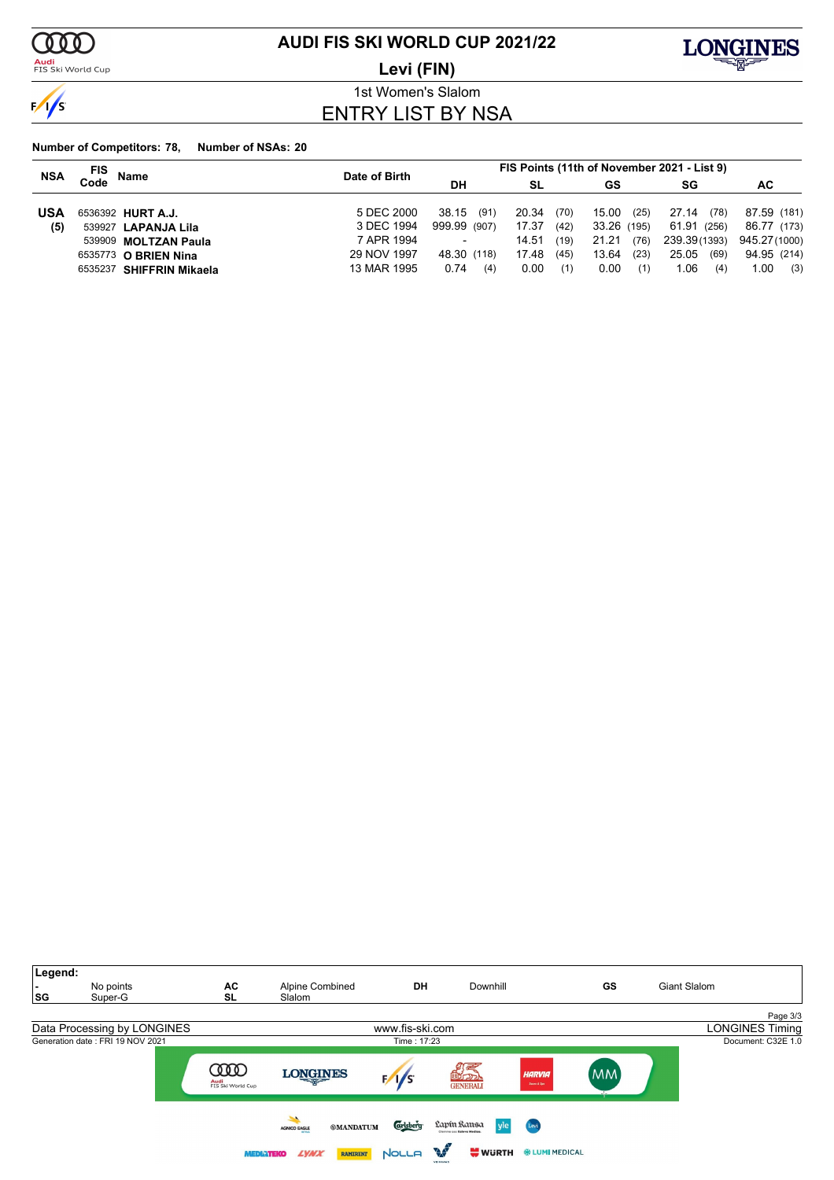# AUDI FIS SKI WORLD CUP 2021/22

## Levi (FIN)

### 1st Women's Slalom

## ENTRY LIST BY NSA

**Number of Competitors: 78, Number of NSAs: 20**

| NSA | FIS Code | Name | Date of Birth | FIS Points (11th of November 2021 - List 9) DH | | SL | | GS | | SG | | AC | |
|---|---|---|---|---|---|---|---|---|---|---|---|---|---|
| **USA** | 6536392 | **HURT A.J.** | 5 DEC 2000 | 38.15 | (91) | 20.34 | (70) | 15.00 | (25) | 27.14 | (78) | 87.59 | (181) |
| **(5)** | 539927 | **LAPANJA Lila** | 3 DEC 1994 | 999.99 | (907) | 17.37 | (42) | 33.26 | (195) | 61.91 | (256) | 86.77 | (173) |
| | 539909 | **MOLTZAN Paula** | 7 APR 1994 | - | | 14.51 | (19) | 21.21 | (76) | 239.39 | (1393) | 945.27 | (1000) |
| | 6535773 | **O BRIEN Nina** | 29 NOV 1997 | 48.30 | (118) | 17.48 | (45) | 13.64 | (23) | 25.05 | (69) | 94.95 | (214) |
| | 6535237 | **SHIFFRIN Mikaela** | 13 MAR 1995 | 0.74 | (4) | 0.00 | (1) | 0.00 | (1) | 1.06 | (4) | 1.00 | (3) |

**Legend:**

| | | | | | | | |
|---|---|---|---|---|---|---|---|
| - | No points | AC | Alpine Combined | DH | Downhill | GS | Giant Slalom |
| SG | Super-G | SL | Slalom | | | | |

Data Processing by LONGINES — www.fis-ski.com — LONGINES Timing

Generation date : FRI 19 NOV 2021 — Time : 17:23 — Document: C32E 1.0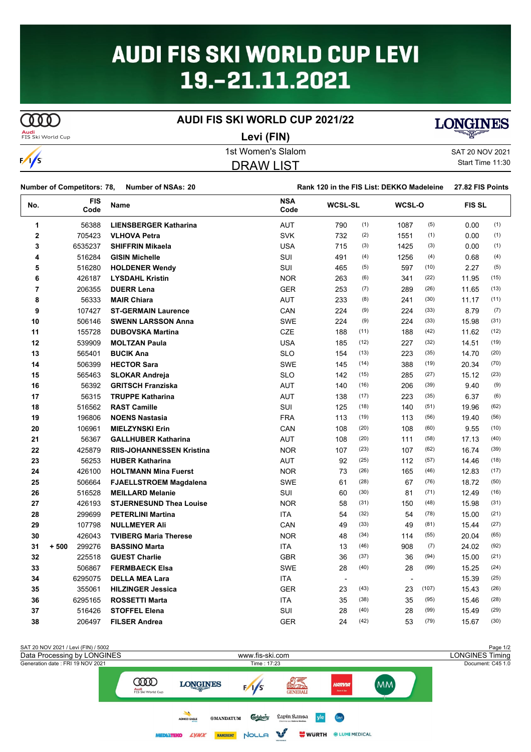# AUDI FIS SKI WORLD CUP LEVI 19.-21.11.2021

## AUDI FIS SKI WORLD CUP 2021/22

**Levi (FIN)**

1st Women's Slalom

DRAW LIST

SAT 20 NOV 2021
Start Time 11:30

**Number of Competitors: 78, Number of NSAs: 20** | **Rank 120 in the FIS List: DEKKO Madeleine 27.82 FIS Points**

| No. | | FIS Code | Name | NSA Code | WCSL-SL | | WCSL-O | | FIS SL | |
|---|---|---|---|---|---|---|---|---|---|---|
| 1 | | 56388 | **LIENSBERGER Katharina** | AUT | 790 | (1) | 1087 | (5) | 0.00 | (1) |
| 2 | | 705423 | **VLHOVA Petra** | SVK | 732 | (2) | 1551 | (1) | 0.00 | (1) |
| 3 | | 6535237 | **SHIFFRIN Mikaela** | USA | 715 | (3) | 1425 | (3) | 0.00 | (1) |
| 4 | | 516284 | **GISIN Michelle** | SUI | 491 | (4) | 1256 | (4) | 0.68 | (4) |
| 5 | | 516280 | **HOLDENER Wendy** | SUI | 465 | (5) | 597 | (10) | 2.27 | (5) |
| 6 | | 426187 | **LYSDAHL Kristin** | NOR | 263 | (6) | 341 | (22) | 11.95 | (15) |
| 7 | | 206355 | **DUERR Lena** | GER | 253 | (7) | 289 | (26) | 11.65 | (13) |
| 8 | | 56333 | **MAIR Chiara** | AUT | 233 | (8) | 241 | (30) | 11.17 | (11) |
| 9 | | 107427 | **ST-GERMAIN Laurence** | CAN | 224 | (9) | 224 | (33) | 8.79 | (7) |
| 10 | | 506146 | **SWENN LARSSON Anna** | SWE | 224 | (9) | 224 | (33) | 15.98 | (31) |
| 11 | | 155728 | **DUBOVSKA Martina** | CZE | 188 | (11) | 188 | (42) | 11.62 | (12) |
| 12 | | 539909 | **MOLTZAN Paula** | USA | 185 | (12) | 227 | (32) | 14.51 | (19) |
| 13 | | 565401 | **BUCIK Ana** | SLO | 154 | (13) | 223 | (35) | 14.70 | (20) |
| 14 | | 506399 | **HECTOR Sara** | SWE | 145 | (14) | 388 | (19) | 20.34 | (70) |
| 15 | | 565463 | **SLOKAR Andreja** | SLO | 142 | (15) | 285 | (27) | 15.12 | (23) |
| 16 | | 56392 | **GRITSCH Franziska** | AUT | 140 | (16) | 206 | (39) | 9.40 | (9) |
| 17 | | 56315 | **TRUPPE Katharina** | AUT | 138 | (17) | 223 | (35) | 6.37 | (6) |
| 18 | | 516562 | **RAST Camille** | SUI | 125 | (18) | 140 | (51) | 19.96 | (62) |
| 19 | | 196806 | **NOENS Nastasia** | FRA | 113 | (19) | 113 | (56) | 19.40 | (56) |
| 20 | | 106961 | **MIELZYNSKI Erin** | CAN | 108 | (20) | 108 | (60) | 9.55 | (10) |
| 21 | | 56367 | **GALLHUBER Katharina** | AUT | 108 | (20) | 111 | (58) | 17.13 | (40) |
| 22 | | 425879 | **RIIS-JOHANNESSEN Kristina** | NOR | 107 | (23) | 107 | (62) | 16.74 | (39) |
| 23 | | 56253 | **HUBER Katharina** | AUT | 92 | (25) | 112 | (57) | 14.46 | (18) |
| 24 | | 426100 | **HOLTMANN Mina Fuerst** | NOR | 73 | (26) | 165 | (46) | 12.83 | (17) |
| 25 | | 506664 | **FJAELLSTROEM Magdalena** | SWE | 61 | (28) | 67 | (76) | 18.72 | (50) |
| 26 | | 516528 | **MEILLARD Melanie** | SUI | 60 | (30) | 81 | (71) | 12.49 | (16) |
| 27 | | 426193 | **STJERNESUND Thea Louise** | NOR | 58 | (31) | 150 | (48) | 15.98 | (31) |
| 28 | | 299699 | **PETERLINI Martina** | ITA | 54 | (32) | 54 | (78) | 15.00 | (21) |
| 29 | | 107798 | **NULLMEYER Ali** | CAN | 49 | (33) | 49 | (81) | 15.44 | (27) |
| 30 | | 426043 | **TVIBERG Maria Therese** | NOR | 48 | (34) | 114 | (55) | 20.04 | (65) |
| 31 | + 500 | 299276 | **BASSINO Marta** | ITA | 13 | (46) | 908 | (7) | 24.02 | (92) |
| 32 | | 225518 | **GUEST Charlie** | GBR | 36 | (37) | 36 | (94) | 15.00 | (21) |
| 33 | | 506867 | **FERMBAECK Elsa** | SWE | 28 | (40) | 28 | (99) | 15.25 | (24) |
| 34 | | 6295075 | **DELLA MEA Lara** | ITA | - | | - | | 15.39 | (25) |
| 35 | | 355061 | **HILZINGER Jessica** | GER | 23 | (43) | 23 | (107) | 15.43 | (26) |
| 36 | | 6295165 | **ROSSETTI Marta** | ITA | 35 | (38) | 35 | (95) | 15.46 | (28) |
| 37 | | 516426 | **STOFFEL Elena** | SUI | 28 | (40) | 28 | (99) | 15.49 | (29) |
| 38 | | 206497 | **FILSER Andrea** | GER | 24 | (42) | 53 | (79) | 15.67 | (30) |

SAT 20 NOV 2021 / Levi (FIN) / 5002
Data Processing by LONGINES — www.fis-ski.com — LONGINES Timing
Generation date : FRI 19 NOV 2021 — Time : 17:23 — Document: C45 1.0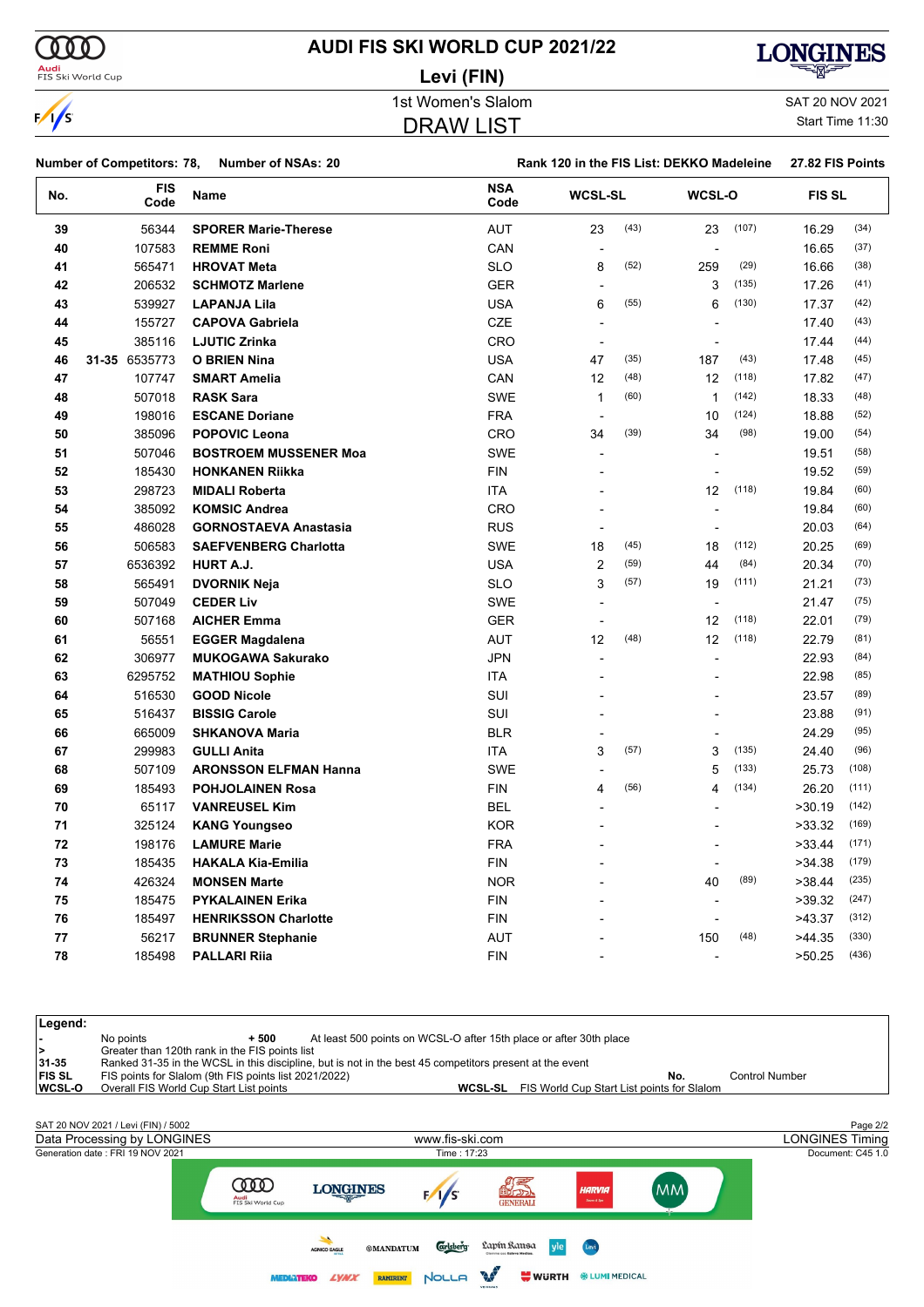# AUDI FIS SKI WORLD CUP 2021/22

## Levi (FIN)

1st Women's Slalom

## DRAW LIST

SAT 20 NOV 2021

Start Time 11:30

**Number of Competitors: 78, Number of NSAs: 20** | **Rank 120 in the FIS List: DEKKO Madeleine 27.82 FIS Points**

| No. | | FIS Code | Name | NSA Code | WCSL-SL | | WCSL-O | | FIS SL | |
|---|---|---|---|---|---|---|---|---|---|---|
| 39 | | 56344 | **SPORER Marie-Therese** | AUT | 23 | (43) | 23 | (107) | 16.29 | (34) |
| 40 | | 107583 | **REMME Roni** | CAN | - | | - | | 16.65 | (37) |
| 41 | | 565471 | **HROVAT Meta** | SLO | 8 | (52) | 259 | (29) | 16.66 | (38) |
| 42 | | 206532 | **SCHMOTZ Marlene** | GER | - | | 3 | (135) | 17.26 | (41) |
| 43 | | 539927 | **LAPANJA Lila** | USA | 6 | (55) | 6 | (130) | 17.37 | (42) |
| 44 | | 155727 | **CAPOVA Gabriela** | CZE | - | | - | | 17.40 | (43) |
| 45 | | 385116 | **LJUTIC Zrinka** | CRO | - | | - | | 17.44 | (44) |
| 46 | 31-35 | 6535773 | **O BRIEN Nina** | USA | 47 | (35) | 187 | (43) | 17.48 | (45) |
| 47 | | 107747 | **SMART Amelia** | CAN | 12 | (48) | 12 | (118) | 17.82 | (47) |
| 48 | | 507018 | **RASK Sara** | SWE | 1 | (60) | 1 | (142) | 18.33 | (48) |
| 49 | | 198016 | **ESCANE Doriane** | FRA | - | | 10 | (124) | 18.88 | (52) |
| 50 | | 385096 | **POPOVIC Leona** | CRO | 34 | (39) | 34 | (98) | 19.00 | (54) |
| 51 | | 507046 | **BOSTROEM MUSSENER Moa** | SWE | - | | - | | 19.51 | (58) |
| 52 | | 185430 | **HONKANEN Riikka** | FIN | - | | - | | 19.52 | (59) |
| 53 | | 298723 | **MIDALI Roberta** | ITA | - | | 12 | (118) | 19.84 | (60) |
| 54 | | 385092 | **KOMSIC Andrea** | CRO | - | | - | | 19.84 | (60) |
| 55 | | 486028 | **GORNOSTAEVA Anastasia** | RUS | - | | - | | 20.03 | (64) |
| 56 | | 506583 | **SAEFVENBERG Charlotta** | SWE | 18 | (45) | 18 | (112) | 20.25 | (69) |
| 57 | | 6536392 | **HURT A.J.** | USA | 2 | (59) | 44 | (84) | 20.34 | (70) |
| 58 | | 565491 | **DVORNIK Neja** | SLO | 3 | (57) | 19 | (111) | 21.21 | (73) |
| 59 | | 507049 | **CEDER Liv** | SWE | - | | - | | 21.47 | (75) |
| 60 | | 507168 | **AICHER Emma** | GER | - | | 12 | (118) | 22.01 | (79) |
| 61 | | 56551 | **EGGER Magdalena** | AUT | 12 | (48) | 12 | (118) | 22.79 | (81) |
| 62 | | 306977 | **MUKOGAWA Sakurako** | JPN | - | | - | | 22.93 | (84) |
| 63 | | 6295752 | **MATHIOU Sophie** | ITA | - | | - | | 22.98 | (85) |
| 64 | | 516530 | **GOOD Nicole** | SUI | - | | - | | 23.57 | (89) |
| 65 | | 516437 | **BISSIG Carole** | SUI | - | | - | | 23.88 | (91) |
| 66 | | 665009 | **SHKANOVA Maria** | BLR | - | | - | | 24.29 | (95) |
| 67 | | 299983 | **GULLI Anita** | ITA | 3 | (57) | 3 | (135) | 24.40 | (96) |
| 68 | | 507109 | **ARONSSON ELFMAN Hanna** | SWE | - | | 5 | (133) | 25.73 | (108) |
| 69 | | 185493 | **POHJOLAINEN Rosa** | FIN | 4 | (56) | 4 | (134) | 26.20 | (111) |
| 70 | | 65117 | **VANREUSEL Kim** | BEL | - | | - | | >30.19 | (142) |
| 71 | | 325124 | **KANG Youngseo** | KOR | - | | - | | >33.32 | (169) |
| 72 | | 198176 | **LAMURE Marie** | FRA | - | | - | | >33.44 | (171) |
| 73 | | 185435 | **HAKALA Kia-Emilia** | FIN | - | | - | | >34.38 | (179) |
| 74 | | 426324 | **MONSEN Marte** | NOR | - | | 40 | (89) | >38.44 | (235) |
| 75 | | 185475 | **PYKALAINEN Erika** | FIN | - | | - | | >39.32 | (247) |
| 76 | | 185497 | **HENRIKSSON Charlotte** | FIN | - | | - | | >43.37 | (312) |
| 77 | | 56217 | **BRUNNER Stephanie** | AUT | - | | 150 | (48) | >44.35 | (330) |
| 78 | | 185498 | **PALLARI Riia** | FIN | - | | - | | >50.25 | (436) |

**Legend:**

| | |
|---|---|
| - | No points |
| + 500 | At least 500 points on WCSL-O after 15th place or after 30th place |
| > | Greater than 120th rank in the FIS points list |
| 31-35 | Ranked 31-35 in the WCSL in this discipline, but is not in the best 45 competitors present at the event |
| FIS SL | FIS points for Slalom (9th FIS points list 2021/2022) |
| WCSL-O | Overall FIS World Cup Start List points |
| WCSL-SL | FIS World Cup Start List points for Slalom |
| No. | Control Number |

SAT 20 NOV 2021 / Levi (FIN) / 5002

Data Processing by LONGINES — www.fis-ski.com — LONGINES Timing

Generation date : FRI 19 NOV 2021 — Time : 17:23 — Document: C45 1.0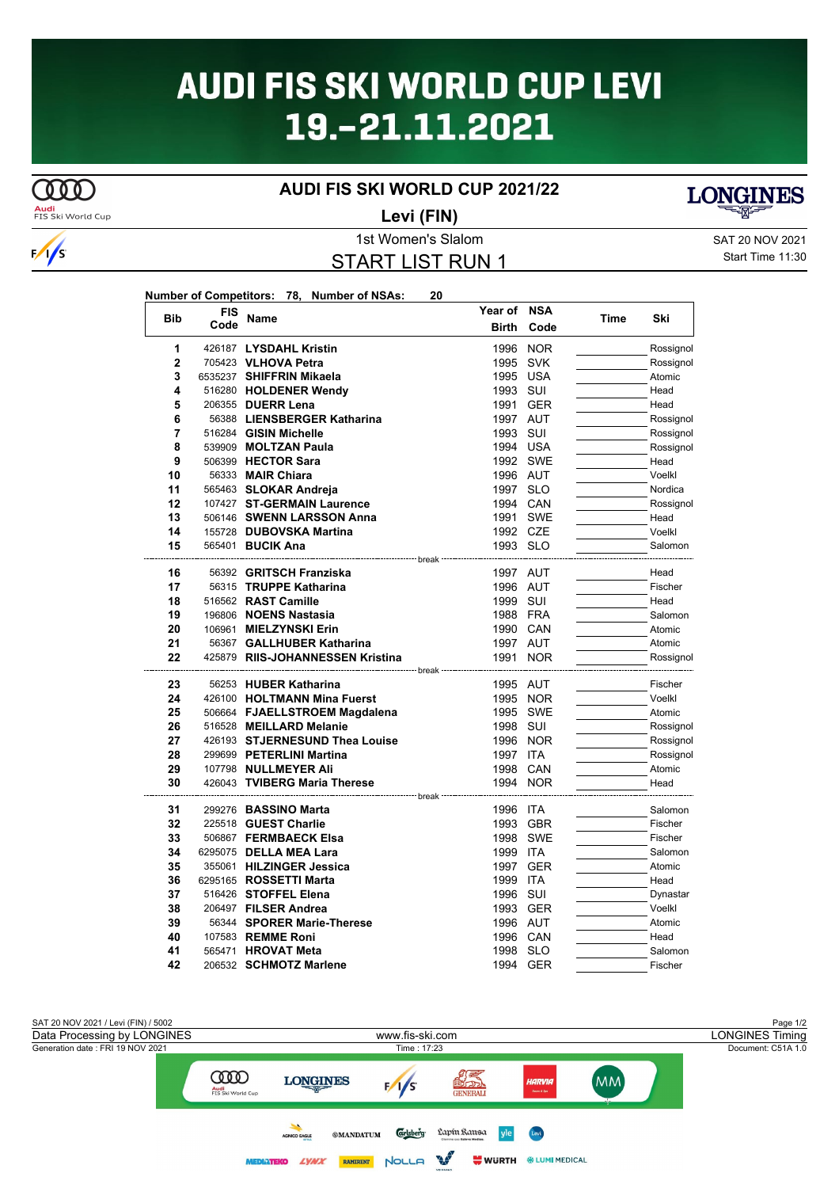# AUDI FIS SKI WORLD CUP LEVI
# 19.-21.11.2021

## AUDI FIS SKI WORLD CUP 2021/22

**Levi (FIN)**

1st Women's Slalom

SAT 20 NOV 2021
Start Time 11:30

## START LIST RUN 1

**Number of Competitors: 78, Number of NSAs: 20**

| Bib | FIS Code | Name | Year of Birth | NSA Code | Time | Ski |
|---|---|---|---|---|---|---|
| 1 | 426187 | **LYSDAHL Kristin** | 1996 | NOR | | Rossignol |
| 2 | 705423 | **VLHOVA Petra** | 1995 | SVK | | Rossignol |
| 3 | 6535237 | **SHIFFRIN Mikaela** | 1995 | USA | | Atomic |
| 4 | 516280 | **HOLDENER Wendy** | 1993 | SUI | | Head |
| 5 | 206355 | **DUERR Lena** | 1991 | GER | | Head |
| 6 | 56388 | **LIENSBERGER Katharina** | 1997 | AUT | | Rossignol |
| 7 | 516284 | **GISIN Michelle** | 1993 | SUI | | Rossignol |
| 8 | 539909 | **MOLTZAN Paula** | 1994 | USA | | Rossignol |
| 9 | 506399 | **HECTOR Sara** | 1992 | SWE | | Head |
| 10 | 56333 | **MAIR Chiara** | 1996 | AUT | | Voelkl |
| 11 | 565463 | **SLOKAR Andreja** | 1997 | SLO | | Nordica |
| 12 | 107427 | **ST-GERMAIN Laurence** | 1994 | CAN | | Rossignol |
| 13 | 506146 | **SWENN LARSSON Anna** | 1991 | SWE | | Head |
| 14 | 155728 | **DUBOVSKA Martina** | 1992 | CZE | | Voelkl |
| 15 | 565401 | **BUCIK Ana** | 1993 | SLO | | Salomon |
| | | break | | | | |
| 16 | 56392 | **GRITSCH Franziska** | 1997 | AUT | | Head |
| 17 | 56315 | **TRUPPE Katharina** | 1996 | AUT | | Fischer |
| 18 | 516562 | **RAST Camille** | 1999 | SUI | | Head |
| 19 | 196806 | **NOENS Nastasia** | 1988 | FRA | | Salomon |
| 20 | 106961 | **MIELZYNSKI Erin** | 1990 | CAN | | Atomic |
| 21 | 56367 | **GALLHUBER Katharina** | 1997 | AUT | | Atomic |
| 22 | 425879 | **RIIS-JOHANNESSEN Kristina** | 1991 | NOR | | Rossignol |
| | | break | | | | |
| 23 | 56253 | **HUBER Katharina** | 1995 | AUT | | Fischer |
| 24 | 426100 | **HOLTMANN Mina Fuerst** | 1995 | NOR | | Voelkl |
| 25 | 506664 | **FJAELLSTROEM Magdalena** | 1995 | SWE | | Atomic |
| 26 | 516528 | **MEILLARD Melanie** | 1998 | SUI | | Rossignol |
| 27 | 426193 | **STJERNESUND Thea Louise** | 1996 | NOR | | Rossignol |
| 28 | 299699 | **PETERLINI Martina** | 1997 | ITA | | Rossignol |
| 29 | 107798 | **NULLMEYER Ali** | 1998 | CAN | | Atomic |
| 30 | 426043 | **TVIBERG Maria Therese** | 1994 | NOR | | Head |
| | | break | | | | |
| 31 | 299276 | **BASSINO Marta** | 1996 | ITA | | Salomon |
| 32 | 225518 | **GUEST Charlie** | 1993 | GBR | | Fischer |
| 33 | 506867 | **FERMBAECK Elsa** | 1998 | SWE | | Fischer |
| 34 | 6295075 | **DELLA MEA Lara** | 1999 | ITA | | Salomon |
| 35 | 355061 | **HILZINGER Jessica** | 1997 | GER | | Atomic |
| 36 | 6295165 | **ROSSETTI Marta** | 1999 | ITA | | Head |
| 37 | 516426 | **STOFFEL Elena** | 1996 | SUI | | Dynastar |
| 38 | 206497 | **FILSER Andrea** | 1993 | GER | | Voelkl |
| 39 | 56344 | **SPORER Marie-Therese** | 1996 | AUT | | Atomic |
| 40 | 107583 | **REMME Roni** | 1996 | CAN | | Head |
| 41 | 565471 | **HROVAT Meta** | 1998 | SLO | | Salomon |
| 42 | 206532 | **SCHMOTZ Marlene** | 1994 | GER | | Fischer |

SAT 20 NOV 2021 / Levi (FIN) / 5002
Data Processing by LONGINES — www.fis-ski.com — LONGINES Timing
Generation date : FRI 19 NOV 2021 — Time : 17:23 — Document: C51A 1.0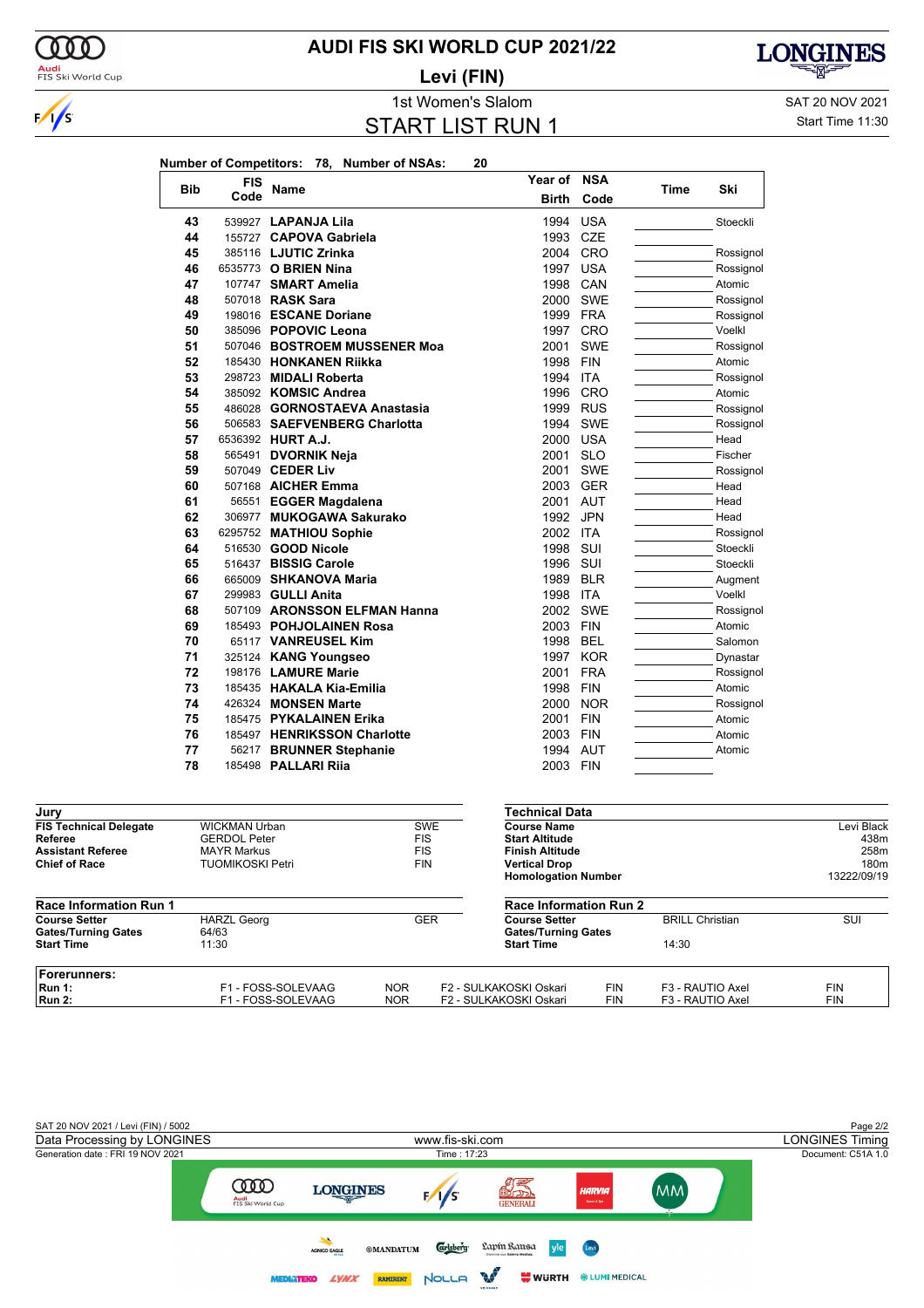# AUDI FIS SKI WORLD CUP 2021/22

## Levi (FIN)

1st Women's Slalom

## START LIST RUN 1

SAT 20 NOV 2021
Start Time 11:30

**Number of Competitors:** 78, **Number of NSAs:** 20

| Bib | FIS Code | Name | Year of Birth | NSA Code | Time | Ski |
|---|---|---|---|---|---|---|
| 43 | 539927 | **LAPANJA Lila** | 1994 | USA | | Stoeckli |
| 44 | 155727 | **CAPOVA Gabriela** | 1993 | CZE | | |
| 45 | 385116 | **LJUTIC Zrinka** | 2004 | CRO | | Rossignol |
| 46 | 6535773 | **O BRIEN Nina** | 1997 | USA | | Rossignol |
| 47 | 107747 | **SMART Amelia** | 1998 | CAN | | Atomic |
| 48 | 507018 | **RASK Sara** | 2000 | SWE | | Rossignol |
| 49 | 198016 | **ESCANE Doriane** | 1999 | FRA | | Rossignol |
| 50 | 385096 | **POPOVIC Leona** | 1997 | CRO | | Voelkl |
| 51 | 507046 | **BOSTROEM MUSSENER Moa** | 2001 | SWE | | Rossignol |
| 52 | 185430 | **HONKANEN Riikka** | 1998 | FIN | | Atomic |
| 53 | 298723 | **MIDALI Roberta** | 1994 | ITA | | Rossignol |
| 54 | 385092 | **KOMSIC Andrea** | 1996 | CRO | | Atomic |
| 55 | 486028 | **GORNOSTAEVA Anastasia** | 1999 | RUS | | Rossignol |
| 56 | 506583 | **SAEFVENBERG Charlotta** | 1994 | SWE | | Rossignol |
| 57 | 6536392 | **HURT A.J.** | 2000 | USA | | Head |
| 58 | 565491 | **DVORNIK Neja** | 2001 | SLO | | Fischer |
| 59 | 507049 | **CEDER Liv** | 2001 | SWE | | Rossignol |
| 60 | 507168 | **AICHER Emma** | 2003 | GER | | Head |
| 61 | 56551 | **EGGER Magdalena** | 2001 | AUT | | Head |
| 62 | 306977 | **MUKOGAWA Sakurako** | 1992 | JPN | | Head |
| 63 | 6295752 | **MATHIOU Sophie** | 2002 | ITA | | Rossignol |
| 64 | 516530 | **GOOD Nicole** | 1998 | SUI | | Stoeckli |
| 65 | 516437 | **BISSIG Carole** | 1996 | SUI | | Stoeckli |
| 66 | 665009 | **SHKANOVA Maria** | 1989 | BLR | | Augment |
| 67 | 299983 | **GULLI Anita** | 1998 | ITA | | Voelkl |
| 68 | 507109 | **ARONSSON ELFMAN Hanna** | 2002 | SWE | | Rossignol |
| 69 | 185493 | **POHJOLAINEN Rosa** | 2003 | FIN | | Atomic |
| 70 | 65117 | **VANREUSEL Kim** | 1998 | BEL | | Salomon |
| 71 | 325124 | **KANG Youngseo** | 1997 | KOR | | Dynastar |
| 72 | 198176 | **LAMURE Marie** | 2001 | FRA | | Rossignol |
| 73 | 185435 | **HAKALA Kia-Emilia** | 1998 | FIN | | Atomic |
| 74 | 426324 | **MONSEN Marte** | 2000 | NOR | | Rossignol |
| 75 | 185475 | **PYKALAINEN Erika** | 2001 | FIN | | Atomic |
| 76 | 185497 | **HENRIKSSON Charlotte** | 2003 | FIN | | Atomic |
| 77 | 56217 | **BRUNNER Stephanie** | 1994 | AUT | | Atomic |
| 78 | 185498 | **PALLARI Riia** | 2003 | FIN | | |

### Jury

| | | |
|---|---|---|
| **FIS Technical Delegate** | WICKMAN Urban | SWE |
| **Referee** | GERDOL Peter | FIS |
| **Assistant Referee** | MAYR Markus | FIS |
| **Chief of Race** | TUOMIKOSKI Petri | FIN |

### Technical Data

| | |
|---|---|
| **Course Name** | Levi Black |
| **Start Altitude** | 438m |
| **Finish Altitude** | 258m |
| **Vertical Drop** | 180m |
| **Homologation Number** | 13222/09/19 |

### Race Information Run 1

| | | |
|---|---|---|
| **Course Setter** | HARZL Georg | GER |
| **Gates/Turning Gates** | 64/63 | |
| **Start Time** | 11:30 | |

### Race Information Run 2

| | | |
|---|---|---|
| **Course Setter** | BRILL Christian | SUI |
| **Gates/Turning Gates** | | |
| **Start Time** | 14:30 | |

### Forerunners:

| | | | | | | |
|---|---|---|---|---|---|---|
| **Run 1:** | F1 - FOSS-SOLEVAAG | NOR | F2 - SULKAKOSKI Oskari | FIN | F3 - RAUTIO Axel | FIN |
| **Run 2:** | F1 - FOSS-SOLEVAAG | NOR | F2 - SULKAKOSKI Oskari | FIN | F3 - RAUTIO Axel | FIN |

SAT 20 NOV 2021 / Levi (FIN) / 5002
Data Processing by LONGINES — www.fis-ski.com — LONGINES Timing
Generation date : FRI 19 NOV 2021 — Time : 17:23 — Document: C51A 1.0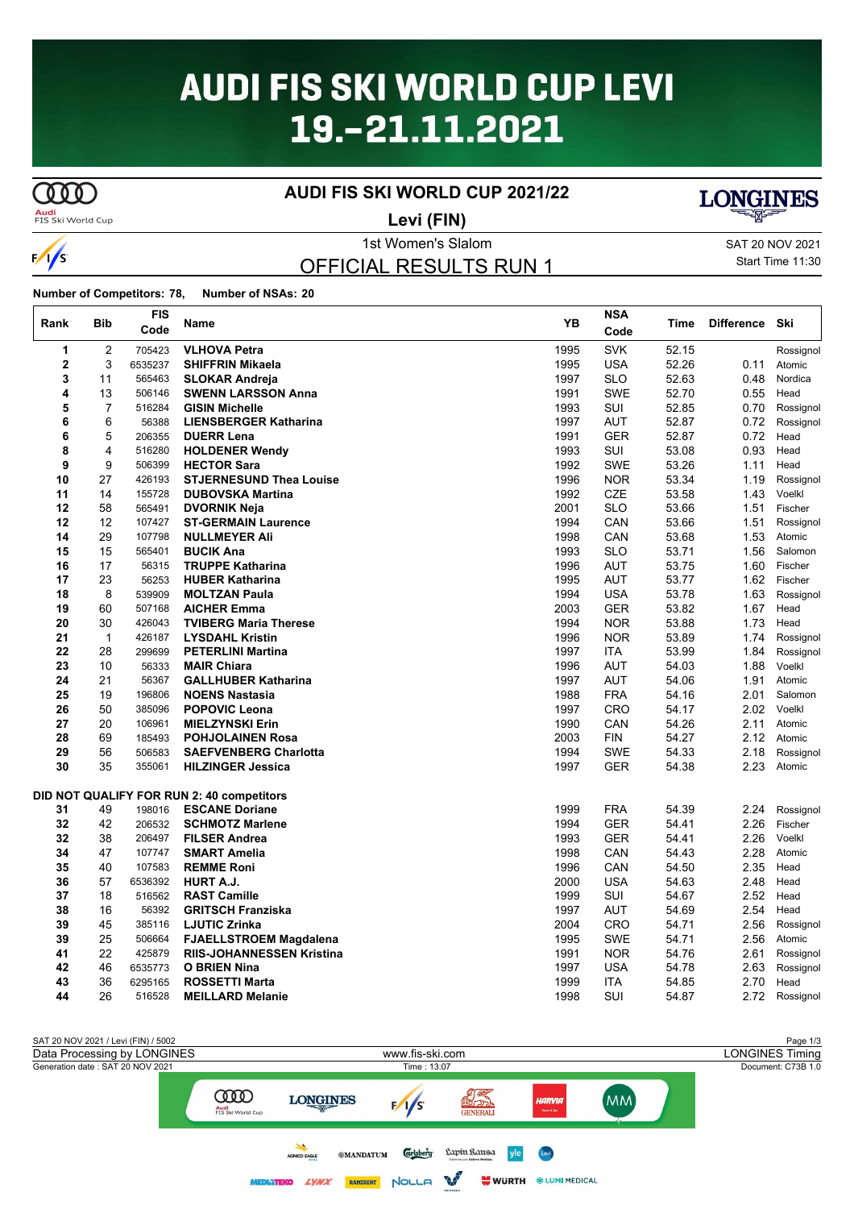# AUDI FIS SKI WORLD CUP LEVI 19.-21.11.2021

## AUDI FIS SKI WORLD CUP 2021/22

**Levi (FIN)**

1st Women's Slalom

SAT 20 NOV 2021

Start Time 11:30

## OFFICIAL RESULTS RUN 1

**Number of Competitors: 78, Number of NSAs: 20**

| Rank | Bib | FIS Code | Name | YB | NSA Code | Time | Difference | Ski |
|---|---|---|---|---|---|---|---|---|
| 1 | 2 | 705423 | **VLHOVA Petra** | 1995 | SVK | 52.15 | | Rossignol |
| 2 | 3 | 6535237 | **SHIFFRIN Mikaela** | 1995 | USA | 52.26 | 0.11 | Atomic |
| 3 | 11 | 565463 | **SLOKAR Andreja** | 1997 | SLO | 52.63 | 0.48 | Nordica |
| 4 | 13 | 506146 | **SWENN LARSSON Anna** | 1991 | SWE | 52.70 | 0.55 | Head |
| 5 | 7 | 516284 | **GISIN Michelle** | 1993 | SUI | 52.85 | 0.70 | Rossignol |
| 6 | 6 | 56388 | **LIENSBERGER Katharina** | 1997 | AUT | 52.87 | 0.72 | Rossignol |
| 6 | 5 | 206355 | **DUERR Lena** | 1991 | GER | 52.87 | 0.72 | Head |
| 8 | 4 | 516280 | **HOLDENER Wendy** | 1993 | SUI | 53.08 | 0.93 | Head |
| 9 | 9 | 506399 | **HECTOR Sara** | 1992 | SWE | 53.26 | 1.11 | Head |
| 10 | 27 | 426193 | **STJERNESUND Thea Louise** | 1996 | NOR | 53.34 | 1.19 | Rossignol |
| 11 | 14 | 155728 | **DUBOVSKA Martina** | 1992 | CZE | 53.58 | 1.43 | Voelkl |
| 12 | 58 | 565491 | **DVORNIK Neja** | 2001 | SLO | 53.66 | 1.51 | Fischer |
| 12 | 12 | 107427 | **ST-GERMAIN Laurence** | 1994 | CAN | 53.66 | 1.51 | Rossignol |
| 14 | 29 | 107798 | **NULLMEYER Ali** | 1998 | CAN | 53.68 | 1.53 | Atomic |
| 15 | 15 | 565401 | **BUCIK Ana** | 1993 | SLO | 53.71 | 1.56 | Salomon |
| 16 | 17 | 56315 | **TRUPPE Katharina** | 1996 | AUT | 53.75 | 1.60 | Fischer |
| 17 | 23 | 56253 | **HUBER Katharina** | 1995 | AUT | 53.77 | 1.62 | Fischer |
| 18 | 8 | 539909 | **MOLTZAN Paula** | 1994 | USA | 53.78 | 1.63 | Rossignol |
| 19 | 60 | 507168 | **AICHER Emma** | 2003 | GER | 53.82 | 1.67 | Head |
| 20 | 30 | 426043 | **TVIBERG Maria Therese** | 1994 | NOR | 53.88 | 1.73 | Head |
| 21 | 1 | 426187 | **LYSDAHL Kristin** | 1996 | NOR | 53.89 | 1.74 | Rossignol |
| 22 | 28 | 299699 | **PETERLINI Martina** | 1997 | ITA | 53.99 | 1.84 | Rossignol |
| 23 | 10 | 56333 | **MAIR Chiara** | 1996 | AUT | 54.03 | 1.88 | Voelkl |
| 24 | 21 | 56367 | **GALLHUBER Katharina** | 1997 | AUT | 54.06 | 1.91 | Atomic |
| 25 | 19 | 196806 | **NOENS Nastasia** | 1988 | FRA | 54.16 | 2.01 | Salomon |
| 26 | 50 | 385096 | **POPOVIC Leona** | 1997 | CRO | 54.17 | 2.02 | Voelkl |
| 27 | 20 | 106961 | **MIELZYNSKI Erin** | 1990 | CAN | 54.26 | 2.11 | Atomic |
| 28 | 69 | 185493 | **POHJOLAINEN Rosa** | 2003 | FIN | 54.27 | 2.12 | Atomic |
| 29 | 56 | 506583 | **SAEFVENBERG Charlotta** | 1994 | SWE | 54.33 | 2.18 | Rossignol |
| 30 | 35 | 355061 | **HILZINGER Jessica** | 1997 | GER | 54.38 | 2.23 | Atomic |
| **DID NOT QUALIFY FOR RUN 2: 40 competitors** | | | | | | | | |
| 31 | 49 | 198016 | **ESCANE Doriane** | 1999 | FRA | 54.39 | 2.24 | Rossignol |
| 32 | 42 | 206532 | **SCHMOTZ Marlene** | 1994 | GER | 54.41 | 2.26 | Fischer |
| 32 | 38 | 206497 | **FILSER Andrea** | 1993 | GER | 54.41 | 2.26 | Voelkl |
| 34 | 47 | 107747 | **SMART Amelia** | 1998 | CAN | 54.43 | 2.28 | Atomic |
| 35 | 40 | 107583 | **REMME Roni** | 1996 | CAN | 54.50 | 2.35 | Head |
| 36 | 57 | 6536392 | **HURT A.J.** | 2000 | USA | 54.63 | 2.48 | Head |
| 37 | 18 | 516562 | **RAST Camille** | 1999 | SUI | 54.67 | 2.52 | Head |
| 38 | 16 | 56392 | **GRITSCH Franziska** | 1997 | AUT | 54.69 | 2.54 | Head |
| 39 | 45 | 385116 | **LJUTIC Zrinka** | 2004 | CRO | 54.71 | 2.56 | Rossignol |
| 39 | 25 | 506664 | **FJAELLSTROEM Magdalena** | 1995 | SWE | 54.71 | 2.56 | Atomic |
| 41 | 22 | 425879 | **RIIS-JOHANNESSEN Kristina** | 1991 | NOR | 54.76 | 2.61 | Rossignol |
| 42 | 46 | 6535773 | **O BRIEN Nina** | 1997 | USA | 54.78 | 2.63 | Rossignol |
| 43 | 36 | 6295165 | **ROSSETTI Marta** | 1999 | ITA | 54.85 | 2.70 | Head |
| 44 | 26 | 516528 | **MEILLARD Melanie** | 1998 | SUI | 54.87 | 2.72 | Rossignol |

SAT 20 NOV 2021 / Levi (FIN) / 5002

Data Processing by LONGINES | www.fis-ski.com | LONGINES Timing

Generation date : SAT 20 NOV 2021 | Time : 13:07 | Document: C73B 1.0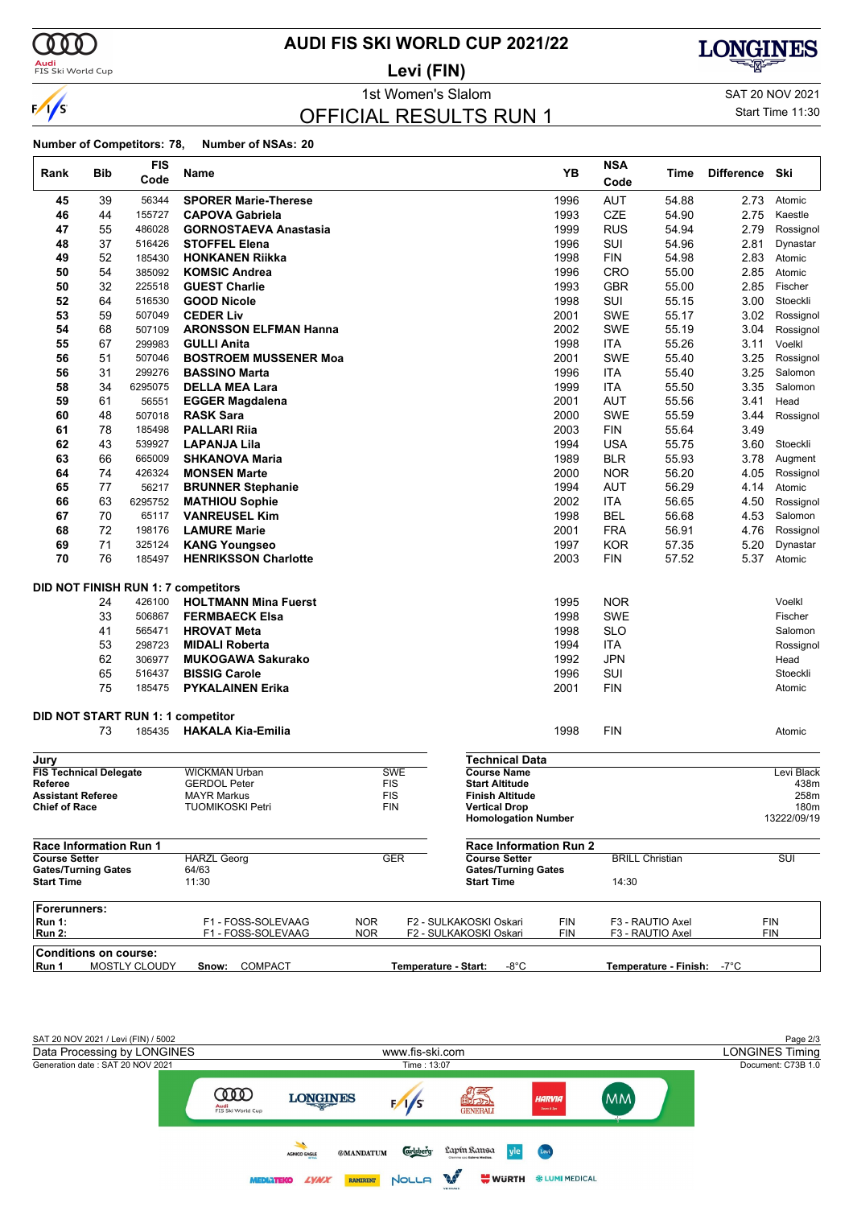# AUDI FIS SKI WORLD CUP 2021/22

## Levi (FIN)

### 1st Women's Slalom

## OFFICIAL RESULTS RUN 1

SAT 20 NOV 2021
Start Time 11:30

**Number of Competitors: 78, Number of NSAs: 20**

| Rank | Bib | FIS Code | Name | YB | NSA Code | Time | Difference | Ski |
|---|---|---|---|---|---|---|---|---|
| 45 | 39 | 56344 | **SPORER Marie-Therese** | 1996 | AUT | 54.88 | 2.73 | Atomic |
| 46 | 44 | 155727 | **CAPOVA Gabriela** | 1993 | CZE | 54.90 | 2.75 | Kaestle |
| 47 | 55 | 486028 | **GORNOSTAEVA Anastasia** | 1999 | RUS | 54.94 | 2.79 | Rossignol |
| 48 | 37 | 516426 | **STOFFEL Elena** | 1996 | SUI | 54.96 | 2.81 | Dynastar |
| 49 | 52 | 185430 | **HONKANEN Riikka** | 1998 | FIN | 54.98 | 2.83 | Atomic |
| 50 | 54 | 385092 | **KOMSIC Andrea** | 1996 | CRO | 55.00 | 2.85 | Atomic |
| 50 | 32 | 225518 | **GUEST Charlie** | 1993 | GBR | 55.00 | 2.85 | Fischer |
| 52 | 64 | 516530 | **GOOD Nicole** | 1998 | SUI | 55.15 | 3.00 | Stoeckli |
| 53 | 59 | 507049 | **CEDER Liv** | 2001 | SWE | 55.17 | 3.02 | Rossignol |
| 54 | 68 | 507109 | **ARONSSON ELFMAN Hanna** | 2002 | SWE | 55.19 | 3.04 | Rossignol |
| 55 | 67 | 299983 | **GULLI Anita** | 1998 | ITA | 55.26 | 3.11 | Voelkl |
| 56 | 51 | 507046 | **BOSTROEM MUSSENER Moa** | 2001 | SWE | 55.40 | 3.25 | Rossignol |
| 56 | 31 | 299276 | **BASSINO Marta** | 1996 | ITA | 55.40 | 3.25 | Salomon |
| 58 | 34 | 6295075 | **DELLA MEA Lara** | 1999 | ITA | 55.50 | 3.35 | Salomon |
| 59 | 61 | 56551 | **EGGER Magdalena** | 2001 | AUT | 55.56 | 3.41 | Head |
| 60 | 48 | 507018 | **RASK Sara** | 2000 | SWE | 55.59 | 3.44 | Rossignol |
| 61 | 78 | 185498 | **PALLARI Riia** | 2003 | FIN | 55.64 | 3.49 | |
| 62 | 43 | 539927 | **LAPANJA Lila** | 1994 | USA | 55.75 | 3.60 | Stoeckli |
| 63 | 66 | 665009 | **SHKANOVA Maria** | 1989 | BLR | 55.93 | 3.78 | Augment |
| 64 | 74 | 426324 | **MONSEN Marte** | 2000 | NOR | 56.20 | 4.05 | Rossignol |
| 65 | 77 | 56217 | **BRUNNER Stephanie** | 1994 | AUT | 56.29 | 4.14 | Atomic |
| 66 | 63 | 6295752 | **MATHIOU Sophie** | 2002 | ITA | 56.65 | 4.50 | Rossignol |
| 67 | 70 | 65117 | **VANREUSEL Kim** | 1998 | BEL | 56.68 | 4.53 | Salomon |
| 68 | 72 | 198176 | **LAMURE Marie** | 2001 | FRA | 56.91 | 4.76 | Rossignol |
| 69 | 71 | 325124 | **KANG Youngseo** | 1997 | KOR | 57.35 | 5.20 | Dynastar |
| 70 | 76 | 185497 | **HENRIKSSON Charlotte** | 2003 | FIN | 57.52 | 5.37 | Atomic |

**DID NOT FINISH RUN 1: 7 competitors**

| Bib | FIS Code | Name | YB | NSA Code | Ski |
|---|---|---|---|---|---|
| 24 | 426100 | **HOLTMANN Mina Fuerst** | 1995 | NOR | Voelkl |
| 33 | 506867 | **FERMBAECK Elsa** | 1998 | SWE | Fischer |
| 41 | 565471 | **HROVAT Meta** | 1998 | SLO | Salomon |
| 53 | 298723 | **MIDALI Roberta** | 1994 | ITA | Rossignol |
| 62 | 306977 | **MUKOGAWA Sakurako** | 1992 | JPN | Head |
| 65 | 516437 | **BISSIG Carole** | 1996 | SUI | Stoeckli |
| 75 | 185475 | **PYKALAINEN Erika** | 2001 | FIN | Atomic |

**DID NOT START RUN 1: 1 competitor**

| Bib | FIS Code | Name | YB | NSA Code | Ski |
|---|---|---|---|---|---|
| 73 | 185435 | **HAKALA Kia-Emilia** | 1998 | FIN | Atomic |

**Jury**

| | | |
|---|---|---|
| **FIS Technical Delegate** | WICKMAN Urban | SWE |
| **Referee** | GERDOL Peter | FIS |
| **Assistant Referee** | MAYR Markus | FIS |
| **Chief of Race** | TUOMIKOSKI Petri | FIN |

**Technical Data**

| | |
|---|---|
| **Course Name** | Levi Black |
| **Start Altitude** | 438m |
| **Finish Altitude** | 258m |
| **Vertical Drop** | 180m |
| **Homologation Number** | 13222/09/19 |

**Race Information Run 1**

| | | |
|---|---|---|
| **Course Setter** | HARZL Georg | GER |
| **Gates/Turning Gates** | 64/63 | |
| **Start Time** | 11:30 | |

**Race Information Run 2**

| | | |
|---|---|---|
| **Course Setter** | BRILL Christian | SUI |
| **Gates/Turning Gates** | | |
| **Start Time** | 14:30 | |

**Forerunners:**

| | | | | | | |
|---|---|---|---|---|---|---|
| **Run 1:** | F1 - FOSS-SOLEVAAG | NOR | F2 - SULKAKOSKI Oskari | FIN | F3 - RAUTIO Axel | FIN |
| **Run 2:** | F1 - FOSS-SOLEVAAG | NOR | F2 - SULKAKOSKI Oskari | FIN | F3 - RAUTIO Axel | FIN |

**Conditions on course:**

| | | | | |
|---|---|---|---|---|
| **Run 1** | MOSTLY CLOUDY | **Snow:** COMPACT | **Temperature - Start:** -8°C | **Temperature - Finish:** -7°C |

SAT 20 NOV 2021 / Levi (FIN) / 5002
Data Processing by LONGINES — www.fis-ski.com — LONGINES Timing
Generation date : SAT 20 NOV 2021 — Time : 13:07 — Document: C73B 1.0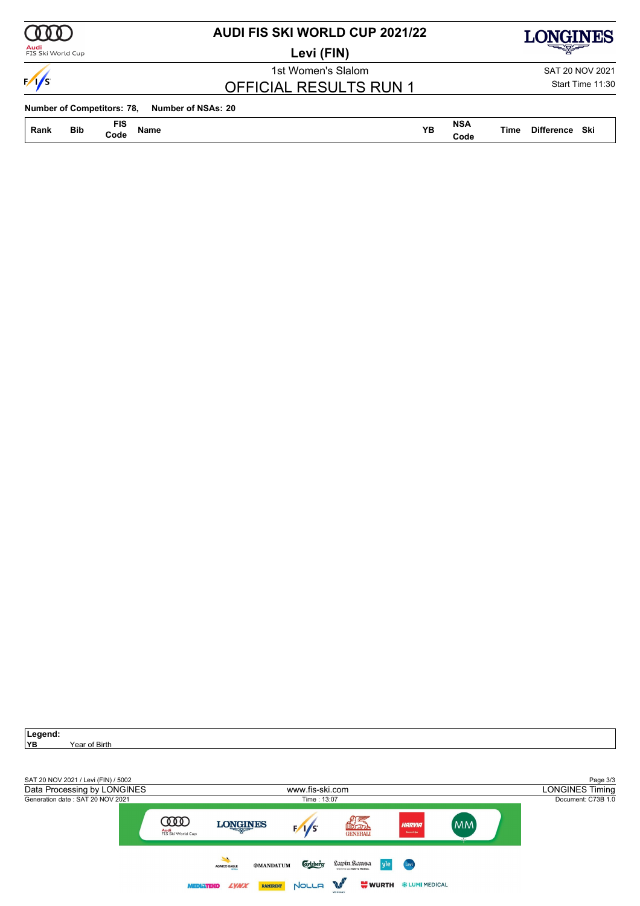# AUDI FIS SKI WORLD CUP 2021/22

## Levi (FIN)

1st Women's Slalom

## OFFICIAL RESULTS RUN 1

SAT 20 NOV 2021

Start Time 11:30

**Number of Competitors: 78, Number of NSAs: 20**

| Rank | Bib | FIS Code | Name | YB | NSA Code | Time | Difference | Ski |
|---|---|---|---|---|---|---|---|---|

**Legend:**
**YB** Year of Birth

SAT 20 NOV 2021 / Levi (FIN) / 5002

Data Processing by LONGINES

Generation date : SAT 20 NOV 2021

www.fis-ski.com

Time : 13:07

LONGINES Timing

Document: C73B 1.0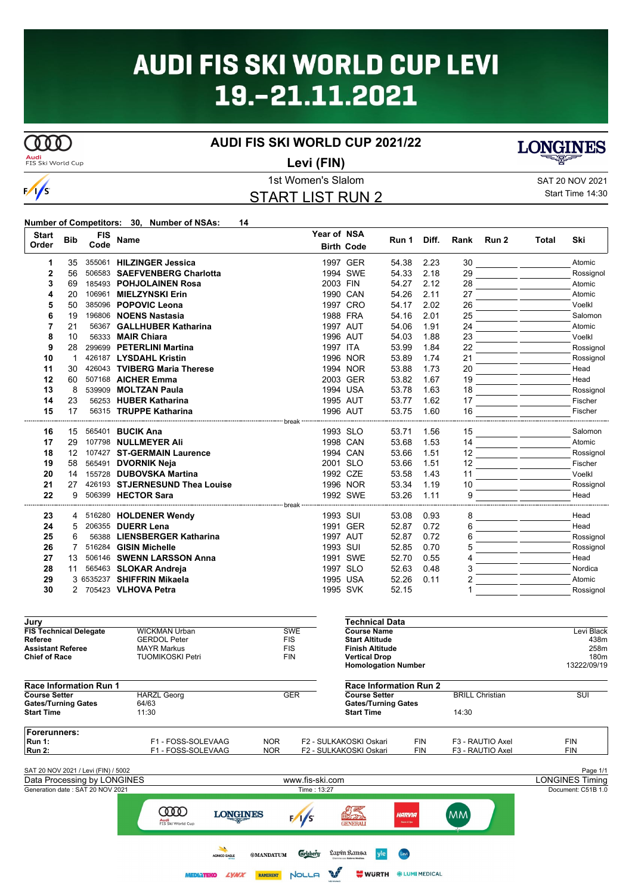# AUDI FIS SKI WORLD CUP LEVI 19.-21.11.2021

## AUDI FIS SKI WORLD CUP 2021/22

**Levi (FIN)**

1st Women's Slalom

SAT 20 NOV 2021

START LIST RUN 2

Start Time 14:30

**Number of Competitors: 30, Number of NSAs: 14**

| Start Order | Bib | FIS Code | Name | Year of Birth | NSA Code | Run 1 | Diff. | Rank | Run 2 | Total | Ski |
|---|---|---|---|---|---|---|---|---|---|---|---|
| 1 | 35 | 355061 | **HILZINGER Jessica** | 1997 | GER | 54.38 | 2.23 | 30 | | | Atomic |
| 2 | 56 | 506583 | **SAEFVENBERG Charlotta** | 1994 | SWE | 54.33 | 2.18 | 29 | | | Rossignol |
| 3 | 69 | 185493 | **POHJOLAINEN Rosa** | 2003 | FIN | 54.27 | 2.12 | 28 | | | Atomic |
| 4 | 20 | 106961 | **MIELZYNSKI Erin** | 1990 | CAN | 54.26 | 2.11 | 27 | | | Atomic |
| 5 | 50 | 385096 | **POPOVIC Leona** | 1997 | CRO | 54.17 | 2.02 | 26 | | | Voelkl |
| 6 | 19 | 196806 | **NOENS Nastasia** | 1988 | FRA | 54.16 | 2.01 | 25 | | | Salomon |
| 7 | 21 | 56367 | **GALLHUBER Katharina** | 1997 | AUT | 54.06 | 1.91 | 24 | | | Atomic |
| 8 | 10 | 56333 | **MAIR Chiara** | 1996 | AUT | 54.03 | 1.88 | 23 | | | Voelkl |
| 9 | 28 | 299699 | **PETERLINI Martina** | 1997 | ITA | 53.99 | 1.84 | 22 | | | Rossignol |
| 10 | 1 | 426187 | **LYSDAHL Kristin** | 1996 | NOR | 53.89 | 1.74 | 21 | | | Rossignol |
| 11 | 30 | 426043 | **TVIBERG Maria Therese** | 1994 | NOR | 53.88 | 1.73 | 20 | | | Head |
| 12 | 60 | 507168 | **AICHER Emma** | 2003 | GER | 53.82 | 1.67 | 19 | | | Head |
| 13 | 8 | 539909 | **MOLTZAN Paula** | 1994 | USA | 53.78 | 1.63 | 18 | | | Rossignol |
| 14 | 23 | 56253 | **HUBER Katharina** | 1995 | AUT | 53.77 | 1.62 | 17 | | | Fischer |
| 15 | 17 | 56315 | **TRUPPE Katharina** | 1996 | AUT | 53.75 | 1.60 | 16 | | | Fischer |
| | | | break | | | | | | | | |
| 16 | 15 | 565401 | **BUCIK Ana** | 1993 | SLO | 53.71 | 1.56 | 15 | | | Salomon |
| 17 | 29 | 107798 | **NULLMEYER Ali** | 1998 | CAN | 53.68 | 1.53 | 14 | | | Atomic |
| 18 | 12 | 107427 | **ST-GERMAIN Laurence** | 1994 | CAN | 53.66 | 1.51 | 12 | | | Rossignol |
| 19 | 58 | 565491 | **DVORNIK Neja** | 2001 | SLO | 53.66 | 1.51 | 12 | | | Fischer |
| 20 | 14 | 155728 | **DUBOVSKA Martina** | 1992 | CZE | 53.58 | 1.43 | 11 | | | Voelkl |
| 21 | 27 | 426193 | **STJERNESUND Thea Louise** | 1996 | NOR | 53.34 | 1.19 | 10 | | | Rossignol |
| 22 | 9 | 506399 | **HECTOR Sara** | 1992 | SWE | 53.26 | 1.11 | 9 | | | Head |
| | | | break | | | | | | | | |
| 23 | 4 | 516280 | **HOLDENER Wendy** | 1993 | SUI | 53.08 | 0.93 | 8 | | | Head |
| 24 | 5 | 206355 | **DUERR Lena** | 1991 | GER | 52.87 | 0.72 | 6 | | | Head |
| 25 | 6 | 56388 | **LIENSBERGER Katharina** | 1997 | AUT | 52.87 | 0.72 | 6 | | | Rossignol |
| 26 | 7 | 516284 | **GISIN Michelle** | 1993 | SUI | 52.85 | 0.70 | 5 | | | Rossignol |
| 27 | 13 | 506146 | **SWENN LARSSON Anna** | 1991 | SWE | 52.70 | 0.55 | 4 | | | Head |
| 28 | 11 | 565463 | **SLOKAR Andreja** | 1997 | SLO | 52.63 | 0.48 | 3 | | | Nordica |
| 29 | 3 | 6535237 | **SHIFFRIN Mikaela** | 1995 | USA | 52.26 | 0.11 | 2 | | | Atomic |
| 30 | 2 | 705423 | **VLHOVA Petra** | 1995 | SVK | 52.15 | | 1 | | | Rossignol |

| Jury | | |
|---|---|---|
| **FIS Technical Delegate** | WICKMAN Urban | SWE |
| **Referee** | GERDOL Peter | FIS |
| **Assistant Referee** | MAYR Markus | FIS |
| **Chief of Race** | TUOMIKOSKI Petri | FIN |

| Technical Data | |
|---|---|
| **Course Name** | Levi Black |
| **Start Altitude** | 438m |
| **Finish Altitude** | 258m |
| **Vertical Drop** | 180m |
| **Homologation Number** | 13222/09/19 |

| Race Information Run 1 | | |
|---|---|---|
| **Course Setter** | HARZL Georg | GER |
| **Gates/Turning Gates** | 64/63 | |
| **Start Time** | 11:30 | |

| Race Information Run 2 | | |
|---|---|---|
| **Course Setter** | BRILL Christian | SUI |
| **Gates/Turning Gates** | | |
| **Start Time** | 14:30 | |

| Forerunners: | | | | | | |
|---|---|---|---|---|---|---|
| **Run 1:** | F1 - FOSS-SOLEVAAG | NOR | F2 - SULKAKOSKI Oskari | FIN | F3 - RAUTIO Axel | FIN |
| **Run 2:** | F1 - FOSS-SOLEVAAG | NOR | F2 - SULKAKOSKI Oskari | FIN | F3 - RAUTIO Axel | FIN |

SAT 20 NOV 2021 / Levi (FIN) / 5002

Data Processing by LONGINES — www.fis-ski.com — LONGINES Timing

Generation date : SAT 20 NOV 2021 — Time : 13:27 — Document: C51B 1.0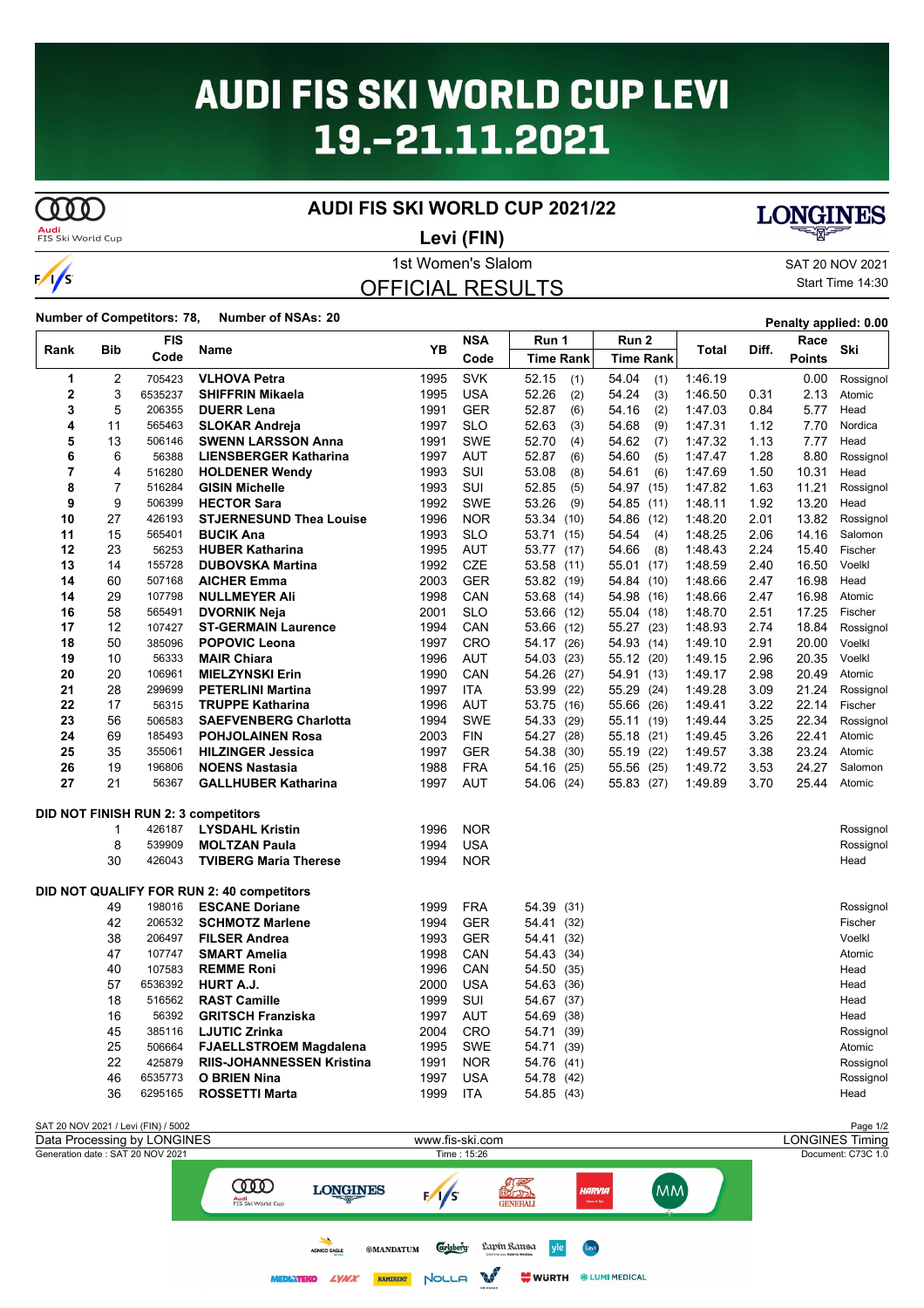# AUDI FIS SKI WORLD CUP LEVI 19.-21.11.2021

## AUDI FIS SKI WORLD CUP 2021/22

**Levi (FIN)**

1st Women's Slalom

SAT 20 NOV 2021

Start Time 14:30

## OFFICIAL RESULTS

**Number of Competitors: 78, Number of NSAs: 20**

**Penalty applied: 0.00**

| Rank | Bib | FIS Code | Name | YB | NSA Code | Run 1 Time | Run 1 Rank | Run 2 Time | Run 2 Rank | Total | Diff. | Race Points | Ski |
|---|---|---|---|---|---|---|---|---|---|---|---|---|---|
| 1 | 2 | 705423 | **VLHOVA Petra** | 1995 | SVK | 52.15 | (1) | 54.04 | (1) | 1:46.19 | | 0.00 | Rossignol |
| 2 | 3 | 6535237 | **SHIFFRIN Mikaela** | 1995 | USA | 52.26 | (2) | 54.24 | (3) | 1:46.50 | 0.31 | 2.13 | Atomic |
| 3 | 5 | 206355 | **DUERR Lena** | 1991 | GER | 52.87 | (6) | 54.16 | (2) | 1:47.03 | 0.84 | 5.77 | Head |
| 4 | 11 | 565463 | **SLOKAR Andreja** | 1997 | SLO | 52.63 | (3) | 54.68 | (9) | 1:47.31 | 1.12 | 7.70 | Nordica |
| 5 | 13 | 506146 | **SWENN LARSSON Anna** | 1991 | SWE | 52.70 | (4) | 54.62 | (7) | 1:47.32 | 1.13 | 7.77 | Head |
| 6 | 6 | 56388 | **LIENSBERGER Katharina** | 1997 | AUT | 52.87 | (6) | 54.60 | (5) | 1:47.47 | 1.28 | 8.80 | Rossignol |
| 7 | 4 | 516280 | **HOLDENER Wendy** | 1993 | SUI | 53.08 | (8) | 54.61 | (6) | 1:47.69 | 1.50 | 10.31 | Head |
| 8 | 7 | 516284 | **GISIN Michelle** | 1993 | SUI | 52.85 | (5) | 54.97 | (15) | 1:47.82 | 1.63 | 11.21 | Rossignol |
| 9 | 9 | 506399 | **HECTOR Sara** | 1992 | SWE | 53.26 | (9) | 54.85 | (11) | 1:48.11 | 1.92 | 13.20 | Head |
| 10 | 27 | 426193 | **STJERNESUND Thea Louise** | 1996 | NOR | 53.34 | (10) | 54.86 | (12) | 1:48.20 | 2.01 | 13.82 | Rossignol |
| 11 | 15 | 565401 | **BUCIK Ana** | 1993 | SLO | 53.71 | (15) | 54.54 | (4) | 1:48.25 | 2.06 | 14.16 | Salomon |
| 12 | 23 | 56253 | **HUBER Katharina** | 1995 | AUT | 53.77 | (17) | 54.66 | (8) | 1:48.43 | 2.24 | 15.40 | Fischer |
| 13 | 14 | 155728 | **DUBOVSKA Martina** | 1992 | CZE | 53.58 | (11) | 55.01 | (17) | 1:48.59 | 2.40 | 16.50 | Voelkl |
| 14 | 60 | 507168 | **AICHER Emma** | 2003 | GER | 53.82 | (19) | 54.84 | (10) | 1:48.66 | 2.47 | 16.98 | Head |
| 14 | 29 | 107798 | **NULLMEYER Ali** | 1998 | CAN | 53.68 | (14) | 54.98 | (16) | 1:48.66 | 2.47 | 16.98 | Atomic |
| 16 | 58 | 565491 | **DVORNIK Neja** | 2001 | SLO | 53.66 | (12) | 55.04 | (18) | 1:48.70 | 2.51 | 17.25 | Fischer |
| 17 | 12 | 107427 | **ST-GERMAIN Laurence** | 1994 | CAN | 53.66 | (12) | 55.27 | (23) | 1:48.93 | 2.74 | 18.84 | Rossignol |
| 18 | 50 | 385096 | **POPOVIC Leona** | 1997 | CRO | 54.17 | (26) | 54.93 | (14) | 1:49.10 | 2.91 | 20.00 | Voelkl |
| 19 | 10 | 56333 | **MAIR Chiara** | 1996 | AUT | 54.03 | (23) | 55.12 | (20) | 1:49.15 | 2.96 | 20.35 | Voelkl |
| 20 | 20 | 106961 | **MIELZYNSKI Erin** | 1990 | CAN | 54.26 | (27) | 54.91 | (13) | 1:49.17 | 2.98 | 20.49 | Atomic |
| 21 | 28 | 299699 | **PETERLINI Martina** | 1997 | ITA | 53.99 | (22) | 55.29 | (24) | 1:49.28 | 3.09 | 21.24 | Rossignol |
| 22 | 17 | 56315 | **TRUPPE Katharina** | 1996 | AUT | 53.75 | (16) | 55.66 | (26) | 1:49.41 | 3.22 | 22.14 | Fischer |
| 23 | 56 | 506583 | **SAEFVENBERG Charlotta** | 1994 | SWE | 54.33 | (29) | 55.11 | (19) | 1:49.44 | 3.25 | 22.34 | Rossignol |
| 24 | 69 | 185493 | **POHJOLAINEN Rosa** | 2003 | FIN | 54.27 | (28) | 55.18 | (21) | 1:49.45 | 3.26 | 22.41 | Atomic |
| 25 | 35 | 355061 | **HILZINGER Jessica** | 1997 | GER | 54.38 | (30) | 55.19 | (22) | 1:49.57 | 3.38 | 23.24 | Atomic |
| 26 | 19 | 196806 | **NOENS Nastasia** | 1988 | FRA | 54.16 | (25) | 55.56 | (25) | 1:49.72 | 3.53 | 24.27 | Salomon |
| 27 | 21 | 56367 | **GALLHUBER Katharina** | 1997 | AUT | 54.06 | (24) | 55.83 | (27) | 1:49.89 | 3.70 | 25.44 | Atomic |

**DID NOT FINISH RUN 2: 3 competitors**

| Bib | FIS Code | Name | YB | NSA Code | Ski |
|---|---|---|---|---|---|
| 1 | 426187 | **LYSDAHL Kristin** | 1996 | NOR | Rossignol |
| 8 | 539909 | **MOLTZAN Paula** | 1994 | USA | Rossignol |
| 30 | 426043 | **TVIBERG Maria Therese** | 1994 | NOR | Head |

**DID NOT QUALIFY FOR RUN 2: 40 competitors**

| Bib | FIS Code | Name | YB | NSA Code | Run 1 Time | Run 1 Rank | Ski |
|---|---|---|---|---|---|---|---|
| 49 | 198016 | **ESCANE Doriane** | 1999 | FRA | 54.39 | (31) | Rossignol |
| 42 | 206532 | **SCHMOTZ Marlene** | 1994 | GER | 54.41 | (32) | Fischer |
| 38 | 206497 | **FILSER Andrea** | 1993 | GER | 54.41 | (32) | Voelkl |
| 47 | 107747 | **SMART Amelia** | 1998 | CAN | 54.43 | (34) | Atomic |
| 40 | 107583 | **REMME Roni** | 1996 | CAN | 54.50 | (35) | Head |
| 57 | 6536392 | **HURT A.J.** | 2000 | USA | 54.63 | (36) | Head |
| 18 | 516562 | **RAST Camille** | 1999 | SUI | 54.67 | (37) | Head |
| 16 | 56392 | **GRITSCH Franziska** | 1997 | AUT | 54.69 | (38) | Head |
| 45 | 385116 | **LJUTIC Zrinka** | 2004 | CRO | 54.71 | (39) | Rossignol |
| 25 | 506664 | **FJAELLSTROEM Magdalena** | 1995 | SWE | 54.71 | (39) | Atomic |
| 22 | 425879 | **RIIS-JOHANNESSEN Kristina** | 1991 | NOR | 54.76 | (41) | Rossignol |
| 46 | 6535773 | **O BRIEN Nina** | 1997 | USA | 54.78 | (42) | Rossignol |
| 36 | 6295165 | **ROSSETTI Marta** | 1999 | ITA | 54.85 | (43) | Head |

SAT 20 NOV 2021 / Levi (FIN) / 5002

Data Processing by LONGINES — www.fis-ski.com — LONGINES Timing

Generation date : SAT 20 NOV 2021 — Time : 15:26 — Document: C73C 1.0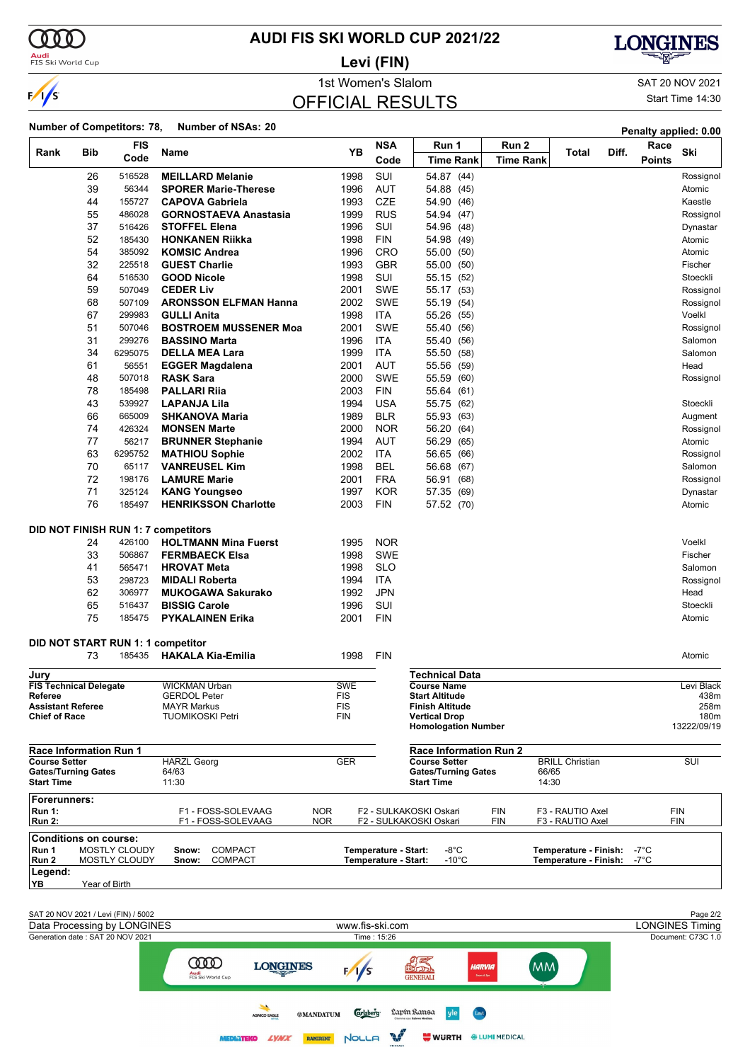# AUDI FIS SKI WORLD CUP 2021/22

## Levi (FIN)

### 1st Women's Slalom

## OFFICIAL RESULTS

SAT 20 NOV 2021

Start Time 14:30

**Number of Competitors: 78, Number of NSAs: 20**

**Penalty applied: 0.00**

| Rank | Bib | FIS Code | Name | YB | NSA Code | Run 1 Time Rank | Run 2 Time Rank | Total | Diff. | Race Points | Ski |
|---|---|---|---|---|---|---|---|---|---|---|---|
| | 26 | 516528 | **MEILLARD Melanie** | 1998 | SUI | 54.87 (44) | | | | | Rossignol |
| | 39 | 56344 | **SPORER Marie-Therese** | 1996 | AUT | 54.88 (45) | | | | | Atomic |
| | 44 | 155727 | **CAPOVA Gabriela** | 1993 | CZE | 54.90 (46) | | | | | Kaestle |
| | 55 | 486028 | **GORNOSTAEVA Anastasia** | 1999 | RUS | 54.94 (47) | | | | | Rossignol |
| | 37 | 516426 | **STOFFEL Elena** | 1996 | SUI | 54.96 (48) | | | | | Dynastar |
| | 52 | 185430 | **HONKANEN Riikka** | 1998 | FIN | 54.98 (49) | | | | | Atomic |
| | 54 | 385092 | **KOMSIC Andrea** | 1996 | CRO | 55.00 (50) | | | | | Atomic |
| | 32 | 225518 | **GUEST Charlie** | 1993 | GBR | 55.00 (50) | | | | | Fischer |
| | 64 | 516530 | **GOOD Nicole** | 1998 | SUI | 55.15 (52) | | | | | Stoeckli |
| | 59 | 507049 | **CEDER Liv** | 2001 | SWE | 55.17 (53) | | | | | Rossignol |
| | 68 | 507109 | **ARONSSON ELFMAN Hanna** | 2002 | SWE | 55.19 (54) | | | | | Rossignol |
| | 67 | 299983 | **GULLI Anita** | 1998 | ITA | 55.26 (55) | | | | | Voelkl |
| | 51 | 507046 | **BOSTROEM MUSSENER Moa** | 2001 | SWE | 55.40 (56) | | | | | Rossignol |
| | 31 | 299276 | **BASSINO Marta** | 1996 | ITA | 55.40 (56) | | | | | Salomon |
| | 34 | 6295075 | **DELLA MEA Lara** | 1999 | ITA | 55.50 (58) | | | | | Salomon |
| | 61 | 56551 | **EGGER Magdalena** | 2001 | AUT | 55.56 (59) | | | | | Head |
| | 48 | 507018 | **RASK Sara** | 2000 | SWE | 55.59 (60) | | | | | Rossignol |
| | 78 | 185498 | **PALLARI Riia** | 2003 | FIN | 55.64 (61) | | | | | |
| | 43 | 539927 | **LAPANJA Lila** | 1994 | USA | 55.75 (62) | | | | | Stoeckli |
| | 66 | 665009 | **SHKANOVA Maria** | 1989 | BLR | 55.93 (63) | | | | | Augment |
| | 74 | 426324 | **MONSEN Marte** | 2000 | NOR | 56.20 (64) | | | | | Rossignol |
| | 77 | 56217 | **BRUNNER Stephanie** | 1994 | AUT | 56.29 (65) | | | | | Atomic |
| | 63 | 6295752 | **MATHIOU Sophie** | 2002 | ITA | 56.65 (66) | | | | | Rossignol |
| | 70 | 65117 | **VANREUSEL Kim** | 1998 | BEL | 56.68 (67) | | | | | Salomon |
| | 72 | 198176 | **LAMURE Marie** | 2001 | FRA | 56.91 (68) | | | | | Rossignol |
| | 71 | 325124 | **KANG Youngseo** | 1997 | KOR | 57.35 (69) | | | | | Dynastar |
| | 76 | 185497 | **HENRIKSSON Charlotte** | 2003 | FIN | 57.52 (70) | | | | | Atomic |

**DID NOT FINISH RUN 1: 7 competitors**

| Bib | FIS Code | Name | YB | NSA Code | Ski |
|---|---|---|---|---|---|
| 24 | 426100 | **HOLTMANN Mina Fuerst** | 1995 | NOR | Voelkl |
| 33 | 506867 | **FERMBAECK Elsa** | 1998 | SWE | Fischer |
| 41 | 565471 | **HROVAT Meta** | 1998 | SLO | Salomon |
| 53 | 298723 | **MIDALI Roberta** | 1994 | ITA | Rossignol |
| 62 | 306977 | **MUKOGAWA Sakurako** | 1992 | JPN | Head |
| 65 | 516437 | **BISSIG Carole** | 1996 | SUI | Stoeckli |
| 75 | 185475 | **PYKALAINEN Erika** | 2001 | FIN | Atomic |

**DID NOT START RUN 1: 1 competitor**

| Bib | FIS Code | Name | YB | NSA Code | Ski |
|---|---|---|---|---|---|
| 73 | 185435 | **HAKALA Kia-Emilia** | 1998 | FIN | Atomic |

**Jury**

| | | |
|---|---|---|
| **FIS Technical Delegate** | WICKMAN Urban | SWE |
| **Referee** | GERDOL Peter | FIS |
| **Assistant Referee** | MAYR Markus | FIS |
| **Chief of Race** | TUOMIKOSKI Petri | FIN |

**Technical Data**

| | |
|---|---|
| **Course Name** | Levi Black |
| **Start Altitude** | 438m |
| **Finish Altitude** | 258m |
| **Vertical Drop** | 180m |
| **Homologation Number** | 13222/09/19 |

**Race Information Run 1**

| | | |
|---|---|---|
| **Course Setter** | HARZL Georg | GER |
| **Gates/Turning Gates** | 64/63 | |
| **Start Time** | 11:30 | |

**Race Information Run 2**

| | | |
|---|---|---|
| **Course Setter** | BRILL Christian | SUI |
| **Gates/Turning Gates** | 66/65 | |
| **Start Time** | 14:30 | |

**Forerunners:**

| | | | | | | |
|---|---|---|---|---|---|---|
| **Run 1:** | F1 - FOSS-SOLEVAAG | NOR | F2 - SULKAKOSKI Oskari | FIN | F3 - RAUTIO Axel | FIN |
| **Run 2:** | F1 - FOSS-SOLEVAAG | NOR | F2 - SULKAKOSKI Oskari | FIN | F3 - RAUTIO Axel | FIN |

**Conditions on course:**

| | | | | |
|---|---|---|---|---|
| **Run 1** | MOSTLY CLOUDY | **Snow:** COMPACT | **Temperature - Start:** -8°C | **Temperature - Finish:** -7°C |
| **Run 2** | MOSTLY CLOUDY | **Snow:** COMPACT | **Temperature - Start:** -10°C | **Temperature - Finish:** -7°C |

**Legend:**

**YB** Year of Birth

SAT 20 NOV 2021 / Levi (FIN) / 5002

Data Processing by LONGINES — www.fis-ski.com — LONGINES Timing

Generation date : SAT 20 NOV 2021 — Time : 15:26 — Document: C73C 1.0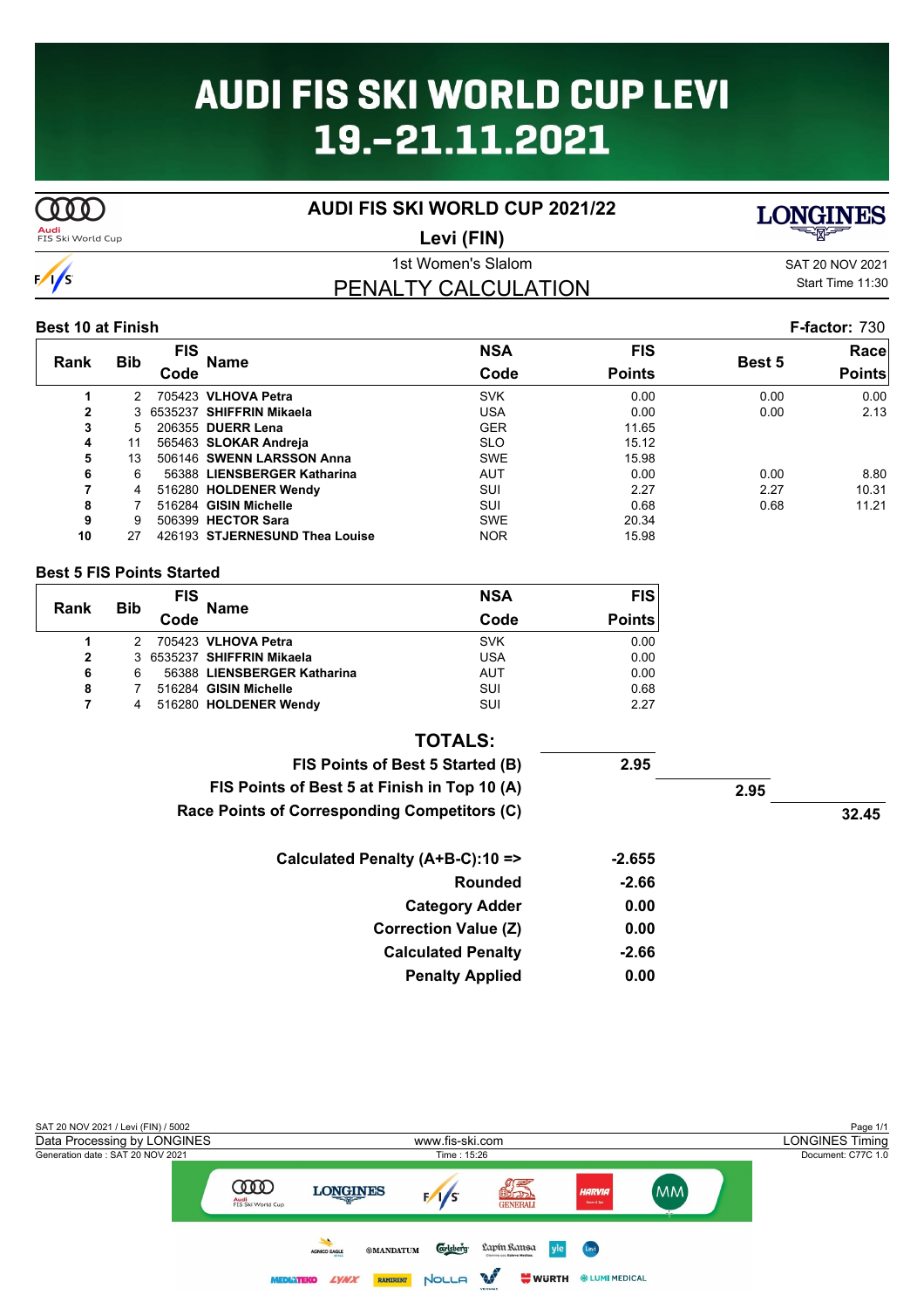# AUDI FIS SKI WORLD CUP LEVI 19.-21.11.2021

## AUDI FIS SKI WORLD CUP 2021/22

**Levi (FIN)**

1st Women's Slalom

SAT 20 NOV 2021
Start Time 11:30

## PENALTY CALCULATION

**Best 10 at Finish** — **F-factor:** 730

| Rank | Bib | FIS Code | Name | NSA Code | FIS Points | Best 5 | Race Points |
|---|---|---|---|---|---|---|---|
| 1 | 2 | 705423 | **VLHOVA Petra** | SVK | 0.00 | 0.00 | 0.00 |
| 2 | 3 | 6535237 | **SHIFFRIN Mikaela** | USA | 0.00 | 0.00 | 2.13 |
| 3 | 5 | 206355 | **DUERR Lena** | GER | 11.65 | | |
| 4 | 11 | 565463 | **SLOKAR Andreja** | SLO | 15.12 | | |
| 5 | 13 | 506146 | **SWENN LARSSON Anna** | SWE | 15.98 | | |
| 6 | 6 | 56388 | **LIENSBERGER Katharina** | AUT | 0.00 | 0.00 | 8.80 |
| 7 | 4 | 516280 | **HOLDENER Wendy** | SUI | 2.27 | 2.27 | 10.31 |
| 8 | 7 | 516284 | **GISIN Michelle** | SUI | 0.68 | 0.68 | 11.21 |
| 9 | 9 | 506399 | **HECTOR Sara** | SWE | 20.34 | | |
| 10 | 27 | 426193 | **STJERNESUND Thea Louise** | NOR | 15.98 | | |

**Best 5 FIS Points Started**

| Rank | Bib | FIS Code | Name | NSA Code | FIS Points |
|---|---|---|---|---|---|
| 1 | 2 | 705423 | **VLHOVA Petra** | SVK | 0.00 |
| 2 | 3 | 6535237 | **SHIFFRIN Mikaela** | USA | 0.00 |
| 6 | 6 | 56388 | **LIENSBERGER Katharina** | AUT | 0.00 |
| 8 | 7 | 516284 | **GISIN Michelle** | SUI | 0.68 |
| 7 | 4 | 516280 | **HOLDENER Wendy** | SUI | 2.27 |

**TOTALS:**

| | | | |
|---|---|---|---|
| **FIS Points of Best 5 Started (B)** | **2.95** | | |
| **FIS Points of Best 5 at Finish in Top 10 (A)** | | **2.95** | |
| **Race Points of Corresponding Competitors (C)** | | | **32.45** |

| | |
|---|---|
| **Calculated Penalty (A+B-C):10 =>** | **-2.655** |
| **Rounded** | **-2.66** |
| **Category Adder** | **0.00** |
| **Correction Value (Z)** | **0.00** |
| **Calculated Penalty** | **-2.66** |
| **Penalty Applied** | **0.00** |

SAT 20 NOV 2021 / Levi (FIN) / 5002
Data Processing by LONGINES — www.fis-ski.com — LONGINES Timing
Generation date : SAT 20 NOV 2021 — Time : 15:26 — Document: C77C 1.0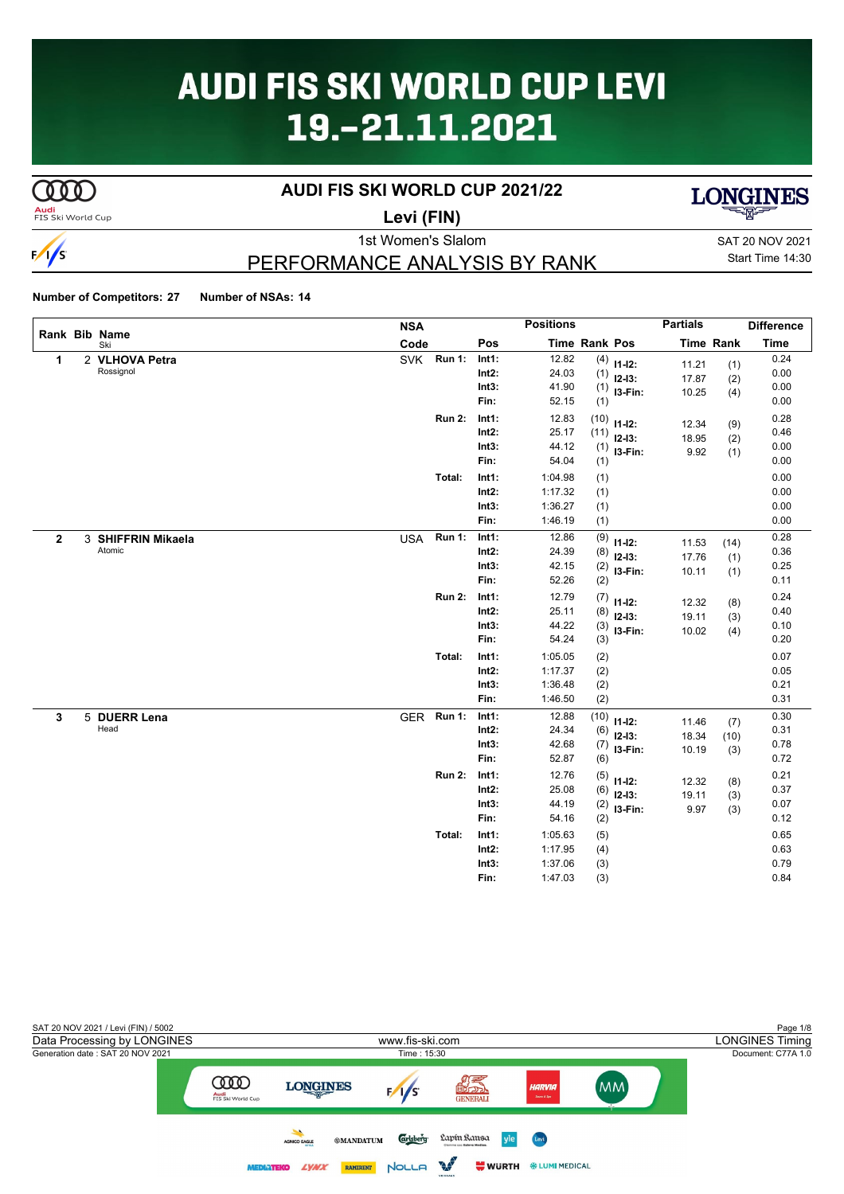# AUDI FIS SKI WORLD CUP LEVI 19.-21.11.2021

## AUDI FIS SKI WORLD CUP 2021/22

**Levi (FIN)**

1st Women's Slalom

SAT 20 NOV 2021
Start Time 14:30

## PERFORMANCE ANALYSIS BY RANK

**Number of Competitors: 27** **Number of NSAs: 14**

| Rank | Bib | Name / Ski | NSA Code | | Pos | Time | Rank | Pos | Partials Time | Partials Rank | Difference Time |
|---|---|---|---|---|---|---|---|---|---|---|---|
| 1 | 2 | **VLHOVA Petra** | SVK | Run 1: | Int1: | 12.82 | (4) | I1-I2: | 11.21 | (1) | 0.24 |
| | | Rossignol | | | Int2: | 24.03 | (1) | I2-I3: | 17.87 | (2) | 0.00 |
| | | | | | Int3: | 41.90 | (1) | I3-Fin: | 10.25 | (4) | 0.00 |
| | | | | | Fin: | 52.15 | (1) | | | | 0.00 |
| | | | | Run 2: | Int1: | 12.83 | (10) | I1-I2: | 12.34 | (9) | 0.28 |
| | | | | | Int2: | 25.17 | (11) | I2-I3: | 18.95 | (2) | 0.46 |
| | | | | | Int3: | 44.12 | (1) | I3-Fin: | 9.92 | (1) | 0.00 |
| | | | | | Fin: | 54.04 | (1) | | | | 0.00 |
| | | | | Total: | Int1: | 1:04.98 | (1) | | | | 0.00 |
| | | | | | Int2: | 1:17.32 | (1) | | | | 0.00 |
| | | | | | Int3: | 1:36.27 | (1) | | | | 0.00 |
| | | | | | Fin: | 1:46.19 | (1) | | | | 0.00 |
| 2 | 3 | **SHIFFRIN Mikaela** | USA | Run 1: | Int1: | 12.86 | (9) | I1-I2: | 11.53 | (14) | 0.28 |
| | | Atomic | | | Int2: | 24.39 | (8) | I2-I3: | 17.76 | (1) | 0.36 |
| | | | | | Int3: | 42.15 | (2) | I3-Fin: | 10.11 | (1) | 0.25 |
| | | | | | Fin: | 52.26 | (2) | | | | 0.11 |
| | | | | Run 2: | Int1: | 12.79 | (7) | I1-I2: | 12.32 | (8) | 0.24 |
| | | | | | Int2: | 25.11 | (8) | I2-I3: | 19.11 | (3) | 0.40 |
| | | | | | Int3: | 44.22 | (3) | I3-Fin: | 10.02 | (4) | 0.10 |
| | | | | | Fin: | 54.24 | (3) | | | | 0.20 |
| | | | | Total: | Int1: | 1:05.05 | (2) | | | | 0.07 |
| | | | | | Int2: | 1:17.37 | (2) | | | | 0.05 |
| | | | | | Int3: | 1:36.48 | (2) | | | | 0.21 |
| | | | | | Fin: | 1:46.50 | (2) | | | | 0.31 |
| 3 | 5 | **DUERR Lena** | GER | Run 1: | Int1: | 12.88 | (10) | I1-I2: | 11.46 | (7) | 0.30 |
| | | Head | | | Int2: | 24.34 | (6) | I2-I3: | 18.34 | (10) | 0.31 |
| | | | | | Int3: | 42.68 | (7) | I3-Fin: | 10.19 | (3) | 0.78 |
| | | | | | Fin: | 52.87 | (6) | | | | 0.72 |
| | | | | Run 2: | Int1: | 12.76 | (5) | I1-I2: | 12.32 | (8) | 0.21 |
| | | | | | Int2: | 25.08 | (6) | I2-I3: | 19.11 | (3) | 0.37 |
| | | | | | Int3: | 44.19 | (2) | I3-Fin: | 9.97 | (3) | 0.07 |
| | | | | | Fin: | 54.16 | (2) | | | | 0.12 |
| | | | | Total: | Int1: | 1:05.63 | (5) | | | | 0.65 |
| | | | | | Int2: | 1:17.95 | (4) | | | | 0.63 |
| | | | | | Int3: | 1:37.06 | (3) | | | | 0.79 |
| | | | | | Fin: | 1:47.03 | (3) | | | | 0.84 |

SAT 20 NOV 2021 / Levi (FIN) / 5002
Data Processing by LONGINES — www.fis-ski.com — LONGINES Timing
Generation date : SAT 20 NOV 2021 — Time : 15:30 — Document: C77A 1.0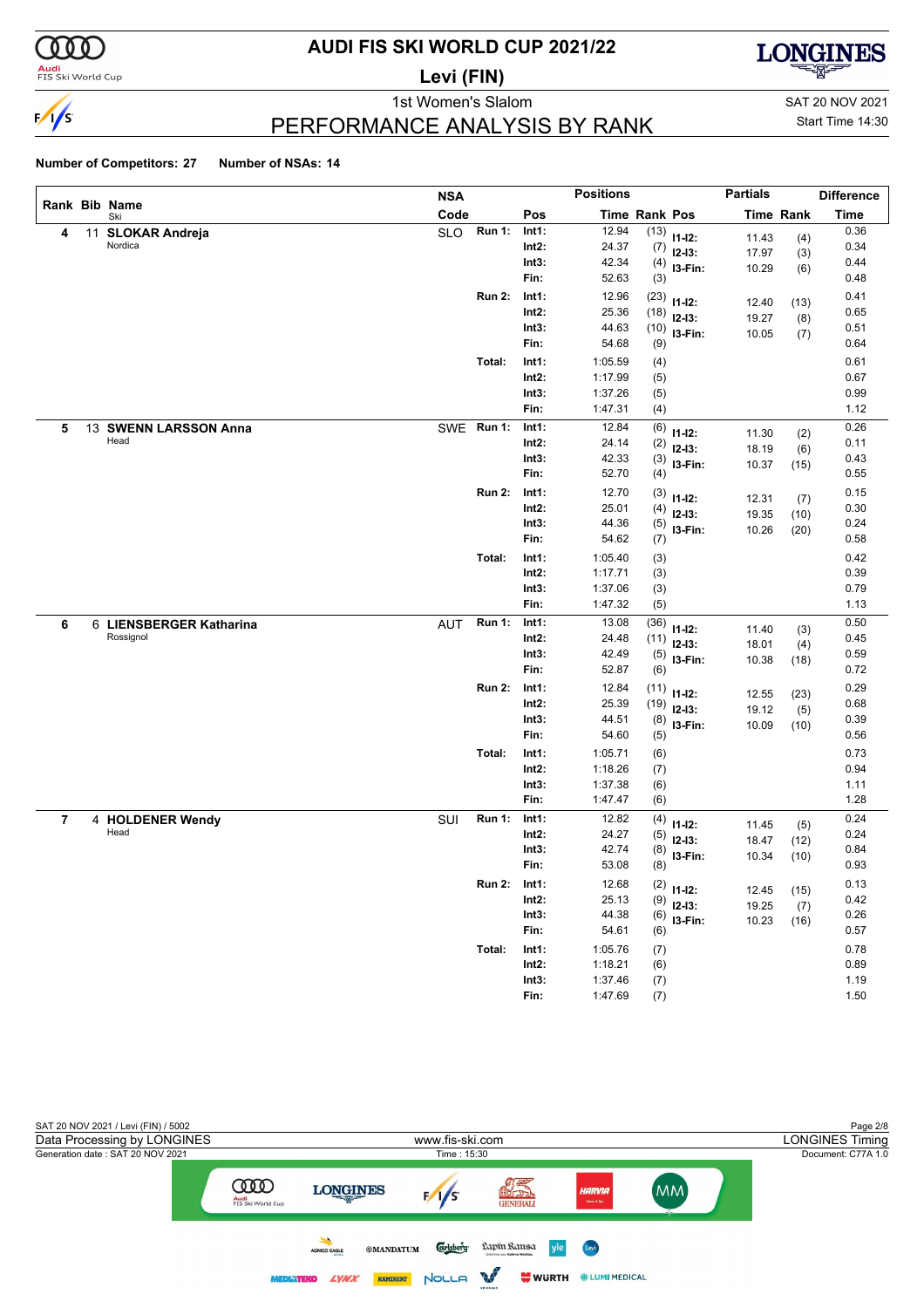# AUDI FIS SKI WORLD CUP 2021/22

## Levi (FIN)

1st Women's Slalom

SAT 20 NOV 2021

Start Time 14:30

## PERFORMANCE ANALYSIS BY RANK

**Number of Competitors: 27** **Number of NSAs: 14**

| Rank | Bib | Name / Ski | NSA Code | | Pos | Time | Rank | Partials Pos | Partials Time | Partials Rank | Difference Time |
|---|---|---|---|---|---|---|---|---|---|---|---|
| 4 | 11 | **SLOKAR Andreja** | SLO | Run 1: | Int1: | 12.94 | (13) | I1-I2: | 11.43 | (4) | 0.36 |
| | | Nordica | | | Int2: | 24.37 | (7) | I2-I3: | 17.97 | (3) | 0.34 |
| | | | | | Int3: | 42.34 | (4) | I3-Fin: | 10.29 | (6) | 0.44 |
| | | | | | Fin: | 52.63 | (3) | | | | 0.48 |
| | | | | Run 2: | Int1: | 12.96 | (23) | I1-I2: | 12.40 | (13) | 0.41 |
| | | | | | Int2: | 25.36 | (18) | I2-I3: | 19.27 | (8) | 0.65 |
| | | | | | Int3: | 44.63 | (10) | I3-Fin: | 10.05 | (7) | 0.51 |
| | | | | | Fin: | 54.68 | (9) | | | | 0.64 |
| | | | | Total: | Int1: | 1:05.59 | (4) | | | | 0.61 |
| | | | | | Int2: | 1:17.99 | (5) | | | | 0.67 |
| | | | | | Int3: | 1:37.26 | (5) | | | | 0.99 |
| | | | | | Fin: | 1:47.31 | (4) | | | | 1.12 |
| 5 | 13 | **SWENN LARSSON Anna** | SWE | Run 1: | Int1: | 12.84 | (6) | I1-I2: | 11.30 | (2) | 0.26 |
| | | Head | | | Int2: | 24.14 | (2) | I2-I3: | 18.19 | (6) | 0.11 |
| | | | | | Int3: | 42.33 | (3) | I3-Fin: | 10.37 | (15) | 0.43 |
| | | | | | Fin: | 52.70 | (4) | | | | 0.55 |
| | | | | Run 2: | Int1: | 12.70 | (3) | I1-I2: | 12.31 | (7) | 0.15 |
| | | | | | Int2: | 25.01 | (4) | I2-I3: | 19.35 | (10) | 0.30 |
| | | | | | Int3: | 44.36 | (5) | I3-Fin: | 10.26 | (20) | 0.24 |
| | | | | | Fin: | 54.62 | (7) | | | | 0.58 |
| | | | | Total: | Int1: | 1:05.40 | (3) | | | | 0.42 |
| | | | | | Int2: | 1:17.71 | (3) | | | | 0.39 |
| | | | | | Int3: | 1:37.06 | (3) | | | | 0.79 |
| | | | | | Fin: | 1:47.32 | (5) | | | | 1.13 |
| 6 | 6 | **LIENSBERGER Katharina** | AUT | Run 1: | Int1: | 13.08 | (36) | I1-I2: | 11.40 | (3) | 0.50 |
| | | Rossignol | | | Int2: | 24.48 | (11) | I2-I3: | 18.01 | (4) | 0.45 |
| | | | | | Int3: | 42.49 | (5) | I3-Fin: | 10.38 | (18) | 0.59 |
| | | | | | Fin: | 52.87 | (6) | | | | 0.72 |
| | | | | Run 2: | Int1: | 12.84 | (11) | I1-I2: | 12.55 | (23) | 0.29 |
| | | | | | Int2: | 25.39 | (19) | I2-I3: | 19.12 | (5) | 0.68 |
| | | | | | Int3: | 44.51 | (8) | I3-Fin: | 10.09 | (10) | 0.39 |
| | | | | | Fin: | 54.60 | (5) | | | | 0.56 |
| | | | | Total: | Int1: | 1:05.71 | (6) | | | | 0.73 |
| | | | | | Int2: | 1:18.26 | (7) | | | | 0.94 |
| | | | | | Int3: | 1:37.38 | (6) | | | | 1.11 |
| | | | | | Fin: | 1:47.47 | (6) | | | | 1.28 |
| 7 | 4 | **HOLDENER Wendy** | SUI | Run 1: | Int1: | 12.82 | (4) | I1-I2: | 11.45 | (5) | 0.24 |
| | | Head | | | Int2: | 24.27 | (5) | I2-I3: | 18.47 | (12) | 0.24 |
| | | | | | Int3: | 42.74 | (8) | I3-Fin: | 10.34 | (10) | 0.84 |
| | | | | | Fin: | 53.08 | (8) | | | | 0.93 |
| | | | | Run 2: | Int1: | 12.68 | (2) | I1-I2: | 12.45 | (15) | 0.13 |
| | | | | | Int2: | 25.13 | (9) | I2-I3: | 19.25 | (7) | 0.42 |
| | | | | | Int3: | 44.38 | (6) | I3-Fin: | 10.23 | (16) | 0.26 |
| | | | | | Fin: | 54.61 | (6) | | | | 0.57 |
| | | | | Total: | Int1: | 1:05.76 | (7) | | | | 0.78 |
| | | | | | Int2: | 1:18.21 | (6) | | | | 0.89 |
| | | | | | Int3: | 1:37.46 | (7) | | | | 1.19 |
| | | | | | Fin: | 1:47.69 | (7) | | | | 1.50 |

SAT 20 NOV 2021 / Levi (FIN) / 5002

Data Processing by LONGINES — www.fis-ski.com — LONGINES Timing

Generation date : SAT 20 NOV 2021 — Time : 15:30 — Document: C77A 1.0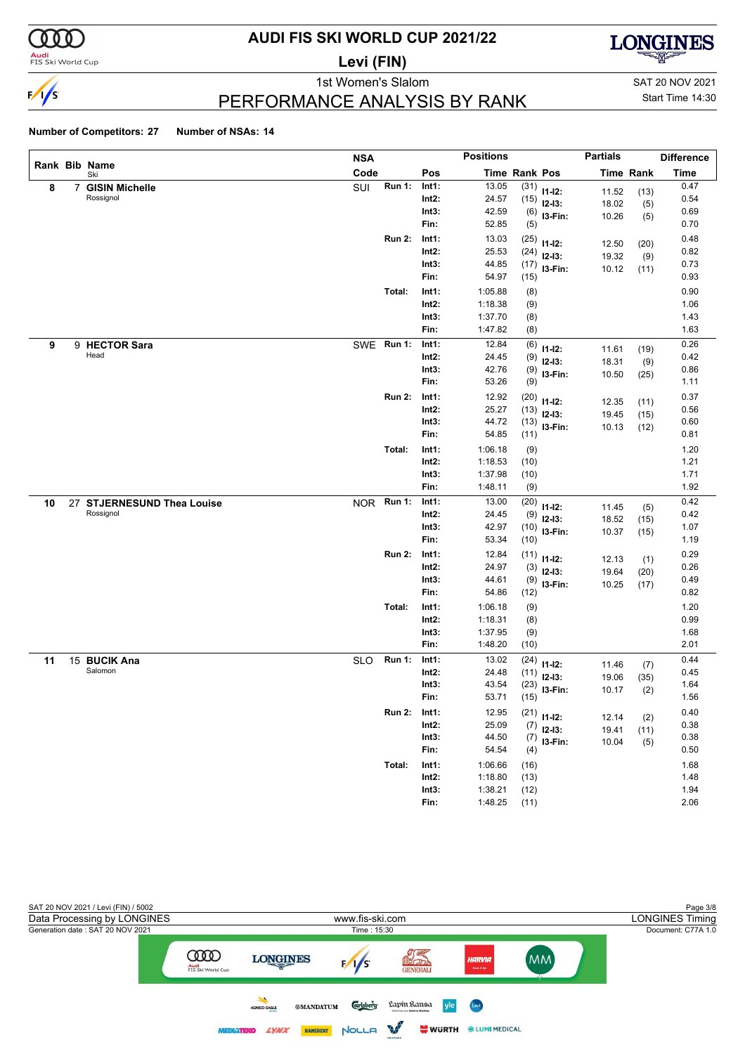# AUDI FIS SKI WORLD CUP 2021/22

## Levi (FIN)

1st Women's Slalom

SAT 20 NOV 2021

Start Time 14:30

## PERFORMANCE ANALYSIS BY RANK

**Number of Competitors: 27** **Number of NSAs: 14**

| Rank | Bib | Name / Ski | NSA Code | | Pos | Time | Rank | Partial Pos | Time | Rank | Difference Time |
|---|---|---|---|---|---|---|---|---|---|---|---|
| 8 | 7 | **GISIN Michelle** Rossignol | SUI | Run 1: | Int1: | 13.05 | (31) | I1-I2: | 11.52 | (13) | 0.47 |
| | | | | | Int2: | 24.57 | (15) | I2-I3: | 18.02 | (5) | 0.54 |
| | | | | | Int3: | 42.59 | (6) | I3-Fin: | 10.26 | (5) | 0.69 |
| | | | | | Fin: | 52.85 | (5) | | | | 0.70 |
| | | | | Run 2: | Int1: | 13.03 | (25) | I1-I2: | 12.50 | (20) | 0.48 |
| | | | | | Int2: | 25.53 | (24) | I2-I3: | 19.32 | (9) | 0.82 |
| | | | | | Int3: | 44.85 | (17) | I3-Fin: | 10.12 | (11) | 0.73 |
| | | | | | Fin: | 54.97 | (15) | | | | 0.93 |
| | | | | Total: | Int1: | 1:05.88 | (8) | | | | 0.90 |
| | | | | | Int2: | 1:18.38 | (9) | | | | 1.06 |
| | | | | | Int3: | 1:37.70 | (8) | | | | 1.43 |
| | | | | | Fin: | 1:47.82 | (8) | | | | 1.63 |
| 9 | 9 | **HECTOR Sara** Head | SWE | Run 1: | Int1: | 12.84 | (6) | I1-I2: | 11.61 | (19) | 0.26 |
| | | | | | Int2: | 24.45 | (9) | I2-I3: | 18.31 | (9) | 0.42 |
| | | | | | Int3: | 42.76 | (9) | I3-Fin: | 10.50 | (25) | 0.86 |
| | | | | | Fin: | 53.26 | (9) | | | | 1.11 |
| | | | | Run 2: | Int1: | 12.92 | (20) | I1-I2: | 12.35 | (11) | 0.37 |
| | | | | | Int2: | 25.27 | (13) | I2-I3: | 19.45 | (15) | 0.56 |
| | | | | | Int3: | 44.72 | (13) | I3-Fin: | 10.13 | (12) | 0.60 |
| | | | | | Fin: | 54.85 | (11) | | | | 0.81 |
| | | | | Total: | Int1: | 1:06.18 | (9) | | | | 1.20 |
| | | | | | Int2: | 1:18.53 | (10) | | | | 1.21 |
| | | | | | Int3: | 1:37.98 | (10) | | | | 1.71 |
| | | | | | Fin: | 1:48.11 | (9) | | | | 1.92 |
| 10 | 27 | **STJERNESUND Thea Louise** Rossignol | NOR | Run 1: | Int1: | 13.00 | (20) | I1-I2: | 11.45 | (5) | 0.42 |
| | | | | | Int2: | 24.45 | (9) | I2-I3: | 18.52 | (15) | 0.42 |
| | | | | | Int3: | 42.97 | (10) | I3-Fin: | 10.37 | (15) | 1.07 |
| | | | | | Fin: | 53.34 | (10) | | | | 1.19 |
| | | | | Run 2: | Int1: | 12.84 | (11) | I1-I2: | 12.13 | (1) | 0.29 |
| | | | | | Int2: | 24.97 | (3) | I2-I3: | 19.64 | (20) | 0.26 |
| | | | | | Int3: | 44.61 | (9) | I3-Fin: | 10.25 | (17) | 0.49 |
| | | | | | Fin: | 54.86 | (12) | | | | 0.82 |
| | | | | Total: | Int1: | 1:06.18 | (9) | | | | 1.20 |
| | | | | | Int2: | 1:18.31 | (8) | | | | 0.99 |
| | | | | | Int3: | 1:37.95 | (9) | | | | 1.68 |
| | | | | | Fin: | 1:48.20 | (10) | | | | 2.01 |
| 11 | 15 | **BUCIK Ana** Salomon | SLO | Run 1: | Int1: | 13.02 | (24) | I1-I2: | 11.46 | (7) | 0.44 |
| | | | | | Int2: | 24.48 | (11) | I2-I3: | 19.06 | (35) | 0.45 |
| | | | | | Int3: | 43.54 | (23) | I3-Fin: | 10.17 | (2) | 1.64 |
| | | | | | Fin: | 53.71 | (15) | | | | 1.56 |
| | | | | Run 2: | Int1: | 12.95 | (21) | I1-I2: | 12.14 | (2) | 0.40 |
| | | | | | Int2: | 25.09 | (7) | I2-I3: | 19.41 | (11) | 0.38 |
| | | | | | Int3: | 44.50 | (7) | I3-Fin: | 10.04 | (5) | 0.38 |
| | | | | | Fin: | 54.54 | (4) | | | | 0.50 |
| | | | | Total: | Int1: | 1:06.66 | (16) | | | | 1.68 |
| | | | | | Int2: | 1:18.80 | (13) | | | | 1.48 |
| | | | | | Int3: | 1:38.21 | (12) | | | | 1.94 |
| | | | | | Fin: | 1:48.25 | (11) | | | | 2.06 |

SAT 20 NOV 2021 / Levi (FIN) / 5002

Data Processing by LONGINES — www.fis-ski.com — LONGINES Timing

Generation date : SAT 20 NOV 2021 — Time : 15:30 — Document: C77A 1.0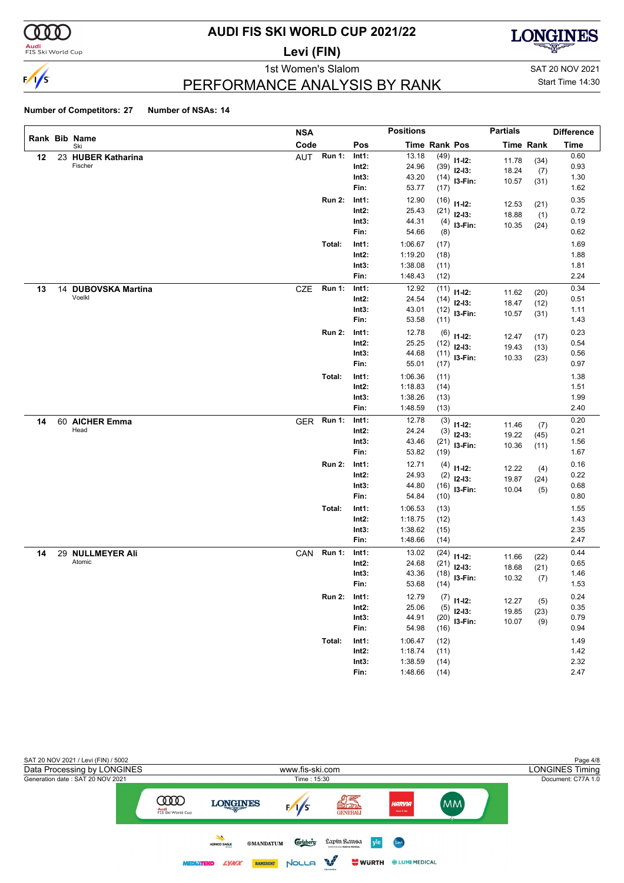# AUDI FIS SKI WORLD CUP 2021/22

**Levi (FIN)**

1st Women's Slalom

SAT 20 NOV 2021

Start Time 14:30

## PERFORMANCE ANALYSIS BY RANK

**Number of Competitors: 27** **Number of NSAs: 14**

| Rank | Bib | Name / Ski | NSA Code | | Pos | Time | Rank | Pos | Partials Time | Partials Rank | Difference Time |
|---|---|---|---|---|---|---|---|---|---|---|---|
| 12 | 23 | **HUBER Katharina** Fischer | AUT | Run 1: | Int1: | 13.18 | (49) | I1-I2: | 11.78 | (34) | 0.60 |
| | | | | | Int2: | 24.96 | (39) | I2-I3: | 18.24 | (7) | 0.93 |
| | | | | | Int3: | 43.20 | (14) | I3-Fin: | 10.57 | (31) | 1.30 |
| | | | | | Fin: | 53.77 | (17) | | | | 1.62 |
| | | | | Run 2: | Int1: | 12.90 | (16) | I1-I2: | 12.53 | (21) | 0.35 |
| | | | | | Int2: | 25.43 | (21) | I2-I3: | 18.88 | (1) | 0.72 |
| | | | | | Int3: | 44.31 | (4) | I3-Fin: | 10.35 | (24) | 0.19 |
| | | | | | Fin: | 54.66 | (8) | | | | 0.62 |
| | | | | Total: | Int1: | 1:06.67 | (17) | | | | 1.69 |
| | | | | | Int2: | 1:19.20 | (18) | | | | 1.88 |
| | | | | | Int3: | 1:38.08 | (11) | | | | 1.81 |
| | | | | | Fin: | 1:48.43 | (12) | | | | 2.24 |
| 13 | 14 | **DUBOVSKA Martina** Voelkl | CZE | Run 1: | Int1: | 12.92 | (11) | I1-I2: | 11.62 | (20) | 0.34 |
| | | | | | Int2: | 24.54 | (14) | I2-I3: | 18.47 | (12) | 0.51 |
| | | | | | Int3: | 43.01 | (12) | I3-Fin: | 10.57 | (31) | 1.11 |
| | | | | | Fin: | 53.58 | (11) | | | | 1.43 |
| | | | | Run 2: | Int1: | 12.78 | (6) | I1-I2: | 12.47 | (17) | 0.23 |
| | | | | | Int2: | 25.25 | (12) | I2-I3: | 19.43 | (13) | 0.54 |
| | | | | | Int3: | 44.68 | (11) | I3-Fin: | 10.33 | (23) | 0.56 |
| | | | | | Fin: | 55.01 | (17) | | | | 0.97 |
| | | | | Total: | Int1: | 1:06.36 | (11) | | | | 1.38 |
| | | | | | Int2: | 1:18.83 | (14) | | | | 1.51 |
| | | | | | Int3: | 1:38.26 | (13) | | | | 1.99 |
| | | | | | Fin: | 1:48.59 | (13) | | | | 2.40 |
| 14 | 60 | **AICHER Emma** Head | GER | Run 1: | Int1: | 12.78 | (3) | I1-I2: | 11.46 | (7) | 0.20 |
| | | | | | Int2: | 24.24 | (3) | I2-I3: | 19.22 | (45) | 0.21 |
| | | | | | Int3: | 43.46 | (21) | I3-Fin: | 10.36 | (11) | 1.56 |
| | | | | | Fin: | 53.82 | (19) | | | | 1.67 |
| | | | | Run 2: | Int1: | 12.71 | (4) | I1-I2: | 12.22 | (4) | 0.16 |
| | | | | | Int2: | 24.93 | (2) | I2-I3: | 19.87 | (24) | 0.22 |
| | | | | | Int3: | 44.80 | (16) | I3-Fin: | 10.04 | (5) | 0.68 |
| | | | | | Fin: | 54.84 | (10) | | | | 0.80 |
| | | | | Total: | Int1: | 1:06.53 | (13) | | | | 1.55 |
| | | | | | Int2: | 1:18.75 | (12) | | | | 1.43 |
| | | | | | Int3: | 1:38.62 | (15) | | | | 2.35 |
| | | | | | Fin: | 1:48.66 | (14) | | | | 2.47 |
| 14 | 29 | **NULLMEYER Ali** Atomic | CAN | Run 1: | Int1: | 13.02 | (24) | I1-I2: | 11.66 | (22) | 0.44 |
| | | | | | Int2: | 24.68 | (21) | I2-I3: | 18.68 | (21) | 0.65 |
| | | | | | Int3: | 43.36 | (18) | I3-Fin: | 10.32 | (7) | 1.46 |
| | | | | | Fin: | 53.68 | (14) | | | | 1.53 |
| | | | | Run 2: | Int1: | 12.79 | (7) | I1-I2: | 12.27 | (5) | 0.24 |
| | | | | | Int2: | 25.06 | (5) | I2-I3: | 19.85 | (23) | 0.35 |
| | | | | | Int3: | 44.91 | (20) | I3-Fin: | 10.07 | (9) | 0.79 |
| | | | | | Fin: | 54.98 | (16) | | | | 0.94 |
| | | | | Total: | Int1: | 1:06.47 | (12) | | | | 1.49 |
| | | | | | Int2: | 1:18.74 | (11) | | | | 1.42 |
| | | | | | Int3: | 1:38.59 | (14) | | | | 2.32 |
| | | | | | Fin: | 1:48.66 | (14) | | | | 2.47 |

SAT 20 NOV 2021 / Levi (FIN) / 5002

Data Processing by LONGINES — www.fis-ski.com — LONGINES Timing

Generation date : SAT 20 NOV 2021 — Time : 15:30 — Document: C77A 1.0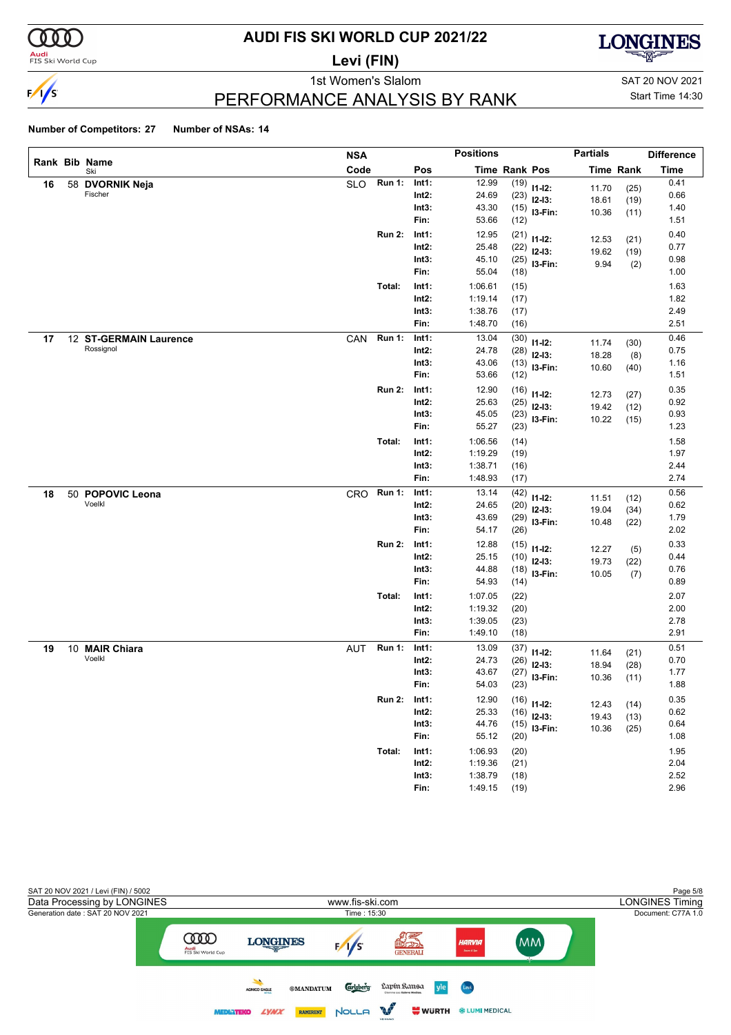# AUDI FIS SKI WORLD CUP 2021/22

## Levi (FIN)

### 1st Women's Slalom

SAT 20 NOV 2021
Start Time 14:30

## PERFORMANCE ANALYSIS BY RANK

**Number of Competitors: 27** **Number of NSAs: 14**

| Rank | Bib | Name / Ski | NSA Code | | Pos | Positions Time | Rank | Pos | Partials Time | Rank | Difference Time |
|---|---|---|---|---|---|---|---|---|---|---|---|
| 16 | 58 | **DVORNIK Neja** | SLO | Run 1: | Int1: | 12.99 | (19) | I1-I2: | 11.70 | (25) | 0.41 |
| | | Fischer | | | Int2: | 24.69 | (23) | I2-I3: | 18.61 | (19) | 0.66 |
| | | | | | Int3: | 43.30 | (15) | I3-Fin: | 10.36 | (11) | 1.40 |
| | | | | | Fin: | 53.66 | (12) | | | | 1.51 |
| | | | | Run 2: | Int1: | 12.95 | (21) | I1-I2: | 12.53 | (21) | 0.40 |
| | | | | | Int2: | 25.48 | (22) | I2-I3: | 19.62 | (19) | 0.77 |
| | | | | | Int3: | 45.10 | (25) | I3-Fin: | 9.94 | (2) | 0.98 |
| | | | | | Fin: | 55.04 | (18) | | | | 1.00 |
| | | | | Total: | Int1: | 1:06.61 | (15) | | | | 1.63 |
| | | | | | Int2: | 1:19.14 | (17) | | | | 1.82 |
| | | | | | Int3: | 1:38.76 | (17) | | | | 2.49 |
| | | | | | Fin: | 1:48.70 | (16) | | | | 2.51 |
| 17 | 12 | **ST-GERMAIN Laurence** | CAN | Run 1: | Int1: | 13.04 | (30) | I1-I2: | 11.74 | (30) | 0.46 |
| | | Rossignol | | | Int2: | 24.78 | (28) | I2-I3: | 18.28 | (8) | 0.75 |
| | | | | | Int3: | 43.06 | (13) | I3-Fin: | 10.60 | (40) | 1.16 |
| | | | | | Fin: | 53.66 | (12) | | | | 1.51 |
| | | | | Run 2: | Int1: | 12.90 | (16) | I1-I2: | 12.73 | (27) | 0.35 |
| | | | | | Int2: | 25.63 | (25) | I2-I3: | 19.42 | (12) | 0.92 |
| | | | | | Int3: | 45.05 | (23) | I3-Fin: | 10.22 | (15) | 0.93 |
| | | | | | Fin: | 55.27 | (23) | | | | 1.23 |
| | | | | Total: | Int1: | 1:06.56 | (14) | | | | 1.58 |
| | | | | | Int2: | 1:19.29 | (19) | | | | 1.97 |
| | | | | | Int3: | 1:38.71 | (16) | | | | 2.44 |
| | | | | | Fin: | 1:48.93 | (17) | | | | 2.74 |
| 18 | 50 | **POPOVIC Leona** | CRO | Run 1: | Int1: | 13.14 | (42) | I1-I2: | 11.51 | (12) | 0.56 |
| | | Voelkl | | | Int2: | 24.65 | (20) | I2-I3: | 19.04 | (34) | 0.62 |
| | | | | | Int3: | 43.69 | (29) | I3-Fin: | 10.48 | (22) | 1.79 |
| | | | | | Fin: | 54.17 | (26) | | | | 2.02 |
| | | | | Run 2: | Int1: | 12.88 | (15) | I1-I2: | 12.27 | (5) | 0.33 |
| | | | | | Int2: | 25.15 | (10) | I2-I3: | 19.73 | (22) | 0.44 |
| | | | | | Int3: | 44.88 | (18) | I3-Fin: | 10.05 | (7) | 0.76 |
| | | | | | Fin: | 54.93 | (14) | | | | 0.89 |
| | | | | Total: | Int1: | 1:07.05 | (22) | | | | 2.07 |
| | | | | | Int2: | 1:19.32 | (20) | | | | 2.00 |
| | | | | | Int3: | 1:39.05 | (23) | | | | 2.78 |
| | | | | | Fin: | 1:49.10 | (18) | | | | 2.91 |
| 19 | 10 | **MAIR Chiara** | AUT | Run 1: | Int1: | 13.09 | (37) | I1-I2: | 11.64 | (21) | 0.51 |
| | | Voelkl | | | Int2: | 24.73 | (26) | I2-I3: | 18.94 | (28) | 0.70 |
| | | | | | Int3: | 43.67 | (27) | I3-Fin: | 10.36 | (11) | 1.77 |
| | | | | | Fin: | 54.03 | (23) | | | | 1.88 |
| | | | | Run 2: | Int1: | 12.90 | (16) | I1-I2: | 12.43 | (14) | 0.35 |
| | | | | | Int2: | 25.33 | (16) | I2-I3: | 19.43 | (13) | 0.62 |
| | | | | | Int3: | 44.76 | (15) | I3-Fin: | 10.36 | (25) | 0.64 |
| | | | | | Fin: | 55.12 | (20) | | | | 1.08 |
| | | | | Total: | Int1: | 1:06.93 | (20) | | | | 1.95 |
| | | | | | Int2: | 1:19.36 | (21) | | | | 2.04 |
| | | | | | Int3: | 1:38.79 | (18) | | | | 2.52 |
| | | | | | Fin: | 1:49.15 | (19) | | | | 2.96 |

SAT 20 NOV 2021 / Levi (FIN) / 5002
Data Processing by LONGINES — www.fis-ski.com — LONGINES Timing
Generation date : SAT 20 NOV 2021 — Time : 15:30 — Document: C77A 1.0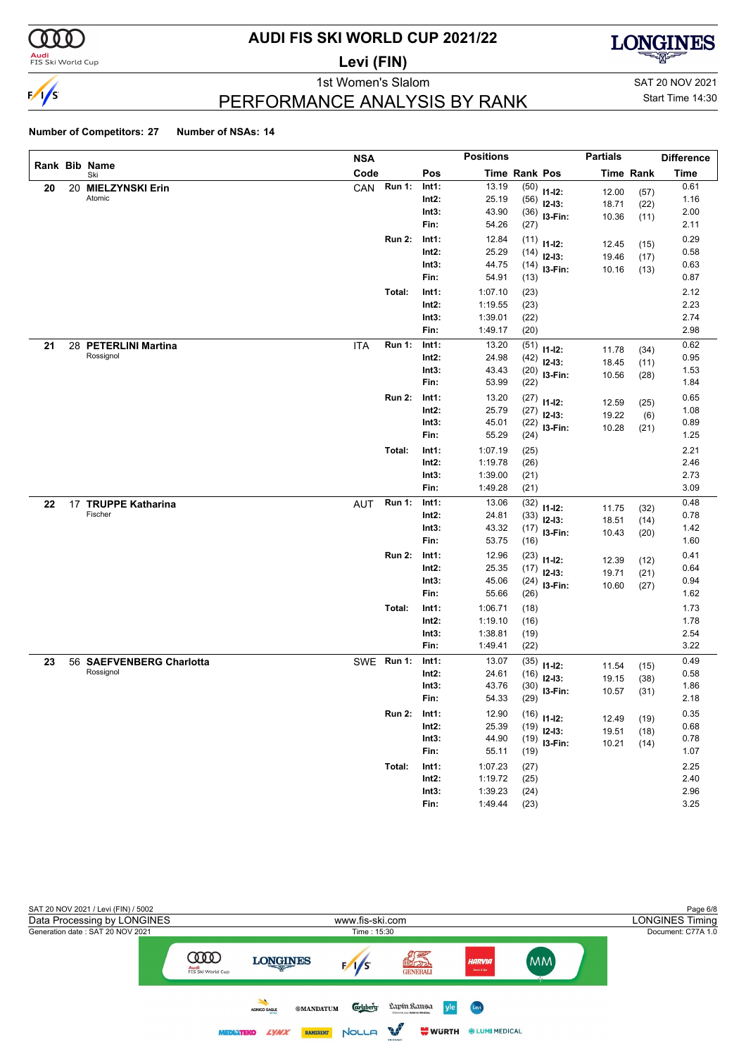# AUDI FIS SKI WORLD CUP 2021/22

## Levi (FIN)

### 1st Women's Slalom

## PERFORMANCE ANALYSIS BY RANK

SAT 20 NOV 2021
Start Time 14:30

**Number of Competitors: 27** **Number of NSAs: 14**

| Rank | Bib | Name / Ski | NSA Code | | Pos | Time | Rank | Pos (Partials) | Partial Time | Partial Rank | Difference Time |
|---|---|---|---|---|---|---|---|---|---|---|---|
| 20 | 20 | MIELZYNSKI Erin / Atomic | CAN | Run 1: | Int1: | 13.19 | (50) | I1-I2: | 12.00 | (57) | 0.61 |
| | | | | | Int2: | 25.19 | (56) | I2-I3: | 18.71 | (22) | 1.16 |
| | | | | | Int3: | 43.90 | (36) | I3-Fin: | 10.36 | (11) | 2.00 |
| | | | | | Fin: | 54.26 | (27) | | | | 2.11 |
| | | | | Run 2: | Int1: | 12.84 | (11) | I1-I2: | 12.45 | (15) | 0.29 |
| | | | | | Int2: | 25.29 | (14) | I2-I3: | 19.46 | (17) | 0.58 |
| | | | | | Int3: | 44.75 | (14) | I3-Fin: | 10.16 | (13) | 0.63 |
| | | | | | Fin: | 54.91 | (13) | | | | 0.87 |
| | | | | Total: | Int1: | 1:07.10 | (23) | | | | 2.12 |
| | | | | | Int2: | 1:19.55 | (23) | | | | 2.23 |
| | | | | | Int3: | 1:39.01 | (22) | | | | 2.74 |
| | | | | | Fin: | 1:49.17 | (20) | | | | 2.98 |
| 21 | 28 | PETERLINI Martina / Rossignol | ITA | Run 1: | Int1: | 13.20 | (51) | I1-I2: | 11.78 | (34) | 0.62 |
| | | | | | Int2: | 24.98 | (42) | I2-I3: | 18.45 | (11) | 0.95 |
| | | | | | Int3: | 43.43 | (20) | I3-Fin: | 10.56 | (28) | 1.53 |
| | | | | | Fin: | 53.99 | (22) | | | | 1.84 |
| | | | | Run 2: | Int1: | 13.20 | (27) | I1-I2: | 12.59 | (25) | 0.65 |
| | | | | | Int2: | 25.79 | (27) | I2-I3: | 19.22 | (6) | 1.08 |
| | | | | | Int3: | 45.01 | (22) | I3-Fin: | 10.28 | (21) | 0.89 |
| | | | | | Fin: | 55.29 | (24) | | | | 1.25 |
| | | | | Total: | Int1: | 1:07.19 | (25) | | | | 2.21 |
| | | | | | Int2: | 1:19.78 | (26) | | | | 2.46 |
| | | | | | Int3: | 1:39.00 | (21) | | | | 2.73 |
| | | | | | Fin: | 1:49.28 | (21) | | | | 3.09 |
| 22 | 17 | TRUPPE Katharina / Fischer | AUT | Run 1: | Int1: | 13.06 | (32) | I1-I2: | 11.75 | (32) | 0.48 |
| | | | | | Int2: | 24.81 | (33) | I2-I3: | 18.51 | (14) | 0.78 |
| | | | | | Int3: | 43.32 | (17) | I3-Fin: | 10.43 | (20) | 1.42 |
| | | | | | Fin: | 53.75 | (16) | | | | 1.60 |
| | | | | Run 2: | Int1: | 12.96 | (23) | I1-I2: | 12.39 | (12) | 0.41 |
| | | | | | Int2: | 25.35 | (17) | I2-I3: | 19.71 | (21) | 0.64 |
| | | | | | Int3: | 45.06 | (24) | I3-Fin: | 10.60 | (27) | 0.94 |
| | | | | | Fin: | 55.66 | (26) | | | | 1.62 |
| | | | | Total: | Int1: | 1:06.71 | (18) | | | | 1.73 |
| | | | | | Int2: | 1:19.10 | (16) | | | | 1.78 |
| | | | | | Int3: | 1:38.81 | (19) | | | | 2.54 |
| | | | | | Fin: | 1:49.41 | (22) | | | | 3.22 |
| 23 | 56 | SAEFVENBERG Charlotta / Rossignol | SWE | Run 1: | Int1: | 13.07 | (35) | I1-I2: | 11.54 | (15) | 0.49 |
| | | | | | Int2: | 24.61 | (16) | I2-I3: | 19.15 | (38) | 0.58 |
| | | | | | Int3: | 43.76 | (30) | I3-Fin: | 10.57 | (31) | 1.86 |
| | | | | | Fin: | 54.33 | (29) | | | | 2.18 |
| | | | | Run 2: | Int1: | 12.90 | (16) | I1-I2: | 12.49 | (19) | 0.35 |
| | | | | | Int2: | 25.39 | (19) | I2-I3: | 19.51 | (18) | 0.68 |
| | | | | | Int3: | 44.90 | (19) | I3-Fin: | 10.21 | (14) | 0.78 |
| | | | | | Fin: | 55.11 | (19) | | | | 1.07 |
| | | | | Total: | Int1: | 1:07.23 | (27) | | | | 2.25 |
| | | | | | Int2: | 1:19.72 | (25) | | | | 2.40 |
| | | | | | Int3: | 1:39.23 | (24) | | | | 2.96 |
| | | | | | Fin: | 1:49.44 | (23) | | | | 3.25 |

SAT 20 NOV 2021 / Levi (FIN) / 5002
Data Processing by LONGINES — www.fis-ski.com — LONGINES Timing
Generation date : SAT 20 NOV 2021 — Time : 15:30 — Document: C77A 1.0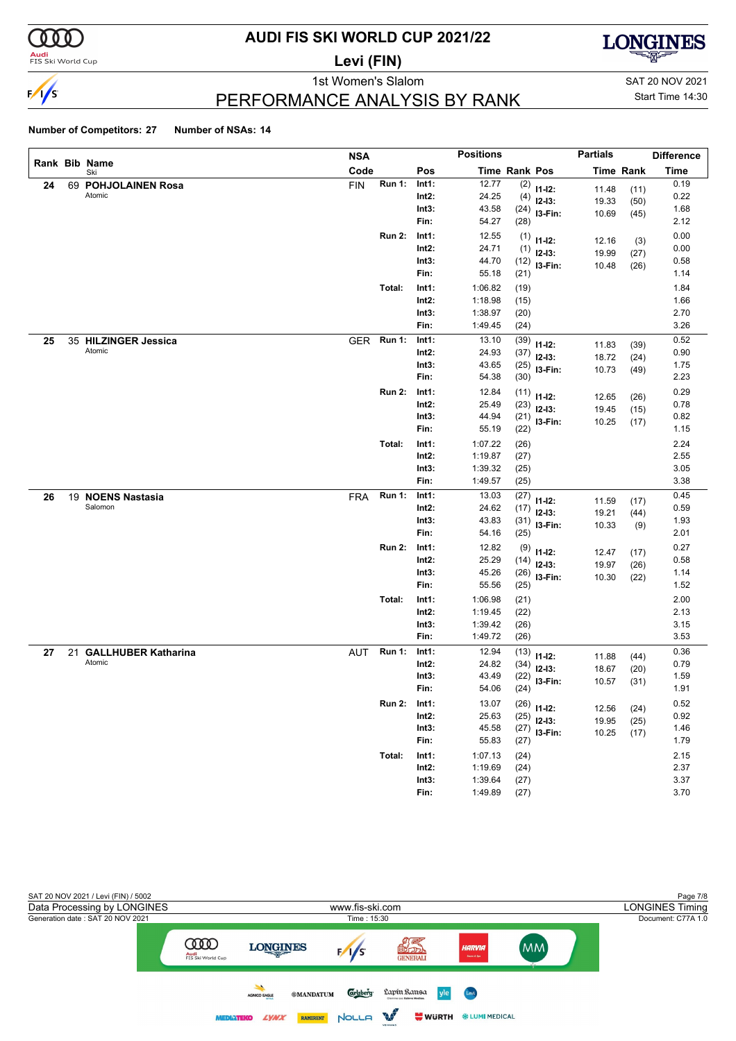# AUDI FIS SKI WORLD CUP 2021/22

## Levi (FIN)

### 1st Women's Slalom

SAT 20 NOV 2021
Start Time 14:30

## PERFORMANCE ANALYSIS BY RANK

**Number of Competitors: 27** **Number of NSAs: 14**

| Rank | Bib | Name / Ski | NSA Code | | Pos | Time | Rank | Pos | Partials Time | Partials Rank | Difference Time |
|---|---|---|---|---|---|---|---|---|---|---|---|
| 24 | 69 | **POHJOLAINEN Rosa** Atomic | FIN | Run 1: | Int1: | 12.77 | (2) | I1-I2: | 11.48 | (11) | 0.19 |
| | | | | | Int2: | 24.25 | (4) | I2-I3: | 19.33 | (50) | 0.22 |
| | | | | | Int3: | 43.58 | (24) | I3-Fin: | 10.69 | (45) | 1.68 |
| | | | | | Fin: | 54.27 | (28) | | | | 2.12 |
| | | | | Run 2: | Int1: | 12.55 | (1) | I1-I2: | 12.16 | (3) | 0.00 |
| | | | | | Int2: | 24.71 | (1) | I2-I3: | 19.99 | (27) | 0.00 |
| | | | | | Int3: | 44.70 | (12) | I3-Fin: | 10.48 | (26) | 0.58 |
| | | | | | Fin: | 55.18 | (21) | | | | 1.14 |
| | | | | Total: | Int1: | 1:06.82 | (19) | | | | 1.84 |
| | | | | | Int2: | 1:18.98 | (15) | | | | 1.66 |
| | | | | | Int3: | 1:38.97 | (20) | | | | 2.70 |
| | | | | | Fin: | 1:49.45 | (24) | | | | 3.26 |
| 25 | 35 | **HILZINGER Jessica** Atomic | GER | Run 1: | Int1: | 13.10 | (39) | I1-I2: | 11.83 | (39) | 0.52 |
| | | | | | Int2: | 24.93 | (37) | I2-I3: | 18.72 | (24) | 0.90 |
| | | | | | Int3: | 43.65 | (25) | I3-Fin: | 10.73 | (49) | 1.75 |
| | | | | | Fin: | 54.38 | (30) | | | | 2.23 |
| | | | | Run 2: | Int1: | 12.84 | (11) | I1-I2: | 12.65 | (26) | 0.29 |
| | | | | | Int2: | 25.49 | (23) | I2-I3: | 19.45 | (15) | 0.78 |
| | | | | | Int3: | 44.94 | (21) | I3-Fin: | 10.25 | (17) | 0.82 |
| | | | | | Fin: | 55.19 | (22) | | | | 1.15 |
| | | | | Total: | Int1: | 1:07.22 | (26) | | | | 2.24 |
| | | | | | Int2: | 1:19.87 | (27) | | | | 2.55 |
| | | | | | Int3: | 1:39.32 | (25) | | | | 3.05 |
| | | | | | Fin: | 1:49.57 | (25) | | | | 3.38 |
| 26 | 19 | **NOENS Nastasia** Salomon | FRA | Run 1: | Int1: | 13.03 | (27) | I1-I2: | 11.59 | (17) | 0.45 |
| | | | | | Int2: | 24.62 | (17) | I2-I3: | 19.21 | (44) | 0.59 |
| | | | | | Int3: | 43.83 | (31) | I3-Fin: | 10.33 | (9) | 1.93 |
| | | | | | Fin: | 54.16 | (25) | | | | 2.01 |
| | | | | Run 2: | Int1: | 12.82 | (9) | I1-I2: | 12.47 | (17) | 0.27 |
| | | | | | Int2: | 25.29 | (14) | I2-I3: | 19.97 | (26) | 0.58 |
| | | | | | Int3: | 45.26 | (26) | I3-Fin: | 10.30 | (22) | 1.14 |
| | | | | | Fin: | 55.56 | (25) | | | | 1.52 |
| | | | | Total: | Int1: | 1:06.98 | (21) | | | | 2.00 |
| | | | | | Int2: | 1:19.45 | (22) | | | | 2.13 |
| | | | | | Int3: | 1:39.42 | (26) | | | | 3.15 |
| | | | | | Fin: | 1:49.72 | (26) | | | | 3.53 |
| 27 | 21 | **GALLHUBER Katharina** Atomic | AUT | Run 1: | Int1: | 12.94 | (13) | I1-I2: | 11.88 | (44) | 0.36 |
| | | | | | Int2: | 24.82 | (34) | I2-I3: | 18.67 | (20) | 0.79 |
| | | | | | Int3: | 43.49 | (22) | I3-Fin: | 10.57 | (31) | 1.59 |
| | | | | | Fin: | 54.06 | (24) | | | | 1.91 |
| | | | | Run 2: | Int1: | 13.07 | (26) | I1-I2: | 12.56 | (24) | 0.52 |
| | | | | | Int2: | 25.63 | (25) | I2-I3: | 19.95 | (25) | 0.92 |
| | | | | | Int3: | 45.58 | (27) | I3-Fin: | 10.25 | (17) | 1.46 |
| | | | | | Fin: | 55.83 | (27) | | | | 1.79 |
| | | | | Total: | Int1: | 1:07.13 | (24) | | | | 2.15 |
| | | | | | Int2: | 1:19.69 | (24) | | | | 2.37 |
| | | | | | Int3: | 1:39.64 | (27) | | | | 3.37 |
| | | | | | Fin: | 1:49.89 | (27) | | | | 3.70 |

SAT 20 NOV 2021 / Levi (FIN) / 5002
Data Processing by LONGINES — www.fis-ski.com — LONGINES Timing
Generation date : SAT 20 NOV 2021 — Time : 15:30 — Document: C77A 1.0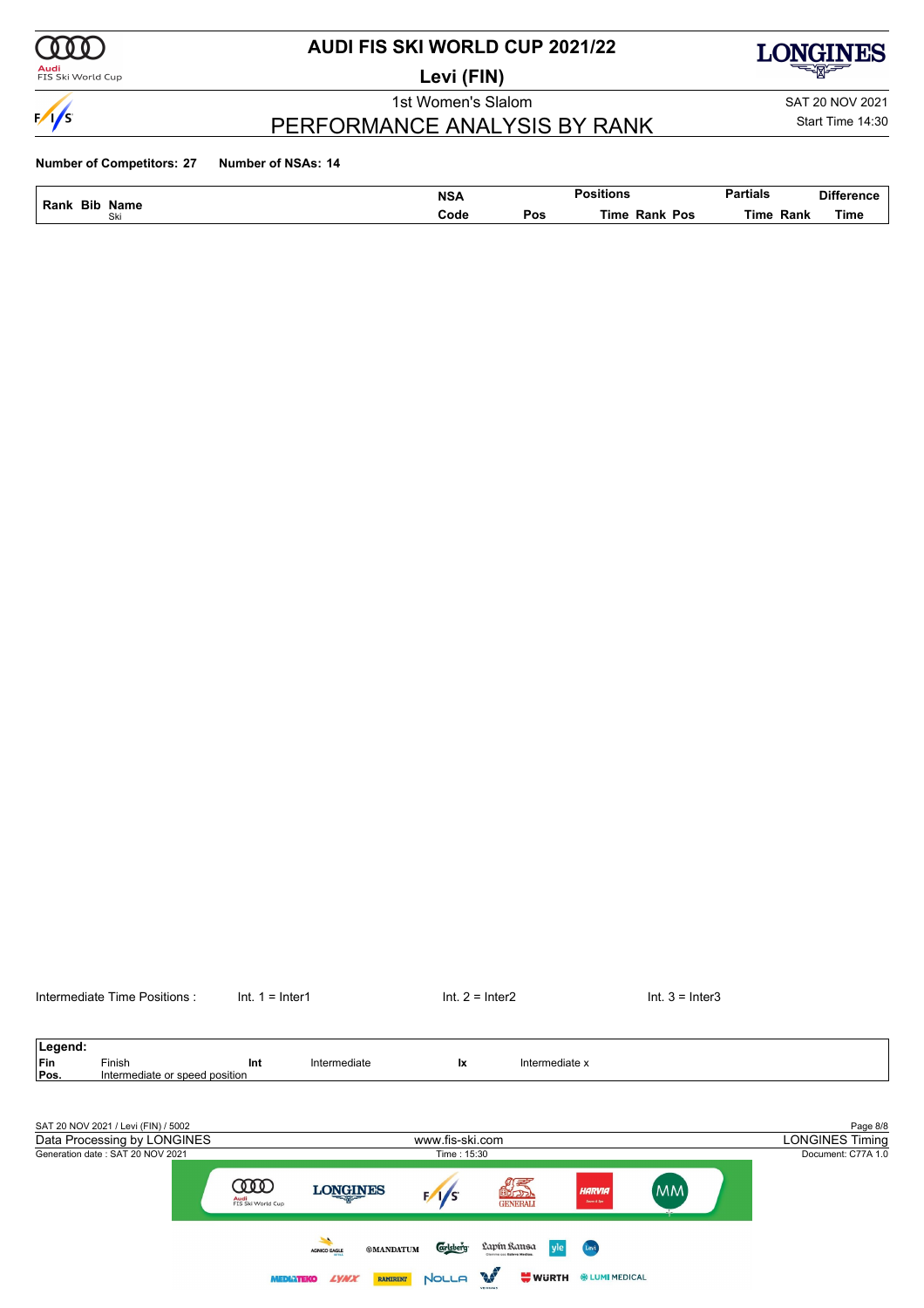# AUDI FIS SKI WORLD CUP 2021/22

## Levi (FIN)

1st Women's Slalom

SAT 20 NOV 2021

Start Time 14:30

## PERFORMANCE ANALYSIS BY RANK

**Number of Competitors: 27** **Number of NSAs: 14**

| Rank | Bib | Name / Ski | NSA Code | Positions Pos | Positions Time | Positions Rank | Positions Pos | Partials Time | Partials Rank | Difference Time |
|---|---|---|---|---|---|---|---|---|---|---|

Intermediate Time Positions : Int. 1 = Inter1 Int. 2 = Inter2 Int. 3 = Inter3

**Legend:**

| | | | | | |
|---|---|---|---|---|---|
| **Fin** | Finish | **Int** | Intermediate | **Ix** | Intermediate x |
| **Pos.** | Intermediate or speed position | | | | |

SAT 20 NOV 2021 / Levi (FIN) / 5002

Data Processing by LONGINES

Generation date : SAT 20 NOV 2021

www.fis-ski.com

Time : 15:30

LONGINES Timing

Document: C77A 1.0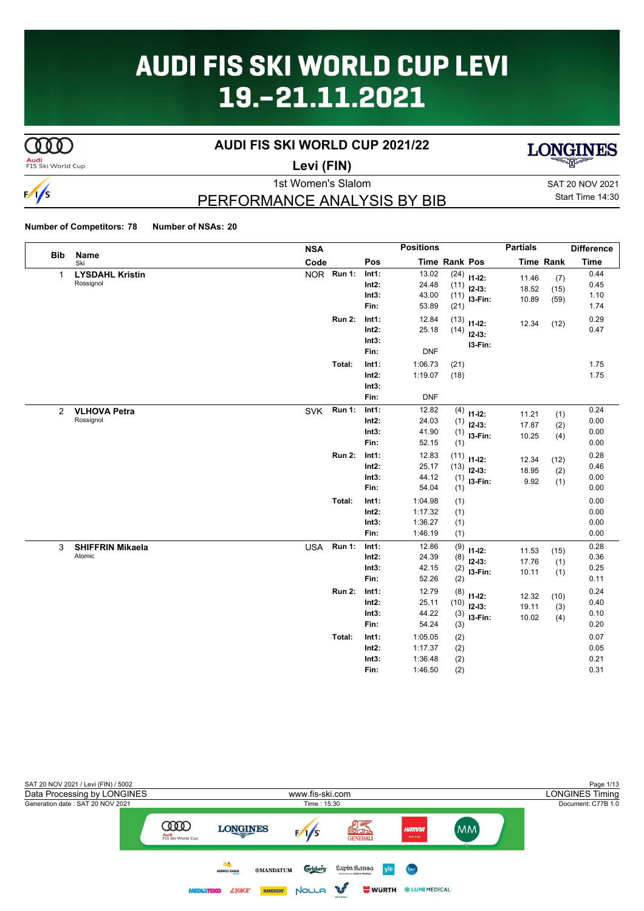# AUDI FIS SKI WORLD CUP LEVI 19.-21.11.2021

## AUDI FIS SKI WORLD CUP 2021/22

**Levi (FIN)**

1st Women's Slalom

SAT 20 NOV 2021
Start Time 14:30

## PERFORMANCE ANALYSIS BY BIB

**Number of Competitors: 78** **Number of NSAs: 20**

| Bib | Name / Ski | NSA Code | | Pos | Positions Time | Rank | Pos | Partials Time | Rank | Difference Time |
|---|---|---|---|---|---|---|---|---|---|---|
| 1 | **LYSDAHL Kristin** | NOR | Run 1: | Int1: | 13.02 | (24) | I1-I2: | 11.46 | (7) | 0.44 |
| | Rossignol | | | Int2: | 24.48 | (11) | I2-I3: | 18.52 | (15) | 0.45 |
| | | | | Int3: | 43.00 | (11) | I3-Fin: | 10.89 | (59) | 1.10 |
| | | | | Fin: | 53.89 | (21) | | | | 1.74 |
| | | | Run 2: | Int1: | 12.84 | (13) | I1-I2: | 12.34 | (12) | 0.29 |
| | | | | Int2: | 25.18 | (14) | I2-I3: | | | 0.47 |
| | | | | Int3: | | | I3-Fin: | | | |
| | | | | Fin: | DNF | | | | | |
| | | | Total: | Int1: | 1:06.73 | (21) | | | | 1.75 |
| | | | | Int2: | 1:19.07 | (18) | | | | 1.75 |
| | | | | Int3: | | | | | | |
| | | | | Fin: | DNF | | | | | |
| 2 | **VLHOVA Petra** | SVK | Run 1: | Int1: | 12.82 | (4) | I1-I2: | 11.21 | (1) | 0.24 |
| | Rossignol | | | Int2: | 24.03 | (1) | I2-I3: | 17.87 | (2) | 0.00 |
| | | | | Int3: | 41.90 | (1) | I3-Fin: | 10.25 | (4) | 0.00 |
| | | | | Fin: | 52.15 | (1) | | | | 0.00 |
| | | | Run 2: | Int1: | 12.83 | (11) | I1-I2: | 12.34 | (12) | 0.28 |
| | | | | Int2: | 25.17 | (13) | I2-I3: | 18.95 | (2) | 0.46 |
| | | | | Int3: | 44.12 | (1) | I3-Fin: | 9.92 | (1) | 0.00 |
| | | | | Fin: | 54.04 | (1) | | | | 0.00 |
| | | | Total: | Int1: | 1:04.98 | (1) | | | | 0.00 |
| | | | | Int2: | 1:17.32 | (1) | | | | 0.00 |
| | | | | Int3: | 1:36.27 | (1) | | | | 0.00 |
| | | | | Fin: | 1:46.19 | (1) | | | | 0.00 |
| 3 | **SHIFFRIN Mikaela** | USA | Run 1: | Int1: | 12.86 | (9) | I1-I2: | 11.53 | (15) | 0.28 |
| | Atomic | | | Int2: | 24.39 | (8) | I2-I3: | 17.76 | (1) | 0.36 |
| | | | | Int3: | 42.15 | (2) | I3-Fin: | 10.11 | (1) | 0.25 |
| | | | | Fin: | 52.26 | (2) | | | | 0.11 |
| | | | Run 2: | Int1: | 12.79 | (8) | I1-I2: | 12.32 | (10) | 0.24 |
| | | | | Int2: | 25.11 | (10) | I2-I3: | 19.11 | (3) | 0.40 |
| | | | | Int3: | 44.22 | (3) | I3-Fin: | 10.02 | (4) | 0.10 |
| | | | | Fin: | 54.24 | (3) | | | | 0.20 |
| | | | Total: | Int1: | 1:05.05 | (2) | | | | 0.07 |
| | | | | Int2: | 1:17.37 | (2) | | | | 0.05 |
| | | | | Int3: | 1:36.48 | (2) | | | | 0.21 |
| | | | | Fin: | 1:46.50 | (2) | | | | 0.31 |

SAT 20 NOV 2021 / Levi (FIN) / 5002
Data Processing by LONGINES — www.fis-ski.com — LONGINES Timing
Generation date : SAT 20 NOV 2021 — Time : 15:30 — Document: C77B 1.0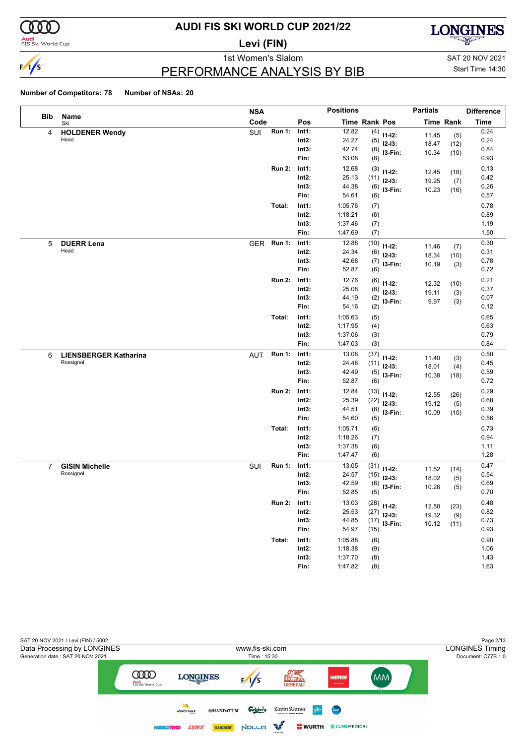# AUDI FIS SKI WORLD CUP 2021/22

## Levi (FIN)

### 1st Women's Slalom

SAT 20 NOV 2021
Start Time 14:30

## PERFORMANCE ANALYSIS BY BIB

**Number of Competitors: 78** **Number of NSAs: 20**

| Bib | Name / Ski | NSA Code | | Pos | Time | Rank | Pos | Partials Time | Partials Rank | Difference Time |
|---|---|---|---|---|---|---|---|---|---|---|
| 4 | **HOLDENER Wendy** | SUI | Run 1: | Int1: | 12.82 | (4) | I1-I2: | 11.45 | (5) | 0.24 |
| | Head | | | Int2: | 24.27 | (5) | I2-I3: | 18.47 | (12) | 0.24 |
| | | | | Int3: | 42.74 | (8) | I3-Fin: | 10.34 | (10) | 0.84 |
| | | | | Fin: | 53.08 | (8) | | | | 0.93 |
| | | | Run 2: | Int1: | 12.68 | (3) | I1-I2: | 12.45 | (18) | 0.13 |
| | | | | Int2: | 25.13 | (11) | I2-I3: | 19.25 | (7) | 0.42 |
| | | | | Int3: | 44.38 | (6) | I3-Fin: | 10.23 | (16) | 0.26 |
| | | | | Fin: | 54.61 | (6) | | | | 0.57 |
| | | | Total: | Int1: | 1:05.76 | (7) | | | | 0.78 |
| | | | | Int2: | 1:18.21 | (6) | | | | 0.89 |
| | | | | Int3: | 1:37.46 | (7) | | | | 1.19 |
| | | | | Fin: | 1:47.69 | (7) | | | | 1.50 |
| 5 | **DUERR Lena** | GER | Run 1: | Int1: | 12.88 | (10) | I1-I2: | 11.46 | (7) | 0.30 |
| | Head | | | Int2: | 24.34 | (6) | I2-I3: | 18.34 | (10) | 0.31 |
| | | | | Int3: | 42.68 | (7) | I3-Fin: | 10.19 | (3) | 0.78 |
| | | | | Fin: | 52.87 | (6) | | | | 0.72 |
| | | | Run 2: | Int1: | 12.76 | (6) | I1-I2: | 12.32 | (10) | 0.21 |
| | | | | Int2: | 25.08 | (8) | I2-I3: | 19.11 | (3) | 0.37 |
| | | | | Int3: | 44.19 | (2) | I3-Fin: | 9.97 | (3) | 0.07 |
| | | | | Fin: | 54.16 | (2) | | | | 0.12 |
| | | | Total: | Int1: | 1:05.63 | (5) | | | | 0.65 |
| | | | | Int2: | 1:17.95 | (4) | | | | 0.63 |
| | | | | Int3: | 1:37.06 | (3) | | | | 0.79 |
| | | | | Fin: | 1:47.03 | (3) | | | | 0.84 |
| 6 | **LIENSBERGER Katharina** | AUT | Run 1: | Int1: | 13.08 | (37) | I1-I2: | 11.40 | (3) | 0.50 |
| | Rossignol | | | Int2: | 24.48 | (11) | I2-I3: | 18.01 | (4) | 0.45 |
| | | | | Int3: | 42.49 | (5) | I3-Fin: | 10.38 | (18) | 0.59 |
| | | | | Fin: | 52.87 | (6) | | | | 0.72 |
| | | | Run 2: | Int1: | 12.84 | (13) | I1-I2: | 12.55 | (26) | 0.29 |
| | | | | Int2: | 25.39 | (22) | I2-I3: | 19.12 | (5) | 0.68 |
| | | | | Int3: | 44.51 | (8) | I3-Fin: | 10.09 | (10) | 0.39 |
| | | | | Fin: | 54.60 | (5) | | | | 0.56 |
| | | | Total: | Int1: | 1:05.71 | (6) | | | | 0.73 |
| | | | | Int2: | 1:18.26 | (7) | | | | 0.94 |
| | | | | Int3: | 1:37.38 | (6) | | | | 1.11 |
| | | | | Fin: | 1:47.47 | (6) | | | | 1.28 |
| 7 | **GISIN Michelle** | SUI | Run 1: | Int1: | 13.05 | (31) | I1-I2: | 11.52 | (14) | 0.47 |
| | Rossignol | | | Int2: | 24.57 | (15) | I2-I3: | 18.02 | (5) | 0.54 |
| | | | | Int3: | 42.59 | (6) | I3-Fin: | 10.26 | (5) | 0.69 |
| | | | | Fin: | 52.85 | (5) | | | | 0.70 |
| | | | Run 2: | Int1: | 13.03 | (28) | I1-I2: | 12.50 | (23) | 0.48 |
| | | | | Int2: | 25.53 | (27) | I2-I3: | 19.32 | (9) | 0.82 |
| | | | | Int3: | 44.85 | (17) | I3-Fin: | 10.12 | (11) | 0.73 |
| | | | | Fin: | 54.97 | (15) | | | | 0.93 |
| | | | Total: | Int1: | 1:05.88 | (8) | | | | 0.90 |
| | | | | Int2: | 1:18.38 | (9) | | | | 1.06 |
| | | | | Int3: | 1:37.70 | (8) | | | | 1.43 |
| | | | | Fin: | 1:47.82 | (8) | | | | 1.63 |

SAT 20 NOV 2021 / Levi (FIN) / 5002
Data Processing by LONGINES — www.fis-ski.com — LONGINES Timing
Generation date : SAT 20 NOV 2021 — Time : 15:30 — Document: C77B 1.0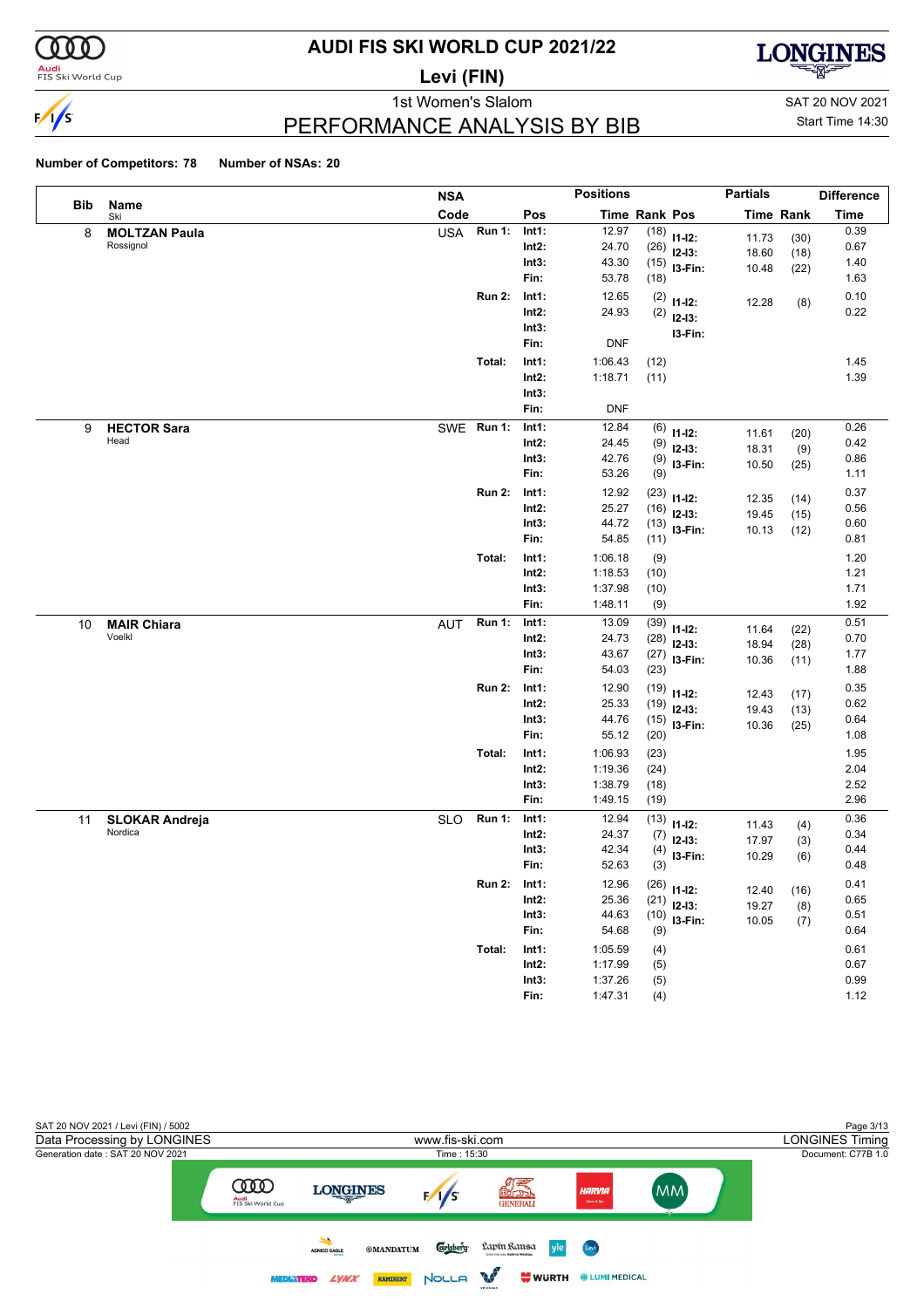# AUDI FIS SKI WORLD CUP 2021/22

## Levi (FIN)

### 1st Women's Slalom

### PERFORMANCE ANALYSIS BY BIB

SAT 20 NOV 2021
Start Time 14:30

**Number of Competitors: 78** **Number of NSAs: 20**

| Bib | Name / Ski | NSA Code | | Pos | Time | Rank | Partials Pos | Partials Time | Partials Rank | Difference Time |
|---|---|---|---|---|---|---|---|---|---|---|
| 8 | **MOLTZAN Paula** | USA | Run 1: | Int1: | 12.97 | (18) | I1-I2: | 11.73 | (30) | 0.39 |
| | Rossignol | | | Int2: | 24.70 | (26) | I2-I3: | 18.60 | (18) | 0.67 |
| | | | | Int3: | 43.30 | (15) | I3-Fin: | 10.48 | (22) | 1.40 |
| | | | | Fin: | 53.78 | (18) | | | | 1.63 |
| | | | Run 2: | Int1: | 12.65 | (2) | I1-I2: | 12.28 | (8) | 0.10 |
| | | | | Int2: | 24.93 | (2) | I2-I3: | | | 0.22 |
| | | | | Int3: | | | I3-Fin: | | | |
| | | | | Fin: | DNF | | | | | |
| | | | Total: | Int1: | 1:06.43 | (12) | | | | 1.45 |
| | | | | Int2: | 1:18.71 | (11) | | | | 1.39 |
| | | | | Int3: | | | | | | |
| | | | | Fin: | DNF | | | | | |
| 9 | **HECTOR Sara** | SWE | Run 1: | Int1: | 12.84 | (6) | I1-I2: | 11.61 | (20) | 0.26 |
| | Head | | | Int2: | 24.45 | (9) | I2-I3: | 18.31 | (9) | 0.42 |
| | | | | Int3: | 42.76 | (9) | I3-Fin: | 10.50 | (25) | 0.86 |
| | | | | Fin: | 53.26 | (9) | | | | 1.11 |
| | | | Run 2: | Int1: | 12.92 | (23) | I1-I2: | 12.35 | (14) | 0.37 |
| | | | | Int2: | 25.27 | (16) | I2-I3: | 19.45 | (15) | 0.56 |
| | | | | Int3: | 44.72 | (13) | I3-Fin: | 10.13 | (12) | 0.60 |
| | | | | Fin: | 54.85 | (11) | | | | 0.81 |
| | | | Total: | Int1: | 1:06.18 | (9) | | | | 1.20 |
| | | | | Int2: | 1:18.53 | (10) | | | | 1.21 |
| | | | | Int3: | 1:37.98 | (10) | | | | 1.71 |
| | | | | Fin: | 1:48.11 | (9) | | | | 1.92 |
| 10 | **MAIR Chiara** | AUT | Run 1: | Int1: | 13.09 | (39) | I1-I2: | 11.64 | (22) | 0.51 |
| | Voelkl | | | Int2: | 24.73 | (28) | I2-I3: | 18.94 | (28) | 0.70 |
| | | | | Int3: | 43.67 | (27) | I3-Fin: | 10.36 | (11) | 1.77 |
| | | | | Fin: | 54.03 | (23) | | | | 1.88 |
| | | | Run 2: | Int1: | 12.90 | (19) | I1-I2: | 12.43 | (17) | 0.35 |
| | | | | Int2: | 25.33 | (19) | I2-I3: | 19.43 | (13) | 0.62 |
| | | | | Int3: | 44.76 | (15) | I3-Fin: | 10.36 | (25) | 0.64 |
| | | | | Fin: | 55.12 | (20) | | | | 1.08 |
| | | | Total: | Int1: | 1:06.93 | (23) | | | | 1.95 |
| | | | | Int2: | 1:19.36 | (24) | | | | 2.04 |
| | | | | Int3: | 1:38.79 | (18) | | | | 2.52 |
| | | | | Fin: | 1:49.15 | (19) | | | | 2.96 |
| 11 | **SLOKAR Andreja** | SLO | Run 1: | Int1: | 12.94 | (13) | I1-I2: | 11.43 | (4) | 0.36 |
| | Nordica | | | Int2: | 24.37 | (7) | I2-I3: | 17.97 | (3) | 0.34 |
| | | | | Int3: | 42.34 | (4) | I3-Fin: | 10.29 | (6) | 0.44 |
| | | | | Fin: | 52.63 | (3) | | | | 0.48 |
| | | | Run 2: | Int1: | 12.96 | (26) | I1-I2: | 12.40 | (16) | 0.41 |
| | | | | Int2: | 25.36 | (21) | I2-I3: | 19.27 | (8) | 0.65 |
| | | | | Int3: | 44.63 | (10) | I3-Fin: | 10.05 | (7) | 0.51 |
| | | | | Fin: | 54.68 | (9) | | | | 0.64 |
| | | | Total: | Int1: | 1:05.59 | (4) | | | | 0.61 |
| | | | | Int2: | 1:17.99 | (5) | | | | 0.67 |
| | | | | Int3: | 1:37.26 | (5) | | | | 0.99 |
| | | | | Fin: | 1:47.31 | (4) | | | | 1.12 |

SAT 20 NOV 2021 / Levi (FIN) / 5002
Data Processing by LONGINES — www.fis-ski.com — LONGINES Timing
Generation date : SAT 20 NOV 2021 — Time : 15:30 — Document: C77B 1.0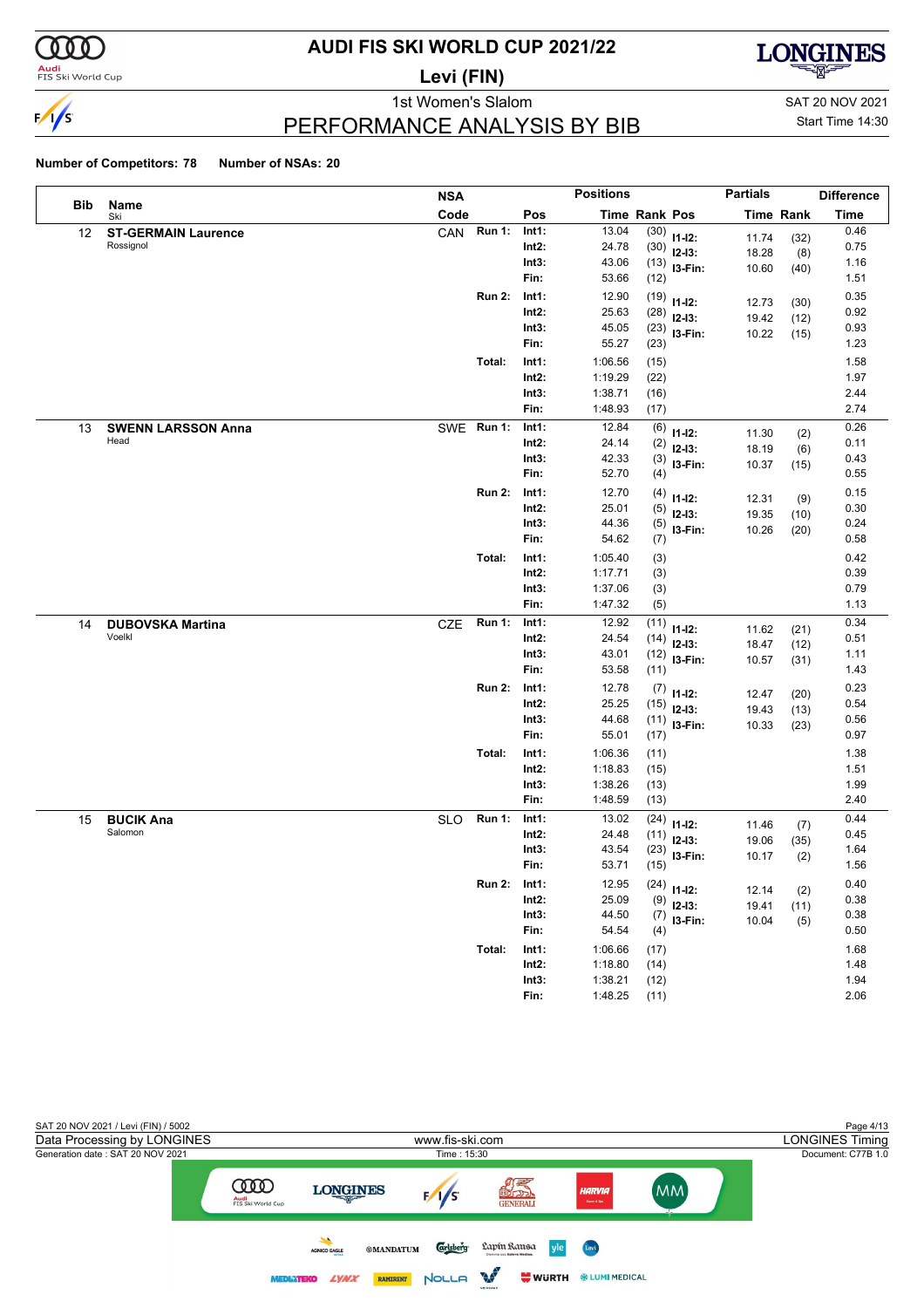# AUDI FIS SKI WORLD CUP 2021/22

## Levi (FIN)

### 1st Women's Slalom

SAT 20 NOV 2021
Start Time 14:30

## PERFORMANCE ANALYSIS BY BIB

**Number of Competitors: 78** **Number of NSAs: 20**

| Bib | Name / Ski | NSA Code | | Pos | Time | Rank | Pos | Partials Time | Partials Rank | Difference Time |
|---|---|---|---|---|---|---|---|---|---|---|
| 12 | **ST-GERMAIN Laurence** Rossignol | CAN | Run 1: | Int1: | 13.04 | (30) | I1-I2: | 11.74 | (32) | 0.46 |
| | | | | Int2: | 24.78 | (30) | I2-I3: | 18.28 | (8) | 0.75 |
| | | | | Int3: | 43.06 | (13) | I3-Fin: | 10.60 | (40) | 1.16 |
| | | | | Fin: | 53.66 | (12) | | | | 1.51 |
| | | | Run 2: | Int1: | 12.90 | (19) | I1-I2: | 12.73 | (30) | 0.35 |
| | | | | Int2: | 25.63 | (28) | I2-I3: | 19.42 | (12) | 0.92 |
| | | | | Int3: | 45.05 | (23) | I3-Fin: | 10.22 | (15) | 0.93 |
| | | | | Fin: | 55.27 | (23) | | | | 1.23 |
| | | | Total: | Int1: | 1:06.56 | (15) | | | | 1.58 |
| | | | | Int2: | 1:19.29 | (22) | | | | 1.97 |
| | | | | Int3: | 1:38.71 | (16) | | | | 2.44 |
| | | | | Fin: | 1:48.93 | (17) | | | | 2.74 |
| 13 | **SWENN LARSSON Anna** Head | SWE | Run 1: | Int1: | 12.84 | (6) | I1-I2: | 11.30 | (2) | 0.26 |
| | | | | Int2: | 24.14 | (2) | I2-I3: | 18.19 | (6) | 0.11 |
| | | | | Int3: | 42.33 | (3) | I3-Fin: | 10.37 | (15) | 0.43 |
| | | | | Fin: | 52.70 | (4) | | | | 0.55 |
| | | | Run 2: | Int1: | 12.70 | (4) | I1-I2: | 12.31 | (9) | 0.15 |
| | | | | Int2: | 25.01 | (5) | I2-I3: | 19.35 | (10) | 0.30 |
| | | | | Int3: | 44.36 | (5) | I3-Fin: | 10.26 | (20) | 0.24 |
| | | | | Fin: | 54.62 | (7) | | | | 0.58 |
| | | | Total: | Int1: | 1:05.40 | (3) | | | | 0.42 |
| | | | | Int2: | 1:17.71 | (3) | | | | 0.39 |
| | | | | Int3: | 1:37.06 | (3) | | | | 0.79 |
| | | | | Fin: | 1:47.32 | (5) | | | | 1.13 |
| 14 | **DUBOVSKA Martina** Voelkl | CZE | Run 1: | Int1: | 12.92 | (11) | I1-I2: | 11.62 | (21) | 0.34 |
| | | | | Int2: | 24.54 | (14) | I2-I3: | 18.47 | (12) | 0.51 |
| | | | | Int3: | 43.01 | (12) | I3-Fin: | 10.57 | (31) | 1.11 |
| | | | | Fin: | 53.58 | (11) | | | | 1.43 |
| | | | Run 2: | Int1: | 12.78 | (7) | I1-I2: | 12.47 | (20) | 0.23 |
| | | | | Int2: | 25.25 | (15) | I2-I3: | 19.43 | (13) | 0.54 |
| | | | | Int3: | 44.68 | (11) | I3-Fin: | 10.33 | (23) | 0.56 |
| | | | | Fin: | 55.01 | (17) | | | | 0.97 |
| | | | Total: | Int1: | 1:06.36 | (11) | | | | 1.38 |
| | | | | Int2: | 1:18.83 | (15) | | | | 1.51 |
| | | | | Int3: | 1:38.26 | (13) | | | | 1.99 |
| | | | | Fin: | 1:48.59 | (13) | | | | 2.40 |
| 15 | **BUCIK Ana** Salomon | SLO | Run 1: | Int1: | 13.02 | (24) | I1-I2: | 11.46 | (7) | 0.44 |
| | | | | Int2: | 24.48 | (11) | I2-I3: | 19.06 | (35) | 0.45 |
| | | | | Int3: | 43.54 | (23) | I3-Fin: | 10.17 | (2) | 1.64 |
| | | | | Fin: | 53.71 | (15) | | | | 1.56 |
| | | | Run 2: | Int1: | 12.95 | (24) | I1-I2: | 12.14 | (2) | 0.40 |
| | | | | Int2: | 25.09 | (9) | I2-I3: | 19.41 | (11) | 0.38 |
| | | | | Int3: | 44.50 | (7) | I3-Fin: | 10.04 | (5) | 0.38 |
| | | | | Fin: | 54.54 | (4) | | | | 0.50 |
| | | | Total: | Int1: | 1:06.66 | (17) | | | | 1.68 |
| | | | | Int2: | 1:18.80 | (14) | | | | 1.48 |
| | | | | Int3: | 1:38.21 | (12) | | | | 1.94 |
| | | | | Fin: | 1:48.25 | (11) | | | | 2.06 |

SAT 20 NOV 2021 / Levi (FIN) / 5002
Data Processing by LONGINES — www.fis-ski.com — LONGINES Timing
Generation date : SAT 20 NOV 2021 — Time : 15:30 — Document: C77B 1.0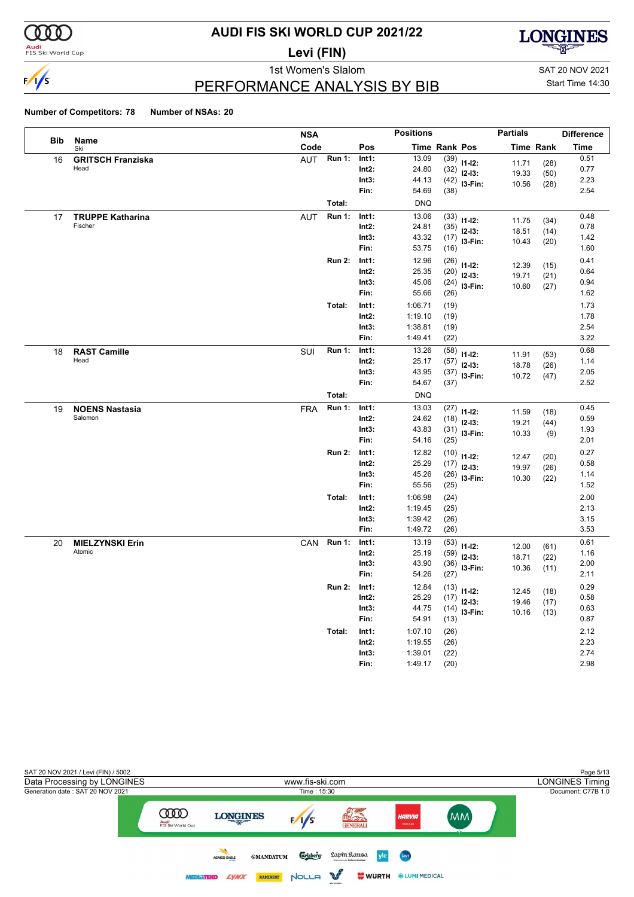# AUDI FIS SKI WORLD CUP 2021/22

## Levi (FIN)

1st Women's Slalom

SAT 20 NOV 2021

Start Time 14:30

## PERFORMANCE ANALYSIS BY BIB

**Number of Competitors: 78** **Number of NSAs: 20**

| Bib | Name / Ski | NSA Code | | Pos | Time | Rank | Pos | Partials Time | Partials Rank | Difference Time |
|---|---|---|---|---|---|---|---|---|---|---|
| 16 | **GRITSCH Franziska** Head | AUT | Run 1: | Int1: | 13.09 | (39) | I1-I2: | 11.71 | (28) | 0.51 |
| | | | | Int2: | 24.80 | (32) | I2-I3: | 19.33 | (50) | 0.77 |
| | | | | Int3: | 44.13 | (42) | I3-Fin: | 10.56 | (28) | 2.23 |
| | | | | Fin: | 54.69 | (38) | | | | 2.54 |
| | | | Total: | | DNQ | | | | | |
| 17 | **TRUPPE Katharina** Fischer | AUT | Run 1: | Int1: | 13.06 | (33) | I1-I2: | 11.75 | (34) | 0.48 |
| | | | | Int2: | 24.81 | (35) | I2-I3: | 18.51 | (14) | 0.78 |
| | | | | Int3: | 43.32 | (17) | I3-Fin: | 10.43 | (20) | 1.42 |
| | | | | Fin: | 53.75 | (16) | | | | 1.60 |
| | | | Run 2: | Int1: | 12.96 | (26) | I1-I2: | 12.39 | (15) | 0.41 |
| | | | | Int2: | 25.35 | (20) | I2-I3: | 19.71 | (21) | 0.64 |
| | | | | Int3: | 45.06 | (24) | I3-Fin: | 10.60 | (27) | 0.94 |
| | | | | Fin: | 55.66 | (26) | | | | 1.62 |
| | | | Total: | Int1: | 1:06.71 | (19) | | | | 1.73 |
| | | | | Int2: | 1:19.10 | (19) | | | | 1.78 |
| | | | | Int3: | 1:38.81 | (19) | | | | 2.54 |
| | | | | Fin: | 1:49.41 | (22) | | | | 3.22 |
| 18 | **RAST Camille** Head | SUI | Run 1: | Int1: | 13.26 | (58) | I1-I2: | 11.91 | (53) | 0.68 |
| | | | | Int2: | 25.17 | (57) | I2-I3: | 18.78 | (26) | 1.14 |
| | | | | Int3: | 43.95 | (37) | I3-Fin: | 10.72 | (47) | 2.05 |
| | | | | Fin: | 54.67 | (37) | | | | 2.52 |
| | | | Total: | | DNQ | | | | | |
| 19 | **NOENS Nastasia** Salomon | FRA | Run 1: | Int1: | 13.03 | (27) | I1-I2: | 11.59 | (18) | 0.45 |
| | | | | Int2: | 24.62 | (18) | I2-I3: | 19.21 | (44) | 0.59 |
| | | | | Int3: | 43.83 | (31) | I3-Fin: | 10.33 | (9) | 1.93 |
| | | | | Fin: | 54.16 | (25) | | | | 2.01 |
| | | | Run 2: | Int1: | 12.82 | (10) | I1-I2: | 12.47 | (20) | 0.27 |
| | | | | Int2: | 25.29 | (17) | I2-I3: | 19.97 | (26) | 0.58 |
| | | | | Int3: | 45.26 | (26) | I3-Fin: | 10.30 | (22) | 1.14 |
| | | | | Fin: | 55.56 | (25) | | | | 1.52 |
| | | | Total: | Int1: | 1:06.98 | (24) | | | | 2.00 |
| | | | | Int2: | 1:19.45 | (25) | | | | 2.13 |
| | | | | Int3: | 1:39.42 | (26) | | | | 3.15 |
| | | | | Fin: | 1:49.72 | (26) | | | | 3.53 |
| 20 | **MIELZYNSKI Erin** Atomic | CAN | Run 1: | Int1: | 13.19 | (53) | I1-I2: | 12.00 | (61) | 0.61 |
| | | | | Int2: | 25.19 | (59) | I2-I3: | 18.71 | (22) | 1.16 |
| | | | | Int3: | 43.90 | (36) | I3-Fin: | 10.36 | (11) | 2.00 |
| | | | | Fin: | 54.26 | (27) | | | | 2.11 |
| | | | Run 2: | Int1: | 12.84 | (13) | I1-I2: | 12.45 | (18) | 0.29 |
| | | | | Int2: | 25.29 | (17) | I2-I3: | 19.46 | (17) | 0.58 |
| | | | | Int3: | 44.75 | (14) | I3-Fin: | 10.16 | (13) | 0.63 |
| | | | | Fin: | 54.91 | (13) | | | | 0.87 |
| | | | Total: | Int1: | 1:07.10 | (26) | | | | 2.12 |
| | | | | Int2: | 1:19.55 | (26) | | | | 2.23 |
| | | | | Int3: | 1:39.01 | (22) | | | | 2.74 |
| | | | | Fin: | 1:49.17 | (20) | | | | 2.98 |

SAT 20 NOV 2021 / Levi (FIN) / 5002

Data Processing by LONGINES — www.fis-ski.com — LONGINES Timing

Generation date : SAT 20 NOV 2021 — Time : 15:30 — Document: C77B 1.0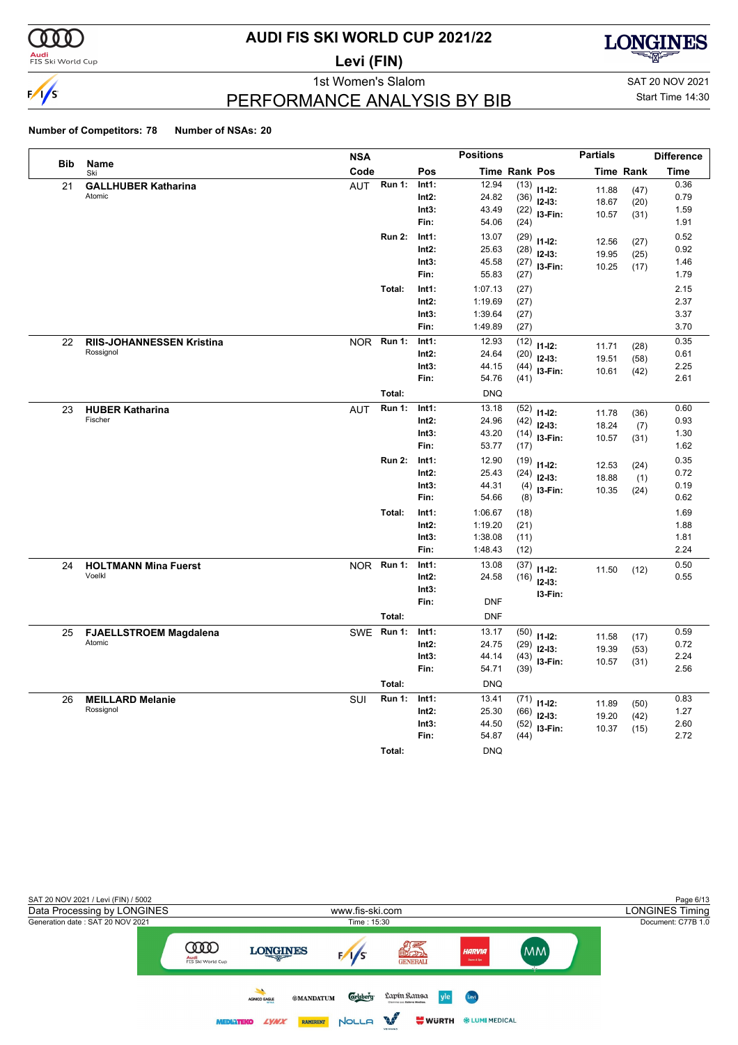# AUDI FIS SKI WORLD CUP 2021/22

## Levi (FIN)

### 1st Women's Slalom

SAT 20 NOV 2021
Start Time 14:30

## PERFORMANCE ANALYSIS BY BIB

**Number of Competitors: 78** **Number of NSAs: 20**

| Bib | Name / Ski | NSA Code | Run | Pos | Time | Rank | Partials Pos | Partials Time | Partials Rank | Difference Time |
|---|---|---|---|---|---|---|---|---|---|---|
| 21 | **GALLHUBER Katharina** Atomic | AUT | Run 1: | Int1: | 12.94 | (13) | I1-I2: | 11.88 | (47) | 0.36 |
| | | | | Int2: | 24.82 | (36) | I2-I3: | 18.67 | (20) | 0.79 |
| | | | | Int3: | 43.49 | (22) | I3-Fin: | 10.57 | (31) | 1.59 |
| | | | | Fin: | 54.06 | (24) | | | | 1.91 |
| | | | Run 2: | Int1: | 13.07 | (29) | I1-I2: | 12.56 | (27) | 0.52 |
| | | | | Int2: | 25.63 | (28) | I2-I3: | 19.95 | (25) | 0.92 |
| | | | | Int3: | 45.58 | (27) | I3-Fin: | 10.25 | (17) | 1.46 |
| | | | | Fin: | 55.83 | (27) | | | | 1.79 |
| | | | Total: | Int1: | 1:07.13 | (27) | | | | 2.15 |
| | | | | Int2: | 1:19.69 | (27) | | | | 2.37 |
| | | | | Int3: | 1:39.64 | (27) | | | | 3.37 |
| | | | | Fin: | 1:49.89 | (27) | | | | 3.70 |
| 22 | **RIIS-JOHANNESSEN Kristina** Rossignol | NOR | Run 1: | Int1: | 12.93 | (12) | I1-I2: | 11.71 | (28) | 0.35 |
| | | | | Int2: | 24.64 | (20) | I2-I3: | 19.51 | (58) | 0.61 |
| | | | | Int3: | 44.15 | (44) | I3-Fin: | 10.61 | (42) | 2.25 |
| | | | | Fin: | 54.76 | (41) | | | | 2.61 |
| | | | Total: | | DNQ | | | | | |
| 23 | **HUBER Katharina** Fischer | AUT | Run 1: | Int1: | 13.18 | (52) | I1-I2: | 11.78 | (36) | 0.60 |
| | | | | Int2: | 24.96 | (42) | I2-I3: | 18.24 | (7) | 0.93 |
| | | | | Int3: | 43.20 | (14) | I3-Fin: | 10.57 | (31) | 1.30 |
| | | | | Fin: | 53.77 | (17) | | | | 1.62 |
| | | | Run 2: | Int1: | 12.90 | (19) | I1-I2: | 12.53 | (24) | 0.35 |
| | | | | Int2: | 25.43 | (24) | I2-I3: | 18.88 | (1) | 0.72 |
| | | | | Int3: | 44.31 | (4) | I3-Fin: | 10.35 | (24) | 0.19 |
| | | | | Fin: | 54.66 | (8) | | | | 0.62 |
| | | | Total: | Int1: | 1:06.67 | (18) | | | | 1.69 |
| | | | | Int2: | 1:19.20 | (21) | | | | 1.88 |
| | | | | Int3: | 1:38.08 | (11) | | | | 1.81 |
| | | | | Fin: | 1:48.43 | (12) | | | | 2.24 |
| 24 | **HOLTMANN Mina Fuerst** Voelkl | NOR | Run 1: | Int1: | 13.08 | (37) | I1-I2: | 11.50 | (12) | 0.50 |
| | | | | Int2: | 24.58 | (16) | I2-I3: | | | 0.55 |
| | | | | Int3: | | | I3-Fin: | | | |
| | | | | Fin: | DNF | | | | | |
| | | | Total: | | DNF | | | | | |
| 25 | **FJAELLSTROEM Magdalena** Atomic | SWE | Run 1: | Int1: | 13.17 | (50) | I1-I2: | 11.58 | (17) | 0.59 |
| | | | | Int2: | 24.75 | (29) | I2-I3: | 19.39 | (53) | 0.72 |
| | | | | Int3: | 44.14 | (43) | I3-Fin: | 10.57 | (31) | 2.24 |
| | | | | Fin: | 54.71 | (39) | | | | 2.56 |
| | | | Total: | | DNQ | | | | | |
| 26 | **MEILLARD Melanie** Rossignol | SUI | Run 1: | Int1: | 13.41 | (71) | I1-I2: | 11.89 | (50) | 0.83 |
| | | | | Int2: | 25.30 | (66) | I2-I3: | 19.20 | (42) | 1.27 |
| | | | | Int3: | 44.50 | (52) | I3-Fin: | 10.37 | (15) | 2.60 |
| | | | | Fin: | 54.87 | (44) | | | | 2.72 |
| | | | Total: | | DNQ | | | | | |

SAT 20 NOV 2021 / Levi (FIN) / 5002
Data Processing by LONGINES — www.fis-ski.com — LONGINES Timing
Generation date : SAT 20 NOV 2021 — Time : 15:30 — Document: C77B 1.0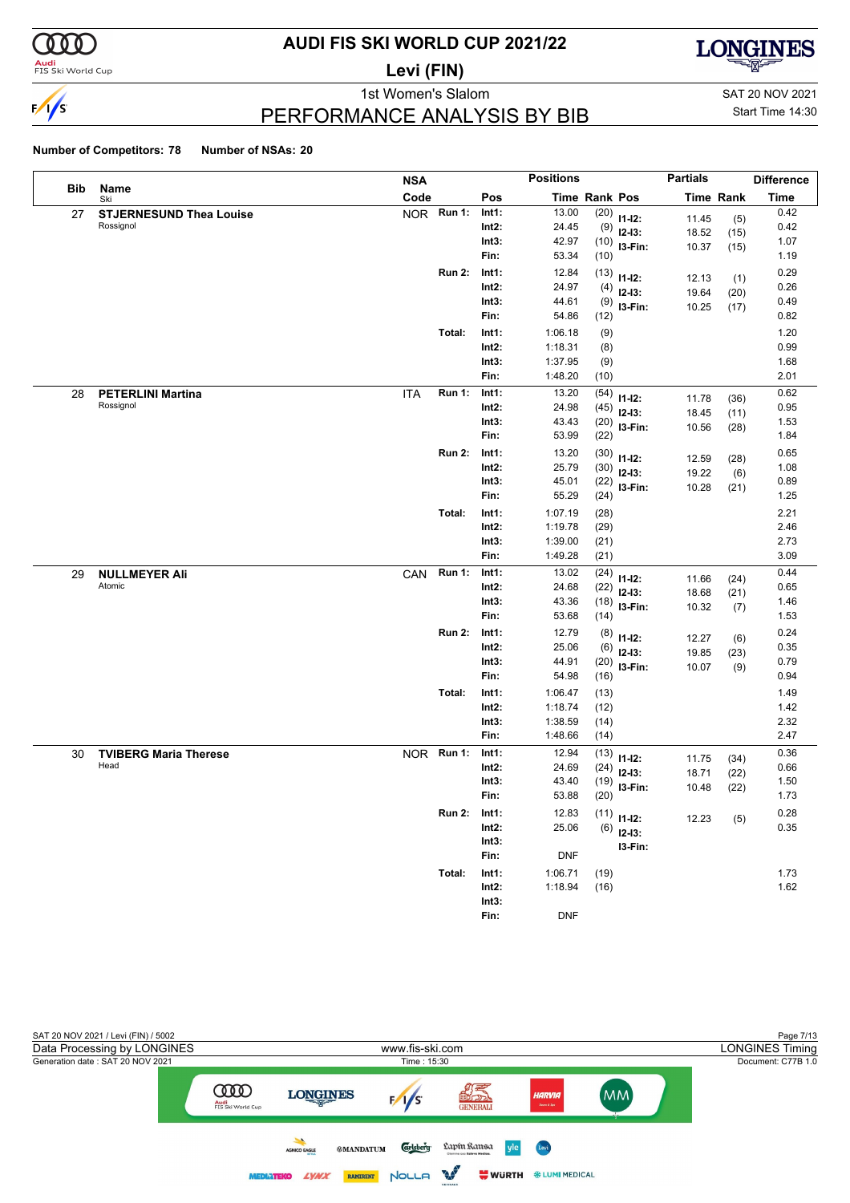# AUDI FIS SKI WORLD CUP 2021/22

## Levi (FIN)

### 1st Women's Slalom

SAT 20 NOV 2021
Start Time 14:30

## PERFORMANCE ANALYSIS BY BIB

**Number of Competitors: 78** **Number of NSAs: 20**

| Bib | Name / Ski | NSA Code | | Pos | Time | Rank | Pos | Partials Time | Partials Rank | Difference Time |
|---|---|---|---|---|---|---|---|---|---|---|
| 27 | **STJERNESUND Thea Louise** | NOR | Run 1: | Int1: | 13.00 | (20) | I1-I2: | 11.45 | (5) | 0.42 |
| | Rossignol | | | Int2: | 24.45 | (9) | I2-I3: | 18.52 | (15) | 0.42 |
| | | | | Int3: | 42.97 | (10) | I3-Fin: | 10.37 | (15) | 1.07 |
| | | | | Fin: | 53.34 | (10) | | | | 1.19 |
| | | | Run 2: | Int1: | 12.84 | (13) | I1-I2: | 12.13 | (1) | 0.29 |
| | | | | Int2: | 24.97 | (4) | I2-I3: | 19.64 | (20) | 0.26 |
| | | | | Int3: | 44.61 | (9) | I3-Fin: | 10.25 | (17) | 0.49 |
| | | | | Fin: | 54.86 | (12) | | | | 0.82 |
| | | | Total: | Int1: | 1:06.18 | (9) | | | | 1.20 |
| | | | | Int2: | 1:18.31 | (8) | | | | 0.99 |
| | | | | Int3: | 1:37.95 | (9) | | | | 1.68 |
| | | | | Fin: | 1:48.20 | (10) | | | | 2.01 |
| 28 | **PETERLINI Martina** | ITA | Run 1: | Int1: | 13.20 | (54) | I1-I2: | 11.78 | (36) | 0.62 |
| | Rossignol | | | Int2: | 24.98 | (45) | I2-I3: | 18.45 | (11) | 0.95 |
| | | | | Int3: | 43.43 | (20) | I3-Fin: | 10.56 | (28) | 1.53 |
| | | | | Fin: | 53.99 | (22) | | | | 1.84 |
| | | | Run 2: | Int1: | 13.20 | (30) | I1-I2: | 12.59 | (28) | 0.65 |
| | | | | Int2: | 25.79 | (30) | I2-I3: | 19.22 | (6) | 1.08 |
| | | | | Int3: | 45.01 | (22) | I3-Fin: | 10.28 | (21) | 0.89 |
| | | | | Fin: | 55.29 | (24) | | | | 1.25 |
| | | | Total: | Int1: | 1:07.19 | (28) | | | | 2.21 |
| | | | | Int2: | 1:19.78 | (29) | | | | 2.46 |
| | | | | Int3: | 1:39.00 | (21) | | | | 2.73 |
| | | | | Fin: | 1:49.28 | (21) | | | | 3.09 |
| 29 | **NULLMEYER Ali** | CAN | Run 1: | Int1: | 13.02 | (24) | I1-I2: | 11.66 | (24) | 0.44 |
| | Atomic | | | Int2: | 24.68 | (22) | I2-I3: | 18.68 | (21) | 0.65 |
| | | | | Int3: | 43.36 | (18) | I3-Fin: | 10.32 | (7) | 1.46 |
| | | | | Fin: | 53.68 | (14) | | | | 1.53 |
| | | | Run 2: | Int1: | 12.79 | (8) | I1-I2: | 12.27 | (6) | 0.24 |
| | | | | Int2: | 25.06 | (6) | I2-I3: | 19.85 | (23) | 0.35 |
| | | | | Int3: | 44.91 | (20) | I3-Fin: | 10.07 | (9) | 0.79 |
| | | | | Fin: | 54.98 | (16) | | | | 0.94 |
| | | | Total: | Int1: | 1:06.47 | (13) | | | | 1.49 |
| | | | | Int2: | 1:18.74 | (12) | | | | 1.42 |
| | | | | Int3: | 1:38.59 | (14) | | | | 2.32 |
| | | | | Fin: | 1:48.66 | (14) | | | | 2.47 |
| 30 | **TVIBERG Maria Therese** | NOR | Run 1: | Int1: | 12.94 | (13) | I1-I2: | 11.75 | (34) | 0.36 |
| | Head | | | Int2: | 24.69 | (24) | I2-I3: | 18.71 | (22) | 0.66 |
| | | | | Int3: | 43.40 | (19) | I3-Fin: | 10.48 | (22) | 1.50 |
| | | | | Fin: | 53.88 | (20) | | | | 1.73 |
| | | | Run 2: | Int1: | 12.83 | (11) | I1-I2: | 12.23 | (5) | 0.28 |
| | | | | Int2: | 25.06 | (6) | I2-I3: | | | 0.35 |
| | | | | Int3: | | | I3-Fin: | | | |
| | | | | Fin: | DNF | | | | | |
| | | | Total: | Int1: | 1:06.71 | (19) | | | | 1.73 |
| | | | | Int2: | 1:18.94 | (16) | | | | 1.62 |
| | | | | Int3: | | | | | | |
| | | | | Fin: | DNF | | | | | |

SAT 20 NOV 2021 / Levi (FIN) / 5002
Data Processing by LONGINES — www.fis-ski.com — LONGINES Timing
Generation date : SAT 20 NOV 2021 — Time : 15:30 — Document: C77B 1.0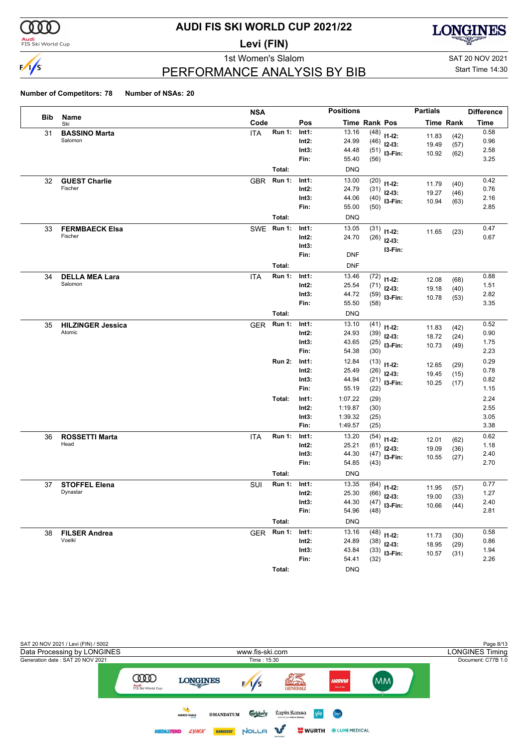# AUDI FIS SKI WORLD CUP 2021/22

## Levi (FIN)

1st Women's Slalom

SAT 20 NOV 2021

Start Time 14:30

## PERFORMANCE ANALYSIS BY BIB

**Number of Competitors: 78** **Number of NSAs: 20**

| Bib | Name / Ski | NSA Code | | Pos | Time | Rank | Pos | Partials Time | Partials Rank | Difference Time |
|---|---|---|---|---|---|---|---|---|---|---|
| 31 | **BASSINO Marta** | ITA | Run 1: | Int1: | 13.16 | (48) | I1-I2: | 11.83 | (42) | 0.58 |
| | Salomon | | | Int2: | 24.99 | (46) | I2-I3: | 19.49 | (57) | 0.96 |
| | | | | Int3: | 44.48 | (51) | I3-Fin: | 10.92 | (62) | 2.58 |
| | | | | Fin: | 55.40 | (56) | | | | 3.25 |
| | | | Total: | | DNQ | | | | | |
| 32 | **GUEST Charlie** | GBR | Run 1: | Int1: | 13.00 | (20) | I1-I2: | 11.79 | (40) | 0.42 |
| | Fischer | | | Int2: | 24.79 | (31) | I2-I3: | 19.27 | (46) | 0.76 |
| | | | | Int3: | 44.06 | (40) | I3-Fin: | 10.94 | (63) | 2.16 |
| | | | | Fin: | 55.00 | (50) | | | | 2.85 |
| | | | Total: | | DNQ | | | | | |
| 33 | **FERMBAECK Elsa** | SWE | Run 1: | Int1: | 13.05 | (31) | I1-I2: | 11.65 | (23) | 0.47 |
| | Fischer | | | Int2: | 24.70 | (26) | I2-I3: | | | 0.67 |
| | | | | Int3: | | | I3-Fin: | | | |
| | | | | Fin: | DNF | | | | | |
| | | | Total: | | DNF | | | | | |
| 34 | **DELLA MEA Lara** | ITA | Run 1: | Int1: | 13.46 | (72) | I1-I2: | 12.08 | (68) | 0.88 |
| | Salomon | | | Int2: | 25.54 | (71) | I2-I3: | 19.18 | (40) | 1.51 |
| | | | | Int3: | 44.72 | (59) | I3-Fin: | 10.78 | (53) | 2.82 |
| | | | | Fin: | 55.50 | (58) | | | | 3.35 |
| | | | Total: | | DNQ | | | | | |
| 35 | **HILZINGER Jessica** | GER | Run 1: | Int1: | 13.10 | (41) | I1-I2: | 11.83 | (42) | 0.52 |
| | Atomic | | | Int2: | 24.93 | (39) | I2-I3: | 18.72 | (24) | 0.90 |
| | | | | Int3: | 43.65 | (25) | I3-Fin: | 10.73 | (49) | 1.75 |
| | | | | Fin: | 54.38 | (30) | | | | 2.23 |
| | | | Run 2: | Int1: | 12.84 | (13) | I1-I2: | 12.65 | (29) | 0.29 |
| | | | | Int2: | 25.49 | (26) | I2-I3: | 19.45 | (15) | 0.78 |
| | | | | Int3: | 44.94 | (21) | I3-Fin: | 10.25 | (17) | 0.82 |
| | | | | Fin: | 55.19 | (22) | | | | 1.15 |
| | | | Total: | Int1: | 1:07.22 | (29) | | | | 2.24 |
| | | | | Int2: | 1:19.87 | (30) | | | | 2.55 |
| | | | | Int3: | 1:39.32 | (25) | | | | 3.05 |
| | | | | Fin: | 1:49.57 | (25) | | | | 3.38 |
| 36 | **ROSSETTI Marta** | ITA | Run 1: | Int1: | 13.20 | (54) | I1-I2: | 12.01 | (62) | 0.62 |
| | Head | | | Int2: | 25.21 | (61) | I2-I3: | 19.09 | (36) | 1.18 |
| | | | | Int3: | 44.30 | (47) | I3-Fin: | 10.55 | (27) | 2.40 |
| | | | | Fin: | 54.85 | (43) | | | | 2.70 |
| | | | Total: | | DNQ | | | | | |
| 37 | **STOFFEL Elena** | SUI | Run 1: | Int1: | 13.35 | (64) | I1-I2: | 11.95 | (57) | 0.77 |
| | Dynastar | | | Int2: | 25.30 | (66) | I2-I3: | 19.00 | (33) | 1.27 |
| | | | | Int3: | 44.30 | (47) | I3-Fin: | 10.66 | (44) | 2.40 |
| | | | | Fin: | 54.96 | (48) | | | | 2.81 |
| | | | Total: | | DNQ | | | | | |
| 38 | **FILSER Andrea** | GER | Run 1: | Int1: | 13.16 | (48) | I1-I2: | 11.73 | (30) | 0.58 |
| | Voelkl | | | Int2: | 24.89 | (38) | I2-I3: | 18.95 | (29) | 0.86 |
| | | | | Int3: | 43.84 | (33) | I3-Fin: | 10.57 | (31) | 1.94 |
| | | | | Fin: | 54.41 | (32) | | | | 2.26 |
| | | | Total: | | DNQ | | | | | |

SAT 20 NOV 2021 / Levi (FIN) / 5002

Data Processing by LONGINES — www.fis-ski.com — LONGINES Timing

Generation date : SAT 20 NOV 2021 — Time : 15:30 — Document: C77B 1.0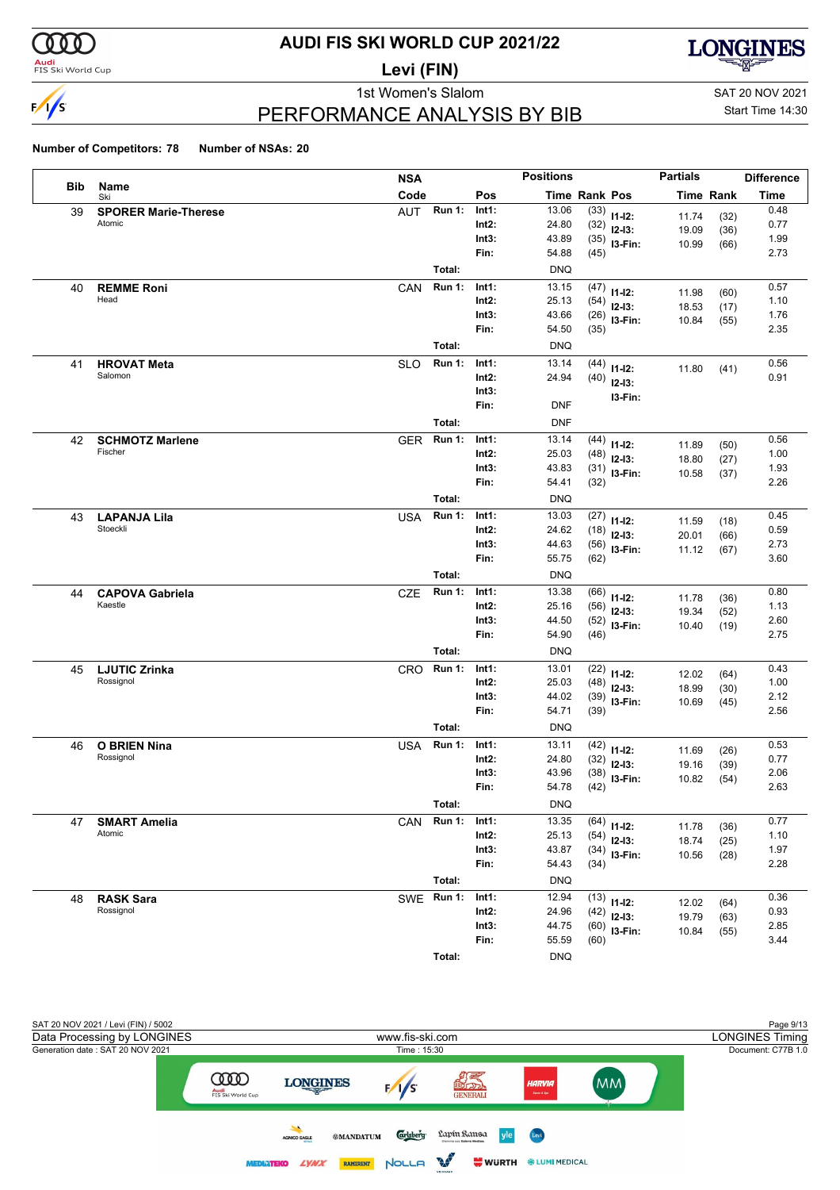# AUDI FIS SKI WORLD CUP 2021/22

## Levi (FIN)

### 1st Women's Slalom

### PERFORMANCE ANALYSIS BY BIB

SAT 20 NOV 2021
Start Time 14:30

**Number of Competitors: 78** **Number of NSAs: 20**

| Bib | Name / Ski | NSA Code | | Pos | Positions Time | Rank | Pos | Partials Time | Rank | Difference Time |
|---|---|---|---|---|---|---|---|---|---|---|
| 39 | **SPORER Marie-Therese** | AUT | Run 1: | Int1: | 13.06 | (33) | I1-I2: | 11.74 | (32) | 0.48 |
| | Atomic | | | Int2: | 24.80 | (32) | I2-I3: | 19.09 | (36) | 0.77 |
| | | | | Int3: | 43.89 | (35) | I3-Fin: | 10.99 | (66) | 1.99 |
| | | | | Fin: | 54.88 | (45) | | | | 2.73 |
| | | | Total: | | DNQ | | | | | |
| 40 | **REMME Roni** | CAN | Run 1: | Int1: | 13.15 | (47) | I1-I2: | 11.98 | (60) | 0.57 |
| | Head | | | Int2: | 25.13 | (54) | I2-I3: | 18.53 | (17) | 1.10 |
| | | | | Int3: | 43.66 | (26) | I3-Fin: | 10.84 | (55) | 1.76 |
| | | | | Fin: | 54.50 | (35) | | | | 2.35 |
| | | | Total: | | DNQ | | | | | |
| 41 | **HROVAT Meta** | SLO | Run 1: | Int1: | 13.14 | (44) | I1-I2: | 11.80 | (41) | 0.56 |
| | Salomon | | | Int2: | 24.94 | (40) | I2-I3: | | | 0.91 |
| | | | | Int3: | | | I3-Fin: | | | |
| | | | | Fin: | DNF | | | | | |
| | | | Total: | | DNF | | | | | |
| 42 | **SCHMOTZ Marlene** | GER | Run 1: | Int1: | 13.14 | (44) | I1-I2: | 11.89 | (50) | 0.56 |
| | Fischer | | | Int2: | 25.03 | (48) | I2-I3: | 18.80 | (27) | 1.00 |
| | | | | Int3: | 43.83 | (31) | I3-Fin: | 10.58 | (37) | 1.93 |
| | | | | Fin: | 54.41 | (32) | | | | 2.26 |
| | | | Total: | | DNQ | | | | | |
| 43 | **LAPANJA Lila** | USA | Run 1: | Int1: | 13.03 | (27) | I1-I2: | 11.59 | (18) | 0.45 |
| | Stoeckli | | | Int2: | 24.62 | (18) | I2-I3: | 20.01 | (66) | 0.59 |
| | | | | Int3: | 44.63 | (56) | I3-Fin: | 11.12 | (67) | 2.73 |
| | | | | Fin: | 55.75 | (62) | | | | 3.60 |
| | | | Total: | | DNQ | | | | | |
| 44 | **CAPOVA Gabriela** | CZE | Run 1: | Int1: | 13.38 | (66) | I1-I2: | 11.78 | (36) | 0.80 |
| | Kaestle | | | Int2: | 25.16 | (56) | I2-I3: | 19.34 | (52) | 1.13 |
| | | | | Int3: | 44.50 | (52) | I3-Fin: | 10.40 | (19) | 2.60 |
| | | | | Fin: | 54.90 | (46) | | | | 2.75 |
| | | | Total: | | DNQ | | | | | |
| 45 | **LJUTIC Zrinka** | CRO | Run 1: | Int1: | 13.01 | (22) | I1-I2: | 12.02 | (64) | 0.43 |
| | Rossignol | | | Int2: | 25.03 | (48) | I2-I3: | 18.99 | (30) | 1.00 |
| | | | | Int3: | 44.02 | (39) | I3-Fin: | 10.69 | (45) | 2.12 |
| | | | | Fin: | 54.71 | (39) | | | | 2.56 |
| | | | Total: | | DNQ | | | | | |
| 46 | **O BRIEN Nina** | USA | Run 1: | Int1: | 13.11 | (42) | I1-I2: | 11.69 | (26) | 0.53 |
| | Rossignol | | | Int2: | 24.80 | (32) | I2-I3: | 19.16 | (39) | 0.77 |
| | | | | Int3: | 43.96 | (38) | I3-Fin: | 10.82 | (54) | 2.06 |
| | | | | Fin: | 54.78 | (42) | | | | 2.63 |
| | | | Total: | | DNQ | | | | | |
| 47 | **SMART Amelia** | CAN | Run 1: | Int1: | 13.35 | (64) | I1-I2: | 11.78 | (36) | 0.77 |
| | Atomic | | | Int2: | 25.13 | (54) | I2-I3: | 18.74 | (25) | 1.10 |
| | | | | Int3: | 43.87 | (34) | I3-Fin: | 10.56 | (28) | 1.97 |
| | | | | Fin: | 54.43 | (34) | | | | 2.28 |
| | | | Total: | | DNQ | | | | | |
| 48 | **RASK Sara** | SWE | Run 1: | Int1: | 12.94 | (13) | I1-I2: | 12.02 | (64) | 0.36 |
| | Rossignol | | | Int2: | 24.96 | (42) | I2-I3: | 19.79 | (63) | 0.93 |
| | | | | Int3: | 44.75 | (60) | I3-Fin: | 10.84 | (55) | 2.85 |
| | | | | Fin: | 55.59 | (60) | | | | 3.44 |
| | | | Total: | | DNQ | | | | | |

SAT 20 NOV 2021 / Levi (FIN) / 5002
Data Processing by LONGINES — www.fis-ski.com — LONGINES Timing
Generation date : SAT 20 NOV 2021 — Time : 15:30 — Document: C77B 1.0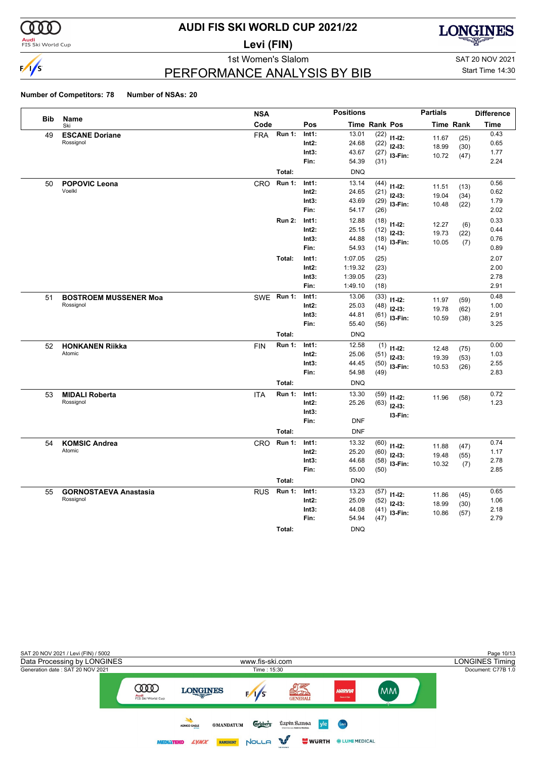# AUDI FIS SKI WORLD CUP 2021/22

## Levi (FIN)

### 1st Women's Slalom

SAT 20 NOV 2021
Start Time 14:30

## PERFORMANCE ANALYSIS BY BIB

**Number of Competitors: 78** **Number of NSAs: 20**

| Bib | Name / Ski | NSA Code | | Pos | Time | Rank | Pos | Partials Time | Partials Rank | Difference Time |
|---|---|---|---|---|---|---|---|---|---|---|
| 49 | **ESCANE Doriane** | FRA | Run 1: | Int1: | 13.01 | (22) | I1-I2: | 11.67 | (25) | 0.43 |
| | Rossignol | | | Int2: | 24.68 | (22) | I2-I3: | 18.99 | (30) | 0.65 |
| | | | | Int3: | 43.67 | (27) | I3-Fin: | 10.72 | (47) | 1.77 |
| | | | | Fin: | 54.39 | (31) | | | | 2.24 |
| | | | Total: | | DNQ | | | | | |
| 50 | **POPOVIC Leona** | CRO | Run 1: | Int1: | 13.14 | (44) | I1-I2: | 11.51 | (13) | 0.56 |
| | Voelkl | | | Int2: | 24.65 | (21) | I2-I3: | 19.04 | (34) | 0.62 |
| | | | | Int3: | 43.69 | (29) | I3-Fin: | 10.48 | (22) | 1.79 |
| | | | | Fin: | 54.17 | (26) | | | | 2.02 |
| | | | Run 2: | Int1: | 12.88 | (18) | I1-I2: | 12.27 | (6) | 0.33 |
| | | | | Int2: | 25.15 | (12) | I2-I3: | 19.73 | (22) | 0.44 |
| | | | | Int3: | 44.88 | (18) | I3-Fin: | 10.05 | (7) | 0.76 |
| | | | | Fin: | 54.93 | (14) | | | | 0.89 |
| | | | Total: | Int1: | 1:07.05 | (25) | | | | 2.07 |
| | | | | Int2: | 1:19.32 | (23) | | | | 2.00 |
| | | | | Int3: | 1:39.05 | (23) | | | | 2.78 |
| | | | | Fin: | 1:49.10 | (18) | | | | 2.91 |
| 51 | **BOSTROEM MUSSENER Moa** | SWE | Run 1: | Int1: | 13.06 | (33) | I1-I2: | 11.97 | (59) | 0.48 |
| | Rossignol | | | Int2: | 25.03 | (48) | I2-I3: | 19.78 | (62) | 1.00 |
| | | | | Int3: | 44.81 | (61) | I3-Fin: | 10.59 | (38) | 2.91 |
| | | | | Fin: | 55.40 | (56) | | | | 3.25 |
| | | | Total: | | DNQ | | | | | |
| 52 | **HONKANEN Riikka** | FIN | Run 1: | Int1: | 12.58 | (1) | I1-I2: | 12.48 | (75) | 0.00 |
| | Atomic | | | Int2: | 25.06 | (51) | I2-I3: | 19.39 | (53) | 1.03 |
| | | | | Int3: | 44.45 | (50) | I3-Fin: | 10.53 | (26) | 2.55 |
| | | | | Fin: | 54.98 | (49) | | | | 2.83 |
| | | | Total: | | DNQ | | | | | |
| 53 | **MIDALI Roberta** | ITA | Run 1: | Int1: | 13.30 | (59) | I1-I2: | 11.96 | (58) | 0.72 |
| | Rossignol | | | Int2: | 25.26 | (63) | I2-I3: | | | 1.23 |
| | | | | Int3: | | | I3-Fin: | | | |
| | | | | Fin: | DNF | | | | | |
| | | | Total: | | DNF | | | | | |
| 54 | **KOMSIC Andrea** | CRO | Run 1: | Int1: | 13.32 | (60) | I1-I2: | 11.88 | (47) | 0.74 |
| | Atomic | | | Int2: | 25.20 | (60) | I2-I3: | 19.48 | (55) | 1.17 |
| | | | | Int3: | 44.68 | (58) | I3-Fin: | 10.32 | (7) | 2.78 |
| | | | | Fin: | 55.00 | (50) | | | | 2.85 |
| | | | Total: | | DNQ | | | | | |
| 55 | **GORNOSTAEVA Anastasia** | RUS | Run 1: | Int1: | 13.23 | (57) | I1-I2: | 11.86 | (45) | 0.65 |
| | Rossignol | | | Int2: | 25.09 | (52) | I2-I3: | 18.99 | (30) | 1.06 |
| | | | | Int3: | 44.08 | (41) | I3-Fin: | 10.86 | (57) | 2.18 |
| | | | | Fin: | 54.94 | (47) | | | | 2.79 |
| | | | Total: | | DNQ | | | | | |

SAT 20 NOV 2021 / Levi (FIN) / 5002
Data Processing by LONGINES — www.fis-ski.com — LONGINES Timing
Generation date : SAT 20 NOV 2021 — Time : 15:30 — Document: C77B 1.0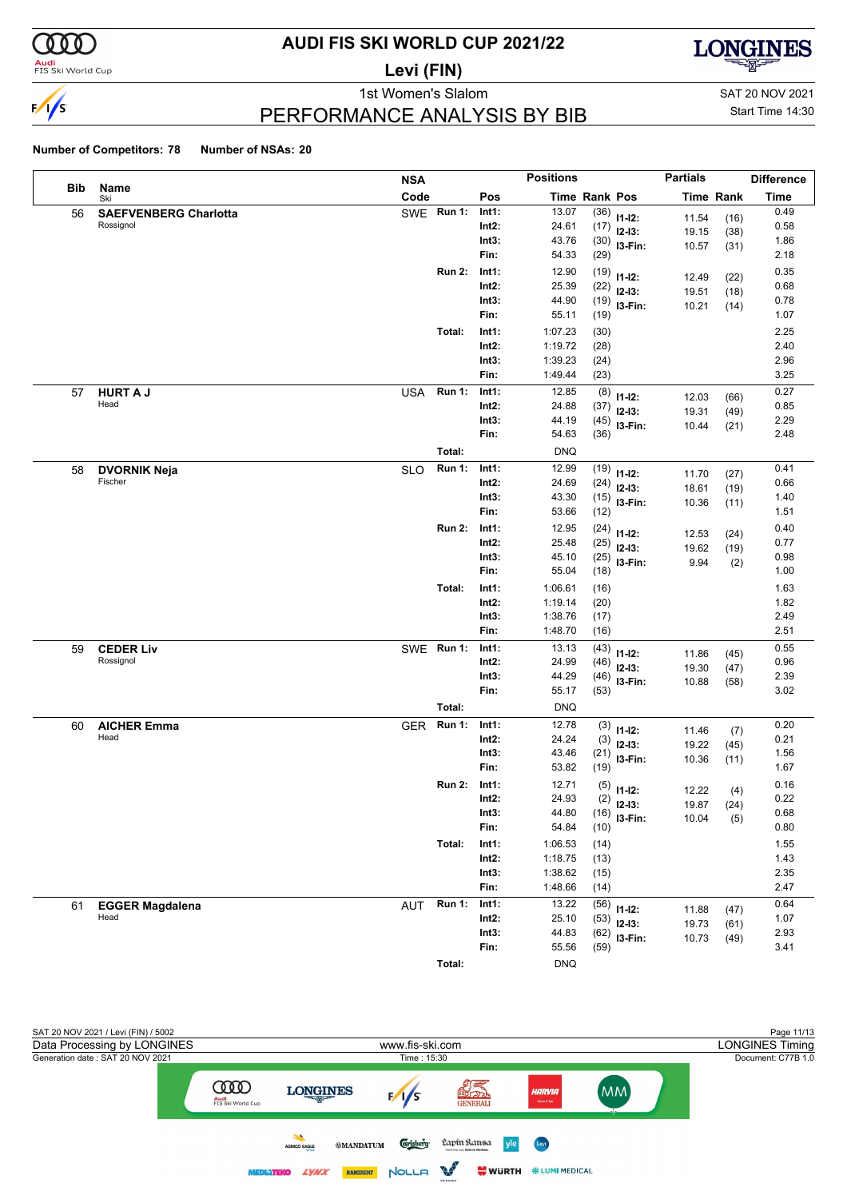# AUDI FIS SKI WORLD CUP 2021/22

**Levi (FIN)**

1st Women's Slalom

SAT 20 NOV 2021

Start Time 14:30

# PERFORMANCE ANALYSIS BY BIB

**Number of Competitors: 78** **Number of NSAs: 20**

| Bib | Name / Ski | NSA Code | | Pos | Time | Rank | Pos | Partial Time | Partial Rank | Difference Time |
|---|---|---|---|---|---|---|---|---|---|---|
| 56 | **SAEFVENBERG Charlotta** | SWE | Run 1: | Int1: | 13.07 | (36) | I1-I2: | 11.54 | (16) | 0.49 |
| | Rossignol | | | Int2: | 24.61 | (17) | I2-I3: | 19.15 | (38) | 0.58 |
| | | | | Int3: | 43.76 | (30) | I3-Fin: | 10.57 | (31) | 1.86 |
| | | | | Fin: | 54.33 | (29) | | | | 2.18 |
| | | | Run 2: | Int1: | 12.90 | (19) | I1-I2: | 12.49 | (22) | 0.35 |
| | | | | Int2: | 25.39 | (22) | I2-I3: | 19.51 | (18) | 0.68 |
| | | | | Int3: | 44.90 | (19) | I3-Fin: | 10.21 | (14) | 0.78 |
| | | | | Fin: | 55.11 | (19) | | | | 1.07 |
| | | | Total: | Int1: | 1:07.23 | (30) | | | | 2.25 |
| | | | | Int2: | 1:19.72 | (28) | | | | 2.40 |
| | | | | Int3: | 1:39.23 | (24) | | | | 2.96 |
| | | | | Fin: | 1:49.44 | (23) | | | | 3.25 |
| 57 | **HURT A J** | USA | Run 1: | Int1: | 12.85 | (8) | I1-I2: | 12.03 | (66) | 0.27 |
| | Head | | | Int2: | 24.88 | (37) | I2-I3: | 19.31 | (49) | 0.85 |
| | | | | Int3: | 44.19 | (45) | I3-Fin: | 10.44 | (21) | 2.29 |
| | | | | Fin: | 54.63 | (36) | | | | 2.48 |
| | | | Total: | | DNQ | | | | | |
| 58 | **DVORNIK Neja** | SLO | Run 1: | Int1: | 12.99 | (19) | I1-I2: | 11.70 | (27) | 0.41 |
| | Fischer | | | Int2: | 24.69 | (24) | I2-I3: | 18.61 | (19) | 0.66 |
| | | | | Int3: | 43.30 | (15) | I3-Fin: | 10.36 | (11) | 1.40 |
| | | | | Fin: | 53.66 | (12) | | | | 1.51 |
| | | | Run 2: | Int1: | 12.95 | (24) | I1-I2: | 12.53 | (24) | 0.40 |
| | | | | Int2: | 25.48 | (25) | I2-I3: | 19.62 | (19) | 0.77 |
| | | | | Int3: | 45.10 | (25) | I3-Fin: | 9.94 | (2) | 0.98 |
| | | | | Fin: | 55.04 | (18) | | | | 1.00 |
| | | | Total: | Int1: | 1:06.61 | (16) | | | | 1.63 |
| | | | | Int2: | 1:19.14 | (20) | | | | 1.82 |
| | | | | Int3: | 1:38.76 | (17) | | | | 2.49 |
| | | | | Fin: | 1:48.70 | (16) | | | | 2.51 |
| 59 | **CEDER Liv** | SWE | Run 1: | Int1: | 13.13 | (43) | I1-I2: | 11.86 | (45) | 0.55 |
| | Rossignol | | | Int2: | 24.99 | (46) | I2-I3: | 19.30 | (47) | 0.96 |
| | | | | Int3: | 44.29 | (46) | I3-Fin: | 10.88 | (58) | 2.39 |
| | | | | Fin: | 55.17 | (53) | | | | 3.02 |
| | | | Total: | | DNQ | | | | | |
| 60 | **AICHER Emma** | GER | Run 1: | Int1: | 12.78 | (3) | I1-I2: | 11.46 | (7) | 0.20 |
| | Head | | | Int2: | 24.24 | (3) | I2-I3: | 19.22 | (45) | 0.21 |
| | | | | Int3: | 43.46 | (21) | I3-Fin: | 10.36 | (11) | 1.56 |
| | | | | Fin: | 53.82 | (19) | | | | 1.67 |
| | | | Run 2: | Int1: | 12.71 | (5) | I1-I2: | 12.22 | (4) | 0.16 |
| | | | | Int2: | 24.93 | (2) | I2-I3: | 19.87 | (24) | 0.22 |
| | | | | Int3: | 44.80 | (16) | I3-Fin: | 10.04 | (5) | 0.68 |
| | | | | Fin: | 54.84 | (10) | | | | 0.80 |
| | | | Total: | Int1: | 1:06.53 | (14) | | | | 1.55 |
| | | | | Int2: | 1:18.75 | (13) | | | | 1.43 |
| | | | | Int3: | 1:38.62 | (15) | | | | 2.35 |
| | | | | Fin: | 1:48.66 | (14) | | | | 2.47 |
| 61 | **EGGER Magdalena** | AUT | Run 1: | Int1: | 13.22 | (56) | I1-I2: | 11.88 | (47) | 0.64 |
| | Head | | | Int2: | 25.10 | (53) | I2-I3: | 19.73 | (61) | 1.07 |
| | | | | Int3: | 44.83 | (62) | I3-Fin: | 10.73 | (49) | 2.93 |
| | | | | Fin: | 55.56 | (59) | | | | 3.41 |
| | | | Total: | | DNQ | | | | | |

SAT 20 NOV 2021 / Levi (FIN) / 5002

Data Processing by LONGINES — www.fis-ski.com — LONGINES Timing

Generation date : SAT 20 NOV 2021 — Time : 15:30 — Document: C77B 1.0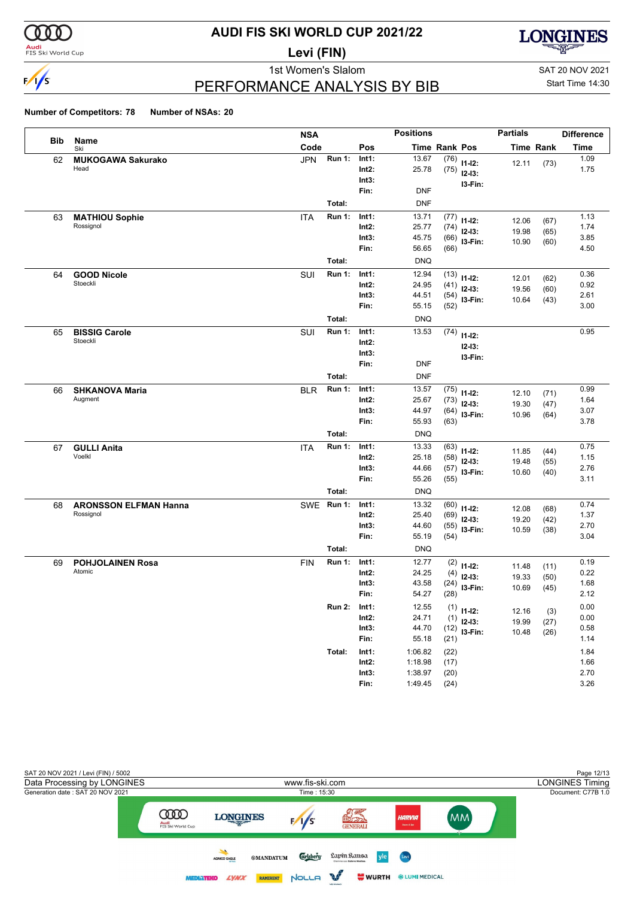# AUDI FIS SKI WORLD CUP 2021/22

## Levi (FIN)

### 1st Women's Slalom

## PERFORMANCE ANALYSIS BY BIB

SAT 20 NOV 2021
Start Time 14:30

**Number of Competitors: 78** **Number of NSAs: 20**

| Bib | Name / Ski | NSA Code | | Pos | Time | Rank | Pos | Partials Time | Partials Rank | Difference Time |
|---|---|---|---|---|---|---|---|---|---|---|
| 62 | **MUKOGAWA Sakurako** | JPN | Run 1: | Int1: | 13.67 | (76) | I1-I2: | 12.11 | (73) | 1.09 |
| | Head | | | Int2: | 25.78 | (75) | I2-I3: | | | 1.75 |
| | | | | Int3: | | | I3-Fin: | | | |
| | | | | Fin: | DNF | | | | | |
| | | | Total: | | DNF | | | | | |
| 63 | **MATHIOU Sophie** | ITA | Run 1: | Int1: | 13.71 | (77) | I1-I2: | 12.06 | (67) | 1.13 |
| | Rossignol | | | Int2: | 25.77 | (74) | I2-I3: | 19.98 | (65) | 1.74 |
| | | | | Int3: | 45.75 | (66) | I3-Fin: | 10.90 | (60) | 3.85 |
| | | | | Fin: | 56.65 | (66) | | | | 4.50 |
| | | | Total: | | DNQ | | | | | |
| 64 | **GOOD Nicole** | SUI | Run 1: | Int1: | 12.94 | (13) | I1-I2: | 12.01 | (62) | 0.36 |
| | Stoeckli | | | Int2: | 24.95 | (41) | I2-I3: | 19.56 | (60) | 0.92 |
| | | | | Int3: | 44.51 | (54) | I3-Fin: | 10.64 | (43) | 2.61 |
| | | | | Fin: | 55.15 | (52) | | | | 3.00 |
| | | | Total: | | DNQ | | | | | |
| 65 | **BISSIG Carole** | SUI | Run 1: | Int1: | 13.53 | (74) | I1-I2: | | | 0.95 |
| | Stoeckli | | | Int2: | | | I2-I3: | | | |
| | | | | Int3: | | | I3-Fin: | | | |
| | | | | Fin: | DNF | | | | | |
| | | | Total: | | DNF | | | | | |
| 66 | **SHKANOVA Maria** | BLR | Run 1: | Int1: | 13.57 | (75) | I1-I2: | 12.10 | (71) | 0.99 |
| | Augment | | | Int2: | 25.67 | (73) | I2-I3: | 19.30 | (47) | 1.64 |
| | | | | Int3: | 44.97 | (64) | I3-Fin: | 10.96 | (64) | 3.07 |
| | | | | Fin: | 55.93 | (63) | | | | 3.78 |
| | | | Total: | | DNQ | | | | | |
| 67 | **GULLI Anita** | ITA | Run 1: | Int1: | 13.33 | (63) | I1-I2: | 11.85 | (44) | 0.75 |
| | Voelkl | | | Int2: | 25.18 | (58) | I2-I3: | 19.48 | (55) | 1.15 |
| | | | | Int3: | 44.66 | (57) | I3-Fin: | 10.60 | (40) | 2.76 |
| | | | | Fin: | 55.26 | (55) | | | | 3.11 |
| | | | Total: | | DNQ | | | | | |
| 68 | **ARONSSON ELFMAN Hanna** | SWE | Run 1: | Int1: | 13.32 | (60) | I1-I2: | 12.08 | (68) | 0.74 |
| | Rossignol | | | Int2: | 25.40 | (69) | I2-I3: | 19.20 | (42) | 1.37 |
| | | | | Int3: | 44.60 | (55) | I3-Fin: | 10.59 | (38) | 2.70 |
| | | | | Fin: | 55.19 | (54) | | | | 3.04 |
| | | | Total: | | DNQ | | | | | |
| 69 | **POHJOLAINEN Rosa** | FIN | Run 1: | Int1: | 12.77 | (2) | I1-I2: | 11.48 | (11) | 0.19 |
| | Atomic | | | Int2: | 24.25 | (4) | I2-I3: | 19.33 | (50) | 0.22 |
| | | | | Int3: | 43.58 | (24) | I3-Fin: | 10.69 | (45) | 1.68 |
| | | | | Fin: | 54.27 | (28) | | | | 2.12 |
| | | | Run 2: | Int1: | 12.55 | (1) | I1-I2: | 12.16 | (3) | 0.00 |
| | | | | Int2: | 24.71 | (1) | I2-I3: | 19.99 | (27) | 0.00 |
| | | | | Int3: | 44.70 | (12) | I3-Fin: | 10.48 | (26) | 0.58 |
| | | | | Fin: | 55.18 | (21) | | | | 1.14 |
| | | | Total: | Int1: | 1:06.82 | (22) | | | | 1.84 |
| | | | | Int2: | 1:18.98 | (17) | | | | 1.66 |
| | | | | Int3: | 1:38.97 | (20) | | | | 2.70 |
| | | | | Fin: | 1:49.45 | (24) | | | | 3.26 |

SAT 20 NOV 2021 / Levi (FIN) / 5002
Data Processing by LONGINES — www.fis-ski.com — LONGINES Timing
Generation date : SAT 20 NOV 2021 — Time : 15:30 — Document: C77B 1.0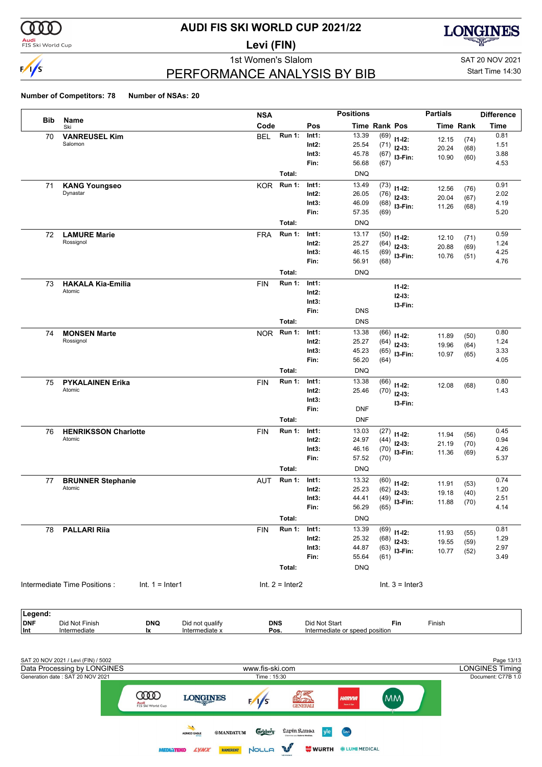# AUDI FIS SKI WORLD CUP 2021/22

## Levi (FIN)

### 1st Women's Slalom

## PERFORMANCE ANALYSIS BY BIB

SAT 20 NOV 2021
Start Time 14:30

**Number of Competitors: 78** **Number of NSAs: 20**

| Bib | Name / Ski | NSA Code | | Pos | Time | Rank | Pos | Partials Time | Rank | Difference Time |
|---|---|---|---|---|---|---|---|---|---|---|
| 70 | **VANREUSEL Kim** | BEL | Run 1: | Int1: | 13.39 | (69) | I1-I2: | 12.15 | (74) | 0.81 |
| | Salomon | | | Int2: | 25.54 | (71) | I2-I3: | 20.24 | (68) | 1.51 |
| | | | | Int3: | 45.78 | (67) | I3-Fin: | 10.90 | (60) | 3.88 |
| | | | | Fin: | 56.68 | (67) | | | | 4.53 |
| | | | Total: | | DNQ | | | | | |
| 71 | **KANG Youngseo** | KOR | Run 1: | Int1: | 13.49 | (73) | I1-I2: | 12.56 | (76) | 0.91 |
| | Dynastar | | | Int2: | 26.05 | (76) | I2-I3: | 20.04 | (67) | 2.02 |
| | | | | Int3: | 46.09 | (68) | I3-Fin: | 11.26 | (68) | 4.19 |
| | | | | Fin: | 57.35 | (69) | | | | 5.20 |
| | | | Total: | | DNQ | | | | | |
| 72 | **LAMURE Marie** | FRA | Run 1: | Int1: | 13.17 | (50) | I1-I2: | 12.10 | (71) | 0.59 |
| | Rossignol | | | Int2: | 25.27 | (64) | I2-I3: | 20.88 | (69) | 1.24 |
| | | | | Int3: | 46.15 | (69) | I3-Fin: | 10.76 | (51) | 4.25 |
| | | | | Fin: | 56.91 | (68) | | | | 4.76 |
| | | | Total: | | DNQ | | | | | |
| 73 | **HAKALA Kia-Emilia** | FIN | Run 1: | Int1: | | | I1-I2: | | | |
| | Atomic | | | Int2: | | | I2-I3: | | | |
| | | | | Int3: | | | I3-Fin: | | | |
| | | | | Fin: | DNS | | | | | |
| | | | Total: | | DNS | | | | | |
| 74 | **MONSEN Marte** | NOR | Run 1: | Int1: | 13.38 | (66) | I1-I2: | 11.89 | (50) | 0.80 |
| | Rossignol | | | Int2: | 25.27 | (64) | I2-I3: | 19.96 | (64) | 1.24 |
| | | | | Int3: | 45.23 | (65) | I3-Fin: | 10.97 | (65) | 3.33 |
| | | | | Fin: | 56.20 | (64) | | | | 4.05 |
| | | | Total: | | DNQ | | | | | |
| 75 | **PYKALAINEN Erika** | FIN | Run 1: | Int1: | 13.38 | (66) | I1-I2: | 12.08 | (68) | 0.80 |
| | Atomic | | | Int2: | 25.46 | (70) | I2-I3: | | | 1.43 |
| | | | | Int3: | | | I3-Fin: | | | |
| | | | | Fin: | DNF | | | | | |
| | | | Total: | | DNF | | | | | |
| 76 | **HENRIKSSON Charlotte** | FIN | Run 1: | Int1: | 13.03 | (27) | I1-I2: | 11.94 | (56) | 0.45 |
| | Atomic | | | Int2: | 24.97 | (44) | I2-I3: | 21.19 | (70) | 0.94 |
| | | | | Int3: | 46.16 | (70) | I3-Fin: | 11.36 | (69) | 4.26 |
| | | | | Fin: | 57.52 | (70) | | | | 5.37 |
| | | | Total: | | DNQ | | | | | |
| 77 | **BRUNNER Stephanie** | AUT | Run 1: | Int1: | 13.32 | (60) | I1-I2: | 11.91 | (53) | 0.74 |
| | Atomic | | | Int2: | 25.23 | (62) | I2-I3: | 19.18 | (40) | 1.20 |
| | | | | Int3: | 44.41 | (49) | I3-Fin: | 11.88 | (70) | 2.51 |
| | | | | Fin: | 56.29 | (65) | | | | 4.14 |
| | | | Total: | | DNQ | | | | | |
| 78 | **PALLARI Riia** | FIN | Run 1: | Int1: | 13.39 | (69) | I1-I2: | 11.93 | (55) | 0.81 |
| | | | | Int2: | 25.32 | (68) | I2-I3: | 19.55 | (59) | 1.29 |
| | | | | Int3: | 44.87 | (63) | I3-Fin: | 10.77 | (52) | 2.97 |
| | | | | Fin: | 55.64 | (61) | | | | 3.49 |
| | | | Total: | | DNQ | | | | | |

Intermediate Time Positions : Int. 1 = Inter1 Int. 2 = Inter2 Int. 3 = Inter3

**Legend:**

| | | | | | | | |
|---|---|---|---|---|---|---|---|
| **DNF** | Did Not Finish | **DNQ** | Did not qualify | **DNS** | Did Not Start | **Fin** | Finish |
| **Int** | Intermediate | **Ix** | Intermediate x | **Pos.** | Intermediate or speed position | | |

SAT 20 NOV 2021 / Levi (FIN) / 5002
Data Processing by LONGINES — www.fis-ski.com — LONGINES Timing
Generation date : SAT 20 NOV 2021 — Time : 15:30 — Document: C77B 1.0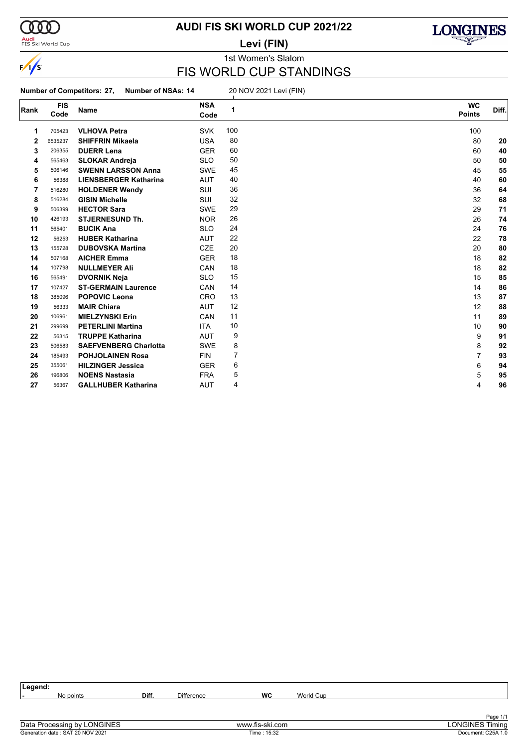# AUDI FIS SKI WORLD CUP 2021/22

**Levi (FIN)**

1st Women's Slalom

## FIS WORLD CUP STANDINGS

**Number of Competitors: 27, Number of NSAs: 14** 20 NOV 2021 Levi (FIN)

| Rank | FIS Code | Name | NSA Code | 1 | WC Points | Diff. |
|---|---|---|---|---|---|---|
| 1 | 705423 | **VLHOVA Petra** | SVK | 100 | 100 | |
| 2 | 6535237 | **SHIFFRIN Mikaela** | USA | 80 | 80 | **20** |
| 3 | 206355 | **DUERR Lena** | GER | 60 | 60 | **40** |
| 4 | 565463 | **SLOKAR Andreja** | SLO | 50 | 50 | **50** |
| 5 | 506146 | **SWENN LARSSON Anna** | SWE | 45 | 45 | **55** |
| 6 | 56388 | **LIENSBERGER Katharina** | AUT | 40 | 40 | **60** |
| 7 | 516280 | **HOLDENER Wendy** | SUI | 36 | 36 | **64** |
| 8 | 516284 | **GISIN Michelle** | SUI | 32 | 32 | **68** |
| 9 | 506399 | **HECTOR Sara** | SWE | 29 | 29 | **71** |
| 10 | 426193 | **STJERNESUND Th.** | NOR | 26 | 26 | **74** |
| 11 | 565401 | **BUCIK Ana** | SLO | 24 | 24 | **76** |
| 12 | 56253 | **HUBER Katharina** | AUT | 22 | 22 | **78** |
| 13 | 155728 | **DUBOVSKA Martina** | CZE | 20 | 20 | **80** |
| 14 | 507168 | **AICHER Emma** | GER | 18 | 18 | **82** |
| 14 | 107798 | **NULLMEYER Ali** | CAN | 18 | 18 | **82** |
| 16 | 565491 | **DVORNIK Neja** | SLO | 15 | 15 | **85** |
| 17 | 107427 | **ST-GERMAIN Laurence** | CAN | 14 | 14 | **86** |
| 18 | 385096 | **POPOVIC Leona** | CRO | 13 | 13 | **87** |
| 19 | 56333 | **MAIR Chiara** | AUT | 12 | 12 | **88** |
| 20 | 106961 | **MIELZYNSKI Erin** | CAN | 11 | 11 | **89** |
| 21 | 299699 | **PETERLINI Martina** | ITA | 10 | 10 | **90** |
| 22 | 56315 | **TRUPPE Katharina** | AUT | 9 | 9 | **91** |
| 23 | 506583 | **SAEFVENBERG Charlotta** | SWE | 8 | 8 | **92** |
| 24 | 185493 | **POHJOLAINEN Rosa** | FIN | 7 | 7 | **93** |
| 25 | 355061 | **HILZINGER Jessica** | GER | 6 | 6 | **94** |
| 26 | 196806 | **NOENS Nastasia** | FRA | 5 | 5 | **95** |
| 27 | 56367 | **GALLHUBER Katharina** | AUT | 4 | 4 | **96** |

**Legend:**
- No points | **Diff.** Difference | **WC** World Cup

Data Processing by LONGINES | www.fis-ski.com | LONGINES Timing
Generation date : SAT 20 NOV 2021 | Time : 15:32 | Document: C25A 1.0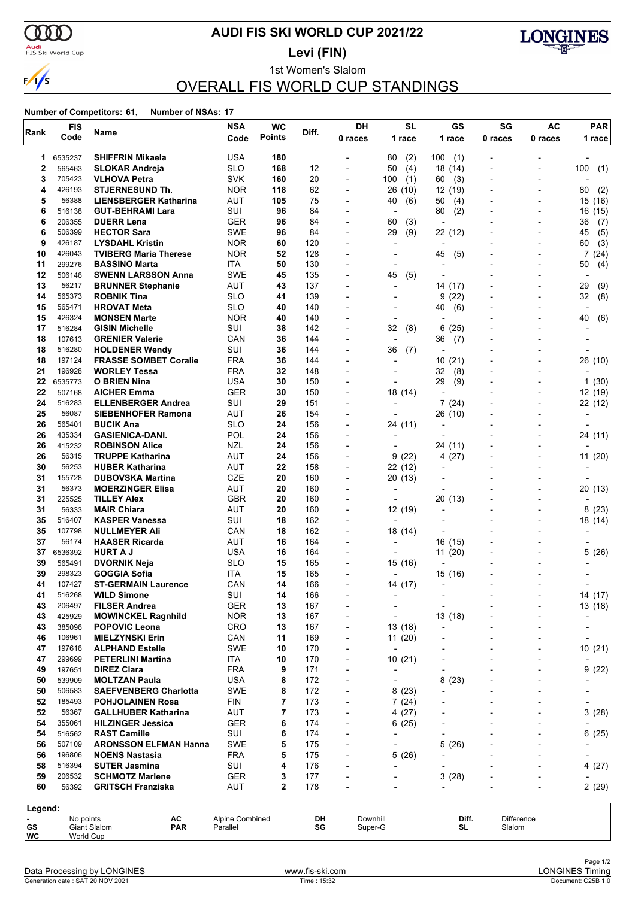# AUDI FIS SKI WORLD CUP 2021/22

**Levi (FIN)**

1st Women's Slalom

## OVERALL FIS WORLD CUP STANDINGS

**Number of Competitors: 61, Number of NSAs: 17**

| Rank | FIS Code | Name | NSA Code | WC Points | Diff. | DH 0 races | SL 1 race | GS 1 race | SG 0 races | AC 0 races | PAR 1 race |
|---|---|---|---|---|---|---|---|---|---|---|---|
| 1 | 6535237 | **SHIFFRIN Mikaela** | USA | **180** | | - | 80 (2) | 100 (1) | - | - | - |
| 2 | 565463 | **SLOKAR Andreja** | SLO | **168** | 12 | - | 50 (4) | 18 (14) | - | - | 100 (1) |
| 3 | 705423 | **VLHOVA Petra** | SVK | **160** | 20 | - | 100 (1) | 60 (3) | - | - | - |
| 4 | 426193 | **STJERNESUND Th.** | NOR | **118** | 62 | - | 26 (10) | 12 (19) | - | - | 80 (2) |
| 5 | 56388 | **LIENSBERGER Katharina** | AUT | **105** | 75 | - | 40 (6) | 50 (4) | - | - | 15 (16) |
| 6 | 516138 | **GUT-BEHRAMI Lara** | SUI | **96** | 84 | - | - | 80 (2) | - | - | 16 (15) |
| 6 | 206355 | **DUERR Lena** | GER | **96** | 84 | - | 60 (3) | - | - | - | 36 (7) |
| 6 | 506399 | **HECTOR Sara** | SWE | **96** | 84 | - | 29 (9) | 22 (12) | - | - | 45 (5) |
| 9 | 426187 | **LYSDAHL Kristin** | NOR | **60** | 120 | - | - | - | - | - | 60 (3) |
| 10 | 426043 | **TVIBERG Maria Therese** | NOR | **52** | 128 | - | - | 45 (5) | - | - | 7 (24) |
| 11 | 299276 | **BASSINO Marta** | ITA | **50** | 130 | - | - | - | - | - | 50 (4) |
| 12 | 506146 | **SWENN LARSSON Anna** | SWE | **45** | 135 | - | 45 (5) | - | - | - | - |
| 13 | 56217 | **BRUNNER Stephanie** | AUT | **43** | 137 | - | - | 14 (17) | - | - | 29 (9) |
| 14 | 565373 | **ROBNIK Tina** | SLO | **41** | 139 | - | - | 9 (22) | - | - | 32 (8) |
| 15 | 565471 | **HROVAT Meta** | SLO | **40** | 140 | - | - | 40 (6) | - | - | - |
| 15 | 426324 | **MONSEN Marte** | NOR | **40** | 140 | - | - | - | - | - | 40 (6) |
| 17 | 516284 | **GISIN Michelle** | SUI | **38** | 142 | - | 32 (8) | 6 (25) | - | - | - |
| 18 | 107613 | **GRENIER Valerie** | CAN | **36** | 144 | - | - | 36 (7) | - | - | - |
| 18 | 516280 | **HOLDENER Wendy** | SUI | **36** | 144 | - | 36 (7) | - | - | - | - |
| 18 | 197124 | **FRASSE SOMBET Coralie** | FRA | **36** | 144 | - | - | 10 (21) | - | - | 26 (10) |
| 21 | 196928 | **WORLEY Tessa** | FRA | **32** | 148 | - | - | 32 (8) | - | - | - |
| 22 | 6535773 | **O BRIEN Nina** | USA | **30** | 150 | - | - | 29 (9) | - | - | 1 (30) |
| 22 | 507168 | **AICHER Emma** | GER | **30** | 150 | - | 18 (14) | - | - | - | 12 (19) |
| 24 | 516283 | **ELLENBERGER Andrea** | SUI | **29** | 151 | - | - | 7 (24) | - | - | 22 (12) |
| 25 | 56087 | **SIEBENHOFER Ramona** | AUT | **26** | 154 | - | - | 26 (10) | - | - | - |
| 26 | 565401 | **BUCIK Ana** | SLO | **24** | 156 | - | 24 (11) | - | - | - | - |
| 26 | 435334 | **GASIENICA-DANI.** | POL | **24** | 156 | - | - | - | - | - | 24 (11) |
| 26 | 415232 | **ROBINSON Alice** | NZL | **24** | 156 | - | - | 24 (11) | - | - | - |
| 26 | 56315 | **TRUPPE Katharina** | AUT | **24** | 156 | - | 9 (22) | 4 (27) | - | - | 11 (20) |
| 30 | 56253 | **HUBER Katharina** | AUT | **22** | 158 | - | 22 (12) | - | - | - | - |
| 31 | 155728 | **DUBOVSKA Martina** | CZE | **20** | 160 | - | 20 (13) | - | - | - | - |
| 31 | 56373 | **MOERZINGER Elisa** | AUT | **20** | 160 | - | - | - | - | - | 20 (13) |
| 31 | 225525 | **TILLEY Alex** | GBR | **20** | 160 | - | - | 20 (13) | - | - | - |
| 31 | 56333 | **MAIR Chiara** | AUT | **20** | 160 | - | 12 (19) | - | - | - | 8 (23) |
| 35 | 516407 | **KASPER Vanessa** | SUI | **18** | 162 | - | - | - | - | - | 18 (14) |
| 35 | 107798 | **NULLMEYER Ali** | CAN | **18** | 162 | - | 18 (14) | - | - | - | - |
| 37 | 56174 | **HAASER Ricarda** | AUT | **16** | 164 | - | - | 16 (15) | - | - | - |
| 37 | 6536392 | **HURT A J** | USA | **16** | 164 | - | - | 11 (20) | - | - | 5 (26) |
| 39 | 565491 | **DVORNIK Neja** | SLO | **15** | 165 | - | 15 (16) | - | - | - | - |
| 39 | 298323 | **GOGGIA Sofia** | ITA | **15** | 165 | - | - | 15 (16) | - | - | - |
| 41 | 107427 | **ST-GERMAIN Laurence** | CAN | **14** | 166 | - | 14 (17) | - | - | - | - |
| 41 | 516268 | **WILD Simone** | SUI | **14** | 166 | - | - | - | - | - | 14 (17) |
| 43 | 206497 | **FILSER Andrea** | GER | **13** | 167 | - | - | - | - | - | 13 (18) |
| 43 | 425929 | **MOWINCKEL Ragnhild** | NOR | **13** | 167 | - | - | 13 (18) | - | - | - |
| 43 | 385096 | **POPOVIC Leona** | CRO | **13** | 167 | - | 13 (18) | - | - | - | - |
| 46 | 106961 | **MIELZYNSKI Erin** | CAN | **11** | 169 | - | 11 (20) | - | - | - | - |
| 47 | 197616 | **ALPHAND Estelle** | SWE | **10** | 170 | - | - | - | - | - | 10 (21) |
| 47 | 299699 | **PETERLINI Martina** | ITA | **10** | 170 | - | 10 (21) | - | - | - | - |
| 49 | 197651 | **DIREZ Clara** | FRA | **9** | 171 | - | - | - | - | - | 9 (22) |
| 50 | 539909 | **MOLTZAN Paula** | USA | **8** | 172 | - | - | 8 (23) | - | - | - |
| 50 | 506583 | **SAEFVENBERG Charlotta** | SWE | **8** | 172 | - | 8 (23) | - | - | - | - |
| 52 | 185493 | **POHJOLAINEN Rosa** | FIN | **7** | 173 | - | 7 (24) | - | - | - | - |
| 52 | 56367 | **GALLHUBER Katharina** | AUT | **7** | 173 | - | 4 (27) | - | - | - | 3 (28) |
| 54 | 355061 | **HILZINGER Jessica** | GER | **6** | 174 | - | 6 (25) | - | - | - | - |
| 54 | 516562 | **RAST Camille** | SUI | **6** | 174 | - | - | - | - | - | 6 (25) |
| 56 | 507109 | **ARONSSON ELFMAN Hanna** | SWE | **5** | 175 | - | - | 5 (26) | - | - | - |
| 56 | 196806 | **NOENS Nastasia** | FRA | **5** | 175 | - | 5 (26) | - | - | - | - |
| 58 | 516394 | **SUTER Jasmina** | SUI | **4** | 176 | - | - | - | - | - | 4 (27) |
| 59 | 206532 | **SCHMOTZ Marlene** | GER | **3** | 177 | - | - | 3 (28) | - | - | - |
| 60 | 56392 | **GRITSCH Franziska** | AUT | **2** | 178 | - | - | - | - | - | 2 (29) |

**Legend:**

| | | | | | | | |
|---|---|---|---|---|---|---|---|
| - | No points | AC | Alpine Combined | DH | Downhill | Diff. | Difference |
| GS | Giant Slalom | PAR | Parallel | SG | Super-G | SL | Slalom |
| WC | World Cup | | | | | | |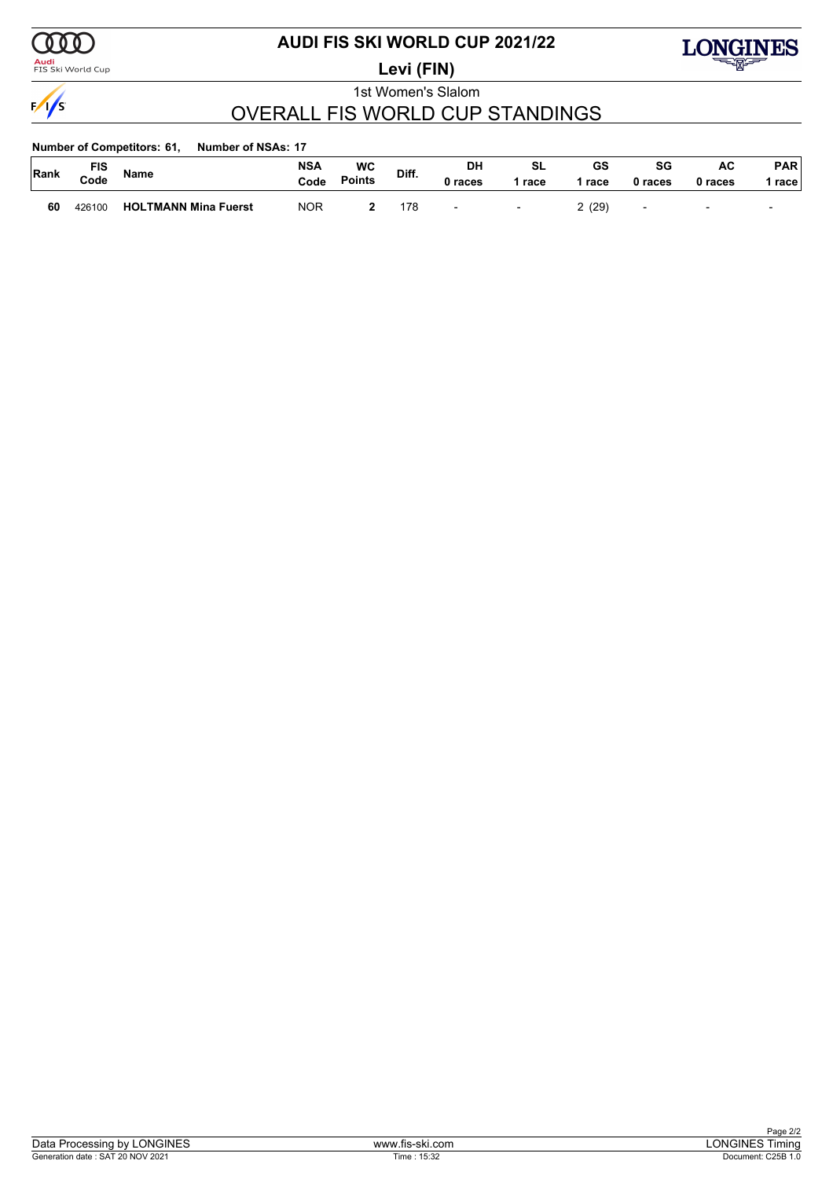# AUDI FIS SKI WORLD CUP 2021/22

**Levi (FIN)**

1st Women's Slalom

## OVERALL FIS WORLD CUP STANDINGS

**Number of Competitors: 61, Number of NSAs: 17**

| Rank | FIS Code | Name | NSA Code | WC Points | Diff. | DH 0 races | SL 1 race | GS 1 race | SG 0 races | AC 0 races | PAR 1 race |
|---|---|---|---|---|---|---|---|---|---|---|---|
| 60 | 426100 | HOLTMANN Mina Fuerst | NOR | 2 | 178 | - | - | 2 (29) | - | - | - |

Data Processing by LONGINES | www.fis-ski.com | LONGINES Timing

Generation date : SAT 20 NOV 2021 | Time : 15:32 | Document: C25B 1.0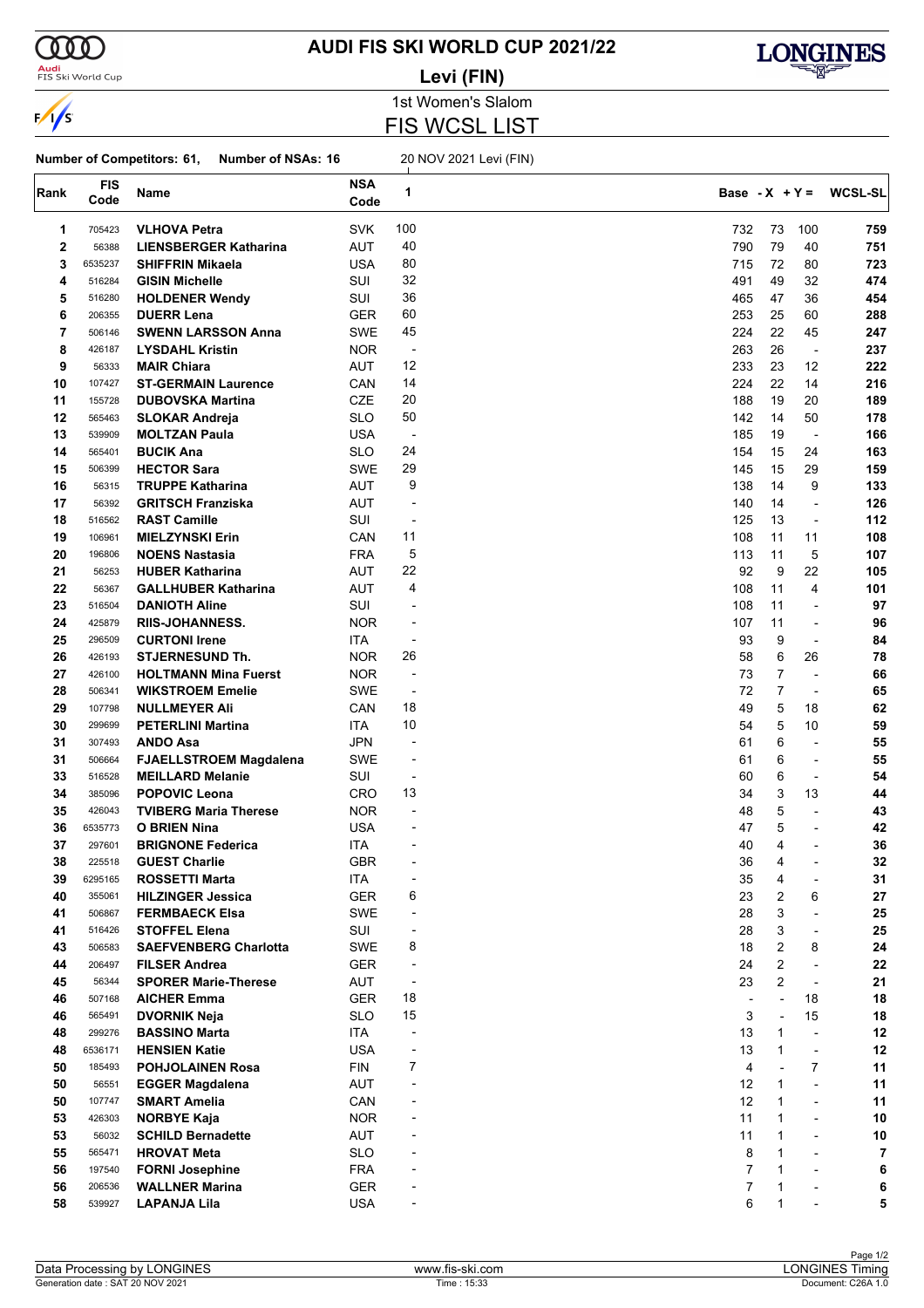# AUDI FIS SKI WORLD CUP 2021/22

**Levi (FIN)**

1st Women's Slalom

## FIS WCSL LIST

**Number of Competitors: 61, Number of NSAs: 16** 20 NOV 2021 Levi (FIN)

| Rank | FIS Code | Name | NSA Code | 1 | Base | - X | + Y = | WCSL-SL |
|---|---|---|---|---|---|---|---|---|
| 1 | 705423 | **VLHOVA Petra** | SVK | 100 | 732 | 73 | 100 | **759** |
| 2 | 56388 | **LIENSBERGER Katharina** | AUT | 40 | 790 | 79 | 40 | **751** |
| 3 | 6535237 | **SHIFFRIN Mikaela** | USA | 80 | 715 | 72 | 80 | **723** |
| 4 | 516284 | **GISIN Michelle** | SUI | 32 | 491 | 49 | 32 | **474** |
| 5 | 516280 | **HOLDENER Wendy** | SUI | 36 | 465 | 47 | 36 | **454** |
| 6 | 206355 | **DUERR Lena** | GER | 60 | 253 | 25 | 60 | **288** |
| 7 | 506146 | **SWENN LARSSON Anna** | SWE | 45 | 224 | 22 | 45 | **247** |
| 8 | 426187 | **LYSDAHL Kristin** | NOR | - | 263 | 26 | - | **237** |
| 9 | 56333 | **MAIR Chiara** | AUT | 12 | 233 | 23 | 12 | **222** |
| 10 | 107427 | **ST-GERMAIN Laurence** | CAN | 14 | 224 | 22 | 14 | **216** |
| 11 | 155728 | **DUBOVSKA Martina** | CZE | 20 | 188 | 19 | 20 | **189** |
| 12 | 565463 | **SLOKAR Andreja** | SLO | 50 | 142 | 14 | 50 | **178** |
| 13 | 539909 | **MOLTZAN Paula** | USA | - | 185 | 19 | - | **166** |
| 14 | 565401 | **BUCIK Ana** | SLO | 24 | 154 | 15 | 24 | **163** |
| 15 | 506399 | **HECTOR Sara** | SWE | 29 | 145 | 15 | 29 | **159** |
| 16 | 56315 | **TRUPPE Katharina** | AUT | 9 | 138 | 14 | 9 | **133** |
| 17 | 56392 | **GRITSCH Franziska** | AUT | - | 140 | 14 | - | **126** |
| 18 | 516562 | **RAST Camille** | SUI | - | 125 | 13 | - | **112** |
| 19 | 106961 | **MIELZYNSKI Erin** | CAN | 11 | 108 | 11 | 11 | **108** |
| 20 | 196806 | **NOENS Nastasia** | FRA | 5 | 113 | 11 | 5 | **107** |
| 21 | 56253 | **HUBER Katharina** | AUT | 22 | 92 | 9 | 22 | **105** |
| 22 | 56367 | **GALLHUBER Katharina** | AUT | 4 | 108 | 11 | 4 | **101** |
| 23 | 516504 | **DANIOTH Aline** | SUI | - | 108 | 11 | - | **97** |
| 24 | 425879 | **RIIS-JOHANNESS.** | NOR | - | 107 | 11 | - | **96** |
| 25 | 296509 | **CURTONI Irene** | ITA | - | 93 | 9 | - | **84** |
| 26 | 426193 | **STJERNESUND Th.** | NOR | 26 | 58 | 6 | 26 | **78** |
| 27 | 426100 | **HOLTMANN Mina Fuerst** | NOR | - | 73 | 7 | - | **66** |
| 28 | 506341 | **WIKSTROEM Emelie** | SWE | - | 72 | 7 | - | **65** |
| 29 | 107798 | **NULLMEYER Ali** | CAN | 18 | 49 | 5 | 18 | **62** |
| 30 | 299699 | **PETERLINI Martina** | ITA | 10 | 54 | 5 | 10 | **59** |
| 31 | 307493 | **ANDO Asa** | JPN | - | 61 | 6 | - | **55** |
| 31 | 506664 | **FJAELLSTROEM Magdalena** | SWE | - | 61 | 6 | - | **55** |
| 33 | 516528 | **MEILLARD Melanie** | SUI | - | 60 | 6 | - | **54** |
| 34 | 385096 | **POPOVIC Leona** | CRO | 13 | 34 | 3 | 13 | **44** |
| 35 | 426043 | **TVIBERG Maria Therese** | NOR | - | 48 | 5 | - | **43** |
| 36 | 6535773 | **O BRIEN Nina** | USA | - | 47 | 5 | - | **42** |
| 37 | 297601 | **BRIGNONE Federica** | ITA | - | 40 | 4 | - | **36** |
| 38 | 225518 | **GUEST Charlie** | GBR | - | 36 | 4 | - | **32** |
| 39 | 6295165 | **ROSSETTI Marta** | ITA | - | 35 | 4 | - | **31** |
| 40 | 355061 | **HILZINGER Jessica** | GER | 6 | 23 | 2 | 6 | **27** |
| 41 | 506867 | **FERMBAECK Elsa** | SWE | - | 28 | 3 | - | **25** |
| 41 | 516426 | **STOFFEL Elena** | SUI | - | 28 | 3 | - | **25** |
| 43 | 506583 | **SAEFVENBERG Charlotta** | SWE | 8 | 18 | 2 | 8 | **24** |
| 44 | 206497 | **FILSER Andrea** | GER | - | 24 | 2 | - | **22** |
| 45 | 56344 | **SPORER Marie-Therese** | AUT | - | 23 | 2 | - | **21** |
| 46 | 507168 | **AICHER Emma** | GER | 18 | - | - | 18 | **18** |
| 46 | 565491 | **DVORNIK Neja** | SLO | 15 | 3 | - | 15 | **18** |
| 48 | 299276 | **BASSINO Marta** | ITA | - | 13 | 1 | - | **12** |
| 48 | 6536171 | **HENSIEN Katie** | USA | - | 13 | 1 | - | **12** |
| 50 | 185493 | **POHJOLAINEN Rosa** | FIN | 7 | 4 | - | 7 | **11** |
| 50 | 56551 | **EGGER Magdalena** | AUT | - | 12 | 1 | - | **11** |
| 50 | 107747 | **SMART Amelia** | CAN | - | 12 | 1 | - | **11** |
| 53 | 426303 | **NORBYE Kaja** | NOR | - | 11 | 1 | - | **10** |
| 53 | 56032 | **SCHILD Bernadette** | AUT | - | 11 | 1 | - | **10** |
| 55 | 565471 | **HROVAT Meta** | SLO | - | 8 | 1 | - | **7** |
| 56 | 197540 | **FORNI Josephine** | FRA | - | 7 | 1 | - | **6** |
| 56 | 206536 | **WALLNER Marina** | GER | - | 7 | 1 | - | **6** |
| 58 | 539927 | **LAPANJA Lila** | USA | - | 6 | 1 | - | **5** |

Data Processing by LONGINES | www.fis-ski.com | LONGINES Timing

Generation date : SAT 20 NOV 2021 | Time : 15:33 | Document: C26A 1.0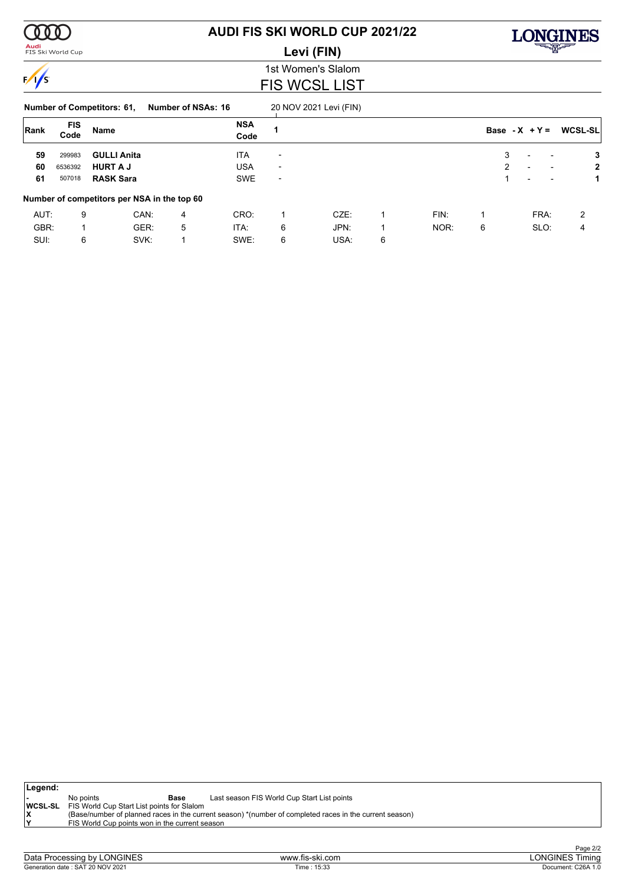# AUDI FIS SKI WORLD CUP 2021/22

## Levi (FIN)

### 1st Women's Slalom
### FIS WCSL LIST

**Number of Competitors: 61, Number of NSAs: 16** 20 NOV 2021 Levi (FIN)

| Rank | FIS Code | Name | NSA Code | 1 | Base | -X | +Y = | WCSL-SL |
|---|---|---|---|---|---|---|---|---|
| **59** | 299983 | **GULLI Anita** | ITA | - | 3 | - | - | **3** |
| **60** | 6536392 | **HURT A J** | USA | - | 2 | - | - | **2** |
| **61** | 507018 | **RASK Sara** | SWE | - | 1 | - | - | **1** |

**Number of competitors per NSA in the top 60**

| | | | | | | | | | | | |
|---|---|---|---|---|---|---|---|---|---|---|---|
| AUT: | 9 | CAN: | 4 | CRO: | 1 | CZE: | 1 | FIN: | 1 | FRA: | 2 |
| GBR: | 1 | GER: | 5 | ITA: | 6 | JPN: | 1 | NOR: | 6 | SLO: | 4 |
| SUI: | 6 | SVK: | 1 | SWE: | 6 | USA: | 6 | | | | |

**Legend:**

| | | | |
|---|---|---|---|
| - | No points | **Base** | Last season FIS World Cup Start List points |
| **WCSL-SL** | FIS World Cup Start List points for Slalom | | |
| **X** | (Base/number of planned races in the current season) *(number of completed races in the current season) | | |
| **Y** | FIS World Cup points won in the current season | | |

Data Processing by LONGINES — www.fis-ski.com — LONGINES Timing

Generation date : SAT 20 NOV 2021 — Time : 15:33 — Document: C26A 1.0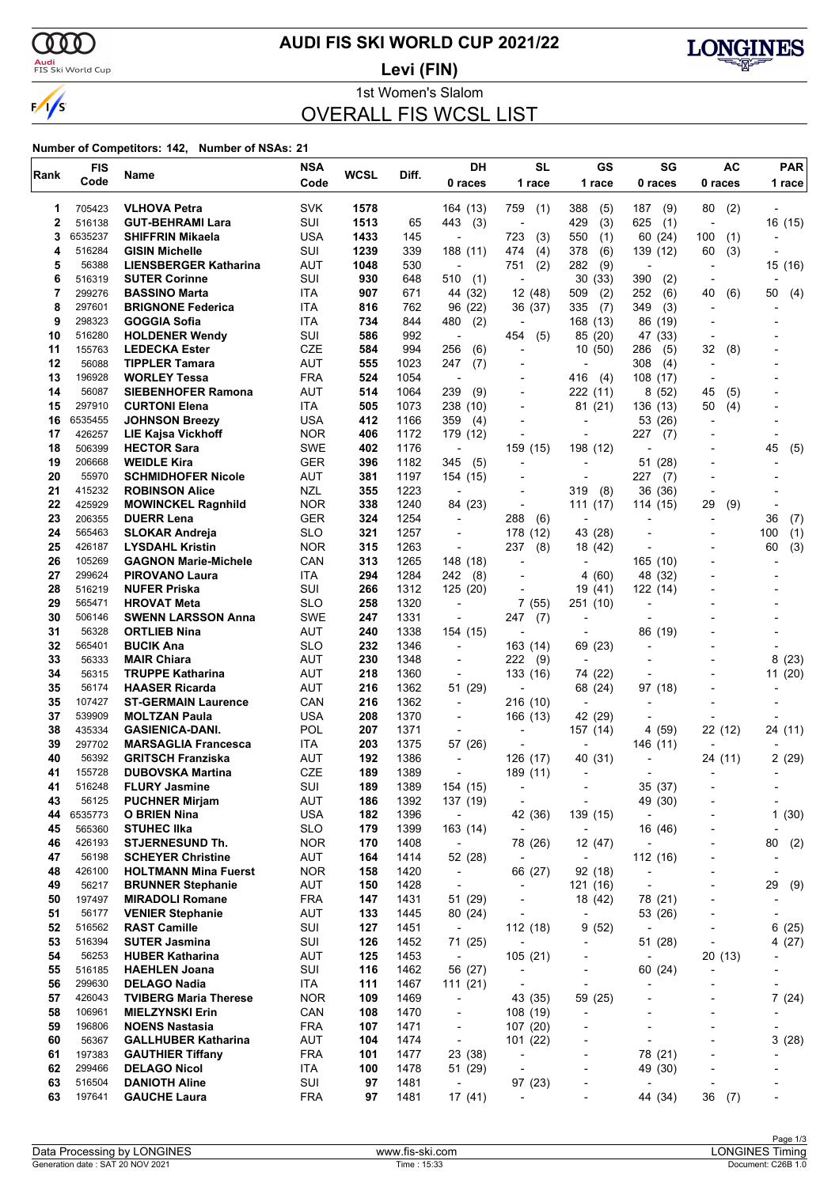# AUDI FIS SKI WORLD CUP 2021/22

**Levi (FIN)**

1st Women's Slalom

## OVERALL FIS WCSL LIST

**Number of Competitors: 142, Number of NSAs: 21**

| Rank | FIS Code | Name | NSA Code | WCSL | Diff. | DH 0 races | SL 1 race | GS 1 race | SG 0 races | AC 0 races | PAR 1 race |
|---|---|---|---|---|---|---|---|---|---|---|---|
| 1 | 705423 | **VLHOVA Petra** | SVK | **1578** | | 164 (13) | 759 (1) | 388 (5) | 187 (9) | 80 (2) | - |
| 2 | 516138 | **GUT-BEHRAMI Lara** | SUI | **1513** | 65 | 443 (3) | - | 429 (3) | 625 (1) | - | 16 (15) |
| 3 | 6535237 | **SHIFFRIN Mikaela** | USA | **1433** | 145 | - | 723 (3) | 550 (1) | 60 (24) | 100 (1) | - |
| 4 | 516284 | **GISIN Michelle** | SUI | **1239** | 339 | 188 (11) | 474 (4) | 378 (6) | 139 (12) | 60 (3) | - |
| 5 | 56388 | **LIENSBERGER Katharina** | AUT | **1048** | 530 | - | 751 (2) | 282 (9) | - | - | 15 (16) |
| 6 | 516319 | **SUTER Corinne** | SUI | **930** | 648 | 510 (1) | - | 30 (33) | 390 (2) | - | - |
| 7 | 299276 | **BASSINO Marta** | ITA | **907** | 671 | 44 (32) | 12 (48) | 509 (2) | 252 (6) | 40 (6) | 50 (4) |
| 8 | 297601 | **BRIGNONE Federica** | ITA | **816** | 762 | 96 (22) | 36 (37) | 335 (7) | 349 (3) | - | - |
| 9 | 298323 | **GOGGIA Sofia** | ITA | **734** | 844 | 480 (2) | - | 168 (13) | 86 (19) | - | - |
| 10 | 516280 | **HOLDENER Wendy** | SUI | **586** | 992 | - | 454 (5) | 85 (20) | 47 (33) | - | - |
| 11 | 155763 | **LEDECKA Ester** | CZE | **584** | 994 | 256 (6) | - | 10 (50) | 286 (5) | 32 (8) | - |
| 12 | 56088 | **TIPPLER Tamara** | AUT | **555** | 1023 | 247 (7) | - | - | 308 (4) | - | - |
| 13 | 196928 | **WORLEY Tessa** | FRA | **524** | 1054 | - | - | 416 (4) | 108 (17) | - | - |
| 14 | 56087 | **SIEBENHOFER Ramona** | AUT | **514** | 1064 | 239 (9) | - | 222 (11) | 8 (52) | 45 (5) | - |
| 15 | 297910 | **CURTONI Elena** | ITA | **505** | 1073 | 238 (10) | - | 81 (21) | 136 (13) | 50 (4) | - |
| 16 | 6535455 | **JOHNSON Breezy** | USA | **412** | 1166 | 359 (4) | - | - | 53 (26) | - | - |
| 17 | 426257 | **LIE Kajsa Vickhoff** | NOR | **406** | 1172 | 179 (12) | - | - | 227 (7) | - | - |
| 18 | 506399 | **HECTOR Sara** | SWE | **402** | 1176 | - | 159 (15) | 198 (12) | - | - | 45 (5) |
| 19 | 206668 | **WEIDLE Kira** | GER | **396** | 1182 | 345 (5) | - | - | 51 (28) | - | - |
| 20 | 55970 | **SCHMIDHOFER Nicole** | AUT | **381** | 1197 | 154 (15) | - | - | 227 (7) | - | - |
| 21 | 415232 | **ROBINSON Alice** | NZL | **355** | 1223 | - | - | 319 (8) | 36 (36) | - | - |
| 22 | 425929 | **MOWINCKEL Ragnhild** | NOR | **338** | 1240 | 84 (23) | - | 111 (17) | 114 (15) | 29 (9) | - |
| 23 | 206355 | **DUERR Lena** | GER | **324** | 1254 | - | 288 (6) | - | - | - | 36 (7) |
| 24 | 565463 | **SLOKAR Andreja** | SLO | **321** | 1257 | - | 178 (12) | 43 (28) | - | - | 100 (1) |
| 25 | 426187 | **LYSDAHL Kristin** | NOR | **315** | 1263 | - | 237 (8) | 18 (42) | - | - | 60 (3) |
| 26 | 105269 | **GAGNON Marie-Michele** | CAN | **313** | 1265 | 148 (18) | - | - | 165 (10) | - | - |
| 27 | 299624 | **PIROVANO Laura** | ITA | **294** | 1284 | 242 (8) | - | 4 (60) | 48 (32) | - | - |
| 28 | 516219 | **NUFER Priska** | SUI | **266** | 1312 | 125 (20) | - | 19 (41) | 122 (14) | - | - |
| 29 | 565471 | **HROVAT Meta** | SLO | **258** | 1320 | - | 7 (55) | 251 (10) | - | - | - |
| 30 | 506146 | **SWENN LARSSON Anna** | SWE | **247** | 1331 | - | 247 (7) | - | - | - | - |
| 31 | 56328 | **ORTLIEB Nina** | AUT | **240** | 1338 | 154 (15) | - | - | 86 (19) | - | - |
| 32 | 565401 | **BUCIK Ana** | SLO | **232** | 1346 | - | 163 (14) | 69 (23) | - | - | - |
| 33 | 56333 | **MAIR Chiara** | AUT | **230** | 1348 | - | 222 (9) | - | - | - | 8 (23) |
| 34 | 56315 | **TRUPPE Katharina** | AUT | **218** | 1360 | - | 133 (16) | 74 (22) | - | - | 11 (20) |
| 35 | 56174 | **HAASER Ricarda** | AUT | **216** | 1362 | 51 (29) | - | 68 (24) | 97 (18) | - | - |
| 35 | 107427 | **ST-GERMAIN Laurence** | CAN | **216** | 1362 | - | 216 (10) | - | - | - | - |
| 37 | 539909 | **MOLTZAN Paula** | USA | **208** | 1370 | - | 166 (13) | 42 (29) | - | - | - |
| 38 | 435334 | **GASIENICA-DANI.** | POL | **207** | 1371 | - | - | 157 (14) | 4 (59) | 22 (12) | 24 (11) |
| 39 | 297702 | **MARSAGLIA Francesca** | ITA | **203** | 1375 | 57 (26) | - | - | 146 (11) | - | - |
| 40 | 56392 | **GRITSCH Franziska** | AUT | **192** | 1386 | - | 126 (17) | 40 (31) | - | 24 (11) | 2 (29) |
| 41 | 155728 | **DUBOVSKA Martina** | CZE | **189** | 1389 | - | 189 (11) | - | - | - | - |
| 41 | 516248 | **FLURY Jasmine** | SUI | **189** | 1389 | 154 (15) | - | - | 35 (37) | - | - |
| 43 | 56125 | **PUCHNER Mirjam** | AUT | **186** | 1392 | 137 (19) | - | - | 49 (30) | - | - |
| 44 | 6535773 | **O BRIEN Nina** | USA | **182** | 1396 | - | 42 (36) | 139 (15) | - | - | 1 (30) |
| 45 | 565360 | **STUHEC Ilka** | SLO | **179** | 1399 | 163 (14) | - | - | 16 (46) | - | - |
| 46 | 426193 | **STJERNESUND Th.** | NOR | **170** | 1408 | - | 78 (26) | 12 (47) | - | - | 80 (2) |
| 47 | 56198 | **SCHEYER Christine** | AUT | **164** | 1414 | 52 (28) | - | - | 112 (16) | - | - |
| 48 | 426100 | **HOLTMANN Mina Fuerst** | NOR | **158** | 1420 | - | 66 (27) | 92 (18) | - | - | - |
| 49 | 56217 | **BRUNNER Stephanie** | AUT | **150** | 1428 | - | - | 121 (16) | - | - | 29 (9) |
| 50 | 197497 | **MIRADOLI Romane** | FRA | **147** | 1431 | 51 (29) | - | 18 (42) | 78 (21) | - | - |
| 51 | 56177 | **VENIER Stephanie** | AUT | **133** | 1445 | 80 (24) | - | - | 53 (26) | - | - |
| 52 | 516562 | **RAST Camille** | SUI | **127** | 1451 | - | 112 (18) | 9 (52) | - | - | 6 (25) |
| 53 | 516394 | **SUTER Jasmina** | SUI | **126** | 1452 | 71 (25) | - | - | 51 (28) | - | 4 (27) |
| 54 | 56253 | **HUBER Katharina** | AUT | **125** | 1453 | - | 105 (21) | - | - | 20 (13) | - |
| 55 | 516185 | **HAEHLEN Joana** | SUI | **116** | 1462 | 56 (27) | - | - | 60 (24) | - | - |
| 56 | 299630 | **DELAGO Nadia** | ITA | **111** | 1467 | 111 (21) | - | - | - | - | - |
| 57 | 426043 | **TVIBERG Maria Therese** | NOR | **109** | 1469 | - | 43 (35) | 59 (25) | - | - | 7 (24) |
| 58 | 106961 | **MIELZYNSKI Erin** | CAN | **108** | 1470 | - | 108 (19) | - | - | - | - |
| 59 | 196806 | **NOENS Nastasia** | FRA | **107** | 1471 | - | 107 (20) | - | - | - | - |
| 60 | 56367 | **GALLHUBER Katharina** | AUT | **104** | 1474 | - | 101 (22) | - | - | - | 3 (28) |
| 61 | 197383 | **GAUTHIER Tiffany** | FRA | **101** | 1477 | 23 (38) | - | - | 78 (21) | - | - |
| 62 | 299466 | **DELAGO Nicol** | ITA | **100** | 1478 | 51 (29) | - | - | 49 (30) | - | - |
| 63 | 516504 | **DANIOTH Aline** | SUI | **97** | 1481 | - | 97 (23) | - | - | - | - |
| 63 | 197641 | **GAUCHE Laura** | FRA | **97** | 1481 | 17 (41) | - | - | 44 (34) | 36 (7) | - |

Data Processing by LONGINES | www.fis-ski.com | LONGINES Timing

Generation date : SAT 20 NOV 2021 | Time : 15:33 | Document: C26B 1.0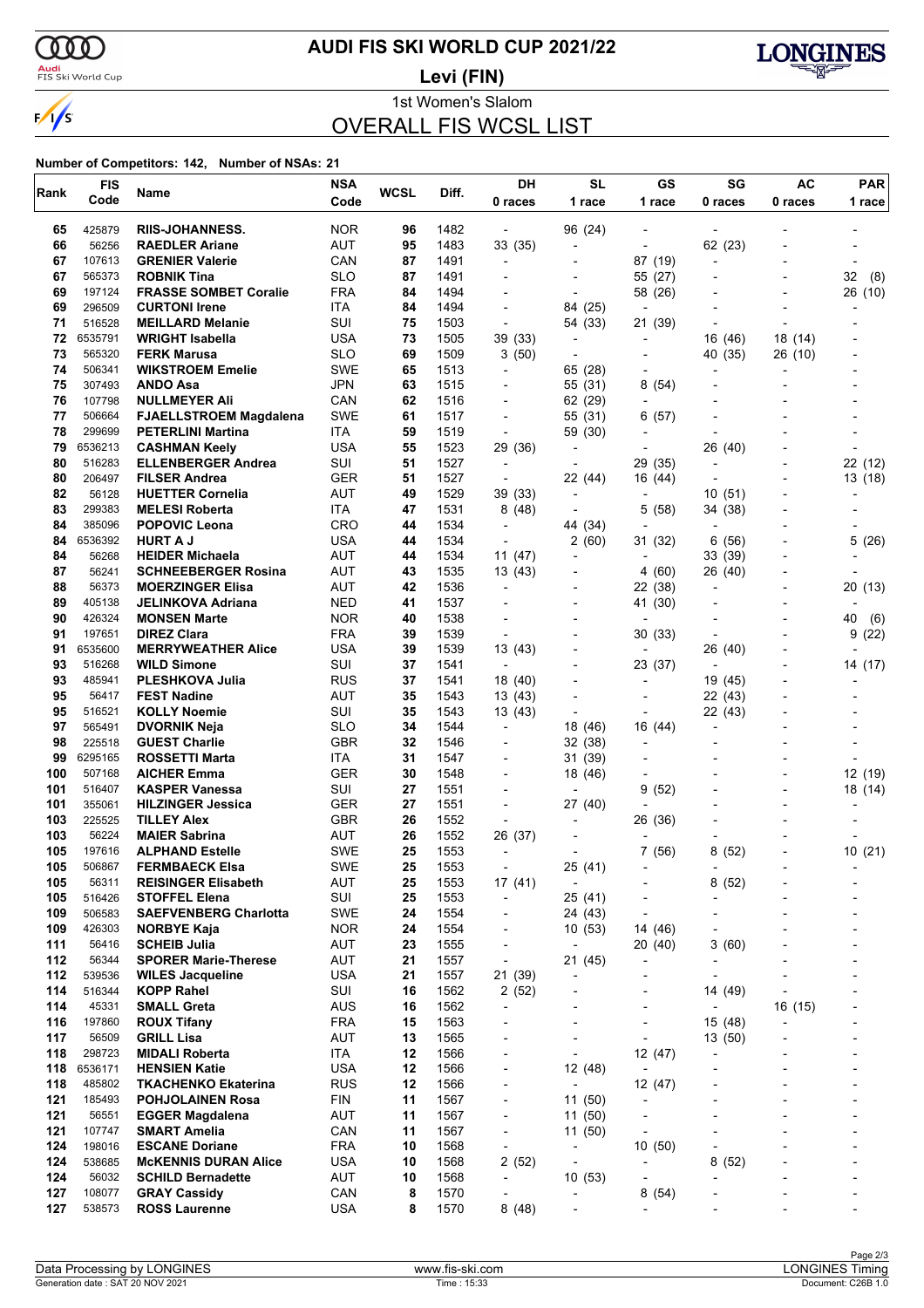# AUDI FIS SKI WORLD CUP 2021/22

**Levi (FIN)**

1st Women's Slalom

## OVERALL FIS WCSL LIST

**Number of Competitors: 142, Number of NSAs: 21**

| Rank | FIS Code | Name | NSA Code | WCSL | Diff. | DH 0 races | SL 1 race | GS 1 race | SG 0 races | AC 0 races | PAR 1 race |
|---|---|---|---|---|---|---|---|---|---|---|---|
| 65 | 425879 | **RIIS-JOHANNESS.** | NOR | **96** | 1482 | - | 96 (24) | - | - | - | - |
| 66 | 56256 | **RAEDLER Ariane** | AUT | **95** | 1483 | 33 (35) | - | - | 62 (23) | - | - |
| 67 | 107613 | **GRENIER Valerie** | CAN | **87** | 1491 | - | - | 87 (19) | - | - | - |
| 67 | 565373 | **ROBNIK Tina** | SLO | **87** | 1491 | - | - | 55 (27) | - | - | 32 (8) |
| 69 | 197124 | **FRASSE SOMBET Coralie** | FRA | **84** | 1494 | - | - | 58 (26) | - | - | 26 (10) |
| 69 | 296509 | **CURTONI Irene** | ITA | **84** | 1494 | - | 84 (25) | - | - | - | - |
| 71 | 516528 | **MEILLARD Melanie** | SUI | **75** | 1503 | - | 54 (33) | 21 (39) | - | - | - |
| 72 | 6535791 | **WRIGHT Isabella** | USA | **73** | 1505 | 39 (33) | - | - | 16 (46) | 18 (14) | - |
| 73 | 565320 | **FERK Marusa** | SLO | **69** | 1509 | 3 (50) | - | - | 40 (35) | 26 (10) | - |
| 74 | 506341 | **WIKSTROEM Emelie** | SWE | **65** | 1513 | - | 65 (28) | - | - | - | - |
| 75 | 307493 | **ANDO Asa** | JPN | **63** | 1515 | - | 55 (31) | 8 (54) | - | - | - |
| 76 | 107798 | **NULLMEYER Ali** | CAN | **62** | 1516 | - | 62 (29) | - | - | - | - |
| 77 | 506664 | **FJAELLSTROEM Magdalena** | SWE | **61** | 1517 | - | 55 (31) | 6 (57) | - | - | - |
| 78 | 299699 | **PETERLINI Martina** | ITA | **59** | 1519 | - | 59 (30) | - | - | - | - |
| 79 | 6536213 | **CASHMAN Keely** | USA | **55** | 1523 | 29 (36) | - | - | 26 (40) | - | - |
| 80 | 516283 | **ELLENBERGER Andrea** | SUI | **51** | 1527 | - | - | 29 (35) | - | - | 22 (12) |
| 80 | 206497 | **FILSER Andrea** | GER | **51** | 1527 | - | 22 (44) | 16 (44) | - | - | 13 (18) |
| 82 | 56128 | **HUETTER Cornelia** | AUT | **49** | 1529 | 39 (33) | - | - | 10 (51) | - | - |
| 83 | 299383 | **MELESI Roberta** | ITA | **47** | 1531 | 8 (48) | - | 5 (58) | 34 (38) | - | - |
| 84 | 385096 | **POPOVIC Leona** | CRO | **44** | 1534 | - | 44 (34) | - | - | - | - |
| 84 | 6536392 | **HURT A J** | USA | **44** | 1534 | - | 2 (60) | 31 (32) | 6 (56) | - | 5 (26) |
| 84 | 56268 | **HEIDER Michaela** | AUT | **44** | 1534 | 11 (47) | - | - | 33 (39) | - | - |
| 87 | 56241 | **SCHNEEBERGER Rosina** | AUT | **43** | 1535 | 13 (43) | - | 4 (60) | 26 (40) | - | - |
| 88 | 56373 | **MOERZINGER Elisa** | AUT | **42** | 1536 | - | - | 22 (38) | - | - | 20 (13) |
| 89 | 405138 | **JELINKOVA Adriana** | NED | **41** | 1537 | - | - | 41 (30) | - | - | - |
| 90 | 426324 | **MONSEN Marte** | NOR | **40** | 1538 | - | - | - | - | - | 40 (6) |
| 91 | 197651 | **DIREZ Clara** | FRA | **39** | 1539 | - | - | 30 (33) | - | - | 9 (22) |
| 91 | 6535600 | **MERRYWEATHER Alice** | USA | **39** | 1539 | 13 (43) | - | - | 26 (40) | - | - |
| 93 | 516268 | **WILD Simone** | SUI | **37** | 1541 | - | - | 23 (37) | - | - | 14 (17) |
| 93 | 485941 | **PLESHKOVA Julia** | RUS | **37** | 1541 | 18 (40) | - | - | 19 (45) | - | - |
| 95 | 56417 | **FEST Nadine** | AUT | **35** | 1543 | 13 (43) | - | - | 22 (43) | - | - |
| 95 | 516521 | **KOLLY Noemie** | SUI | **35** | 1543 | 13 (43) | - | - | 22 (43) | - | - |
| 97 | 565491 | **DVORNIK Neja** | SLO | **34** | 1544 | - | 18 (46) | 16 (44) | - | - | - |
| 98 | 225518 | **GUEST Charlie** | GBR | **32** | 1546 | - | 32 (38) | - | - | - | - |
| 99 | 6295165 | **ROSSETTI Marta** | ITA | **31** | 1547 | - | 31 (39) | - | - | - | - |
| 100 | 507168 | **AICHER Emma** | GER | **30** | 1548 | - | 18 (46) | - | - | - | 12 (19) |
| 101 | 516407 | **KASPER Vanessa** | SUI | **27** | 1551 | - | - | 9 (52) | - | - | 18 (14) |
| 101 | 355061 | **HILZINGER Jessica** | GER | **27** | 1551 | - | 27 (40) | - | - | - | - |
| 103 | 225525 | **TILLEY Alex** | GBR | **26** | 1552 | - | - | 26 (36) | - | - | - |
| 103 | 56224 | **MAIER Sabrina** | AUT | **26** | 1552 | 26 (37) | - | - | - | - | - |
| 105 | 197616 | **ALPHAND Estelle** | SWE | **25** | 1553 | - | - | 7 (56) | 8 (52) | - | 10 (21) |
| 105 | 506867 | **FERMBAECK Elsa** | SWE | **25** | 1553 | - | 25 (41) | - | - | - | - |
| 105 | 56311 | **REISINGER Elisabeth** | AUT | **25** | 1553 | 17 (41) | - | - | 8 (52) | - | - |
| 105 | 516426 | **STOFFEL Elena** | SUI | **25** | 1553 | - | 25 (41) | - | - | - | - |
| 109 | 506583 | **SAEFVENBERG Charlotta** | SWE | **24** | 1554 | - | 24 (43) | - | - | - | - |
| 109 | 426303 | **NORBYE Kaja** | NOR | **24** | 1554 | - | 10 (53) | 14 (46) | - | - | - |
| 111 | 56416 | **SCHEIB Julia** | AUT | **23** | 1555 | - | - | 20 (40) | 3 (60) | - | - |
| 112 | 56344 | **SPORER Marie-Therese** | AUT | **21** | 1557 | - | 21 (45) | - | - | - | - |
| 112 | 539536 | **WILES Jacqueline** | USA | **21** | 1557 | 21 (39) | - | - | - | - | - |
| 114 | 516344 | **KOPP Rahel** | SUI | **16** | 1562 | 2 (52) | - | - | 14 (49) | - | - |
| 114 | 45331 | **SMALL Greta** | AUS | **16** | 1562 | - | - | - | - | 16 (15) | - |
| 116 | 197860 | **ROUX Tifany** | FRA | **15** | 1563 | - | - | - | 15 (48) | - | - |
| 117 | 56509 | **GRILL Lisa** | AUT | **13** | 1565 | - | - | - | 13 (50) | - | - |
| 118 | 298723 | **MIDALI Roberta** | ITA | **12** | 1566 | - | - | 12 (47) | - | - | - |
| 118 | 6536171 | **HENSIEN Katie** | USA | **12** | 1566 | - | 12 (48) | - | - | - | - |
| 118 | 485802 | **TKACHENKO Ekaterina** | RUS | **12** | 1566 | - | - | 12 (47) | - | - | - |
| 121 | 185493 | **POHJOLAINEN Rosa** | FIN | **11** | 1567 | - | 11 (50) | - | - | - | - |
| 121 | 56551 | **EGGER Magdalena** | AUT | **11** | 1567 | - | 11 (50) | - | - | - | - |
| 121 | 107747 | **SMART Amelia** | CAN | **11** | 1567 | - | 11 (50) | - | - | - | - |
| 124 | 198016 | **ESCANE Doriane** | FRA | **10** | 1568 | - | - | 10 (50) | - | - | - |
| 124 | 538685 | **McKENNIS DURAN Alice** | USA | **10** | 1568 | 2 (52) | - | - | 8 (52) | - | - |
| 124 | 56032 | **SCHILD Bernadette** | AUT | **10** | 1568 | - | 10 (53) | - | - | - | - |
| 127 | 108077 | **GRAY Cassidy** | CAN | **8** | 1570 | - | - | 8 (54) | - | - | - |
| 127 | 538573 | **ROSS Laurenne** | USA | **8** | 1570 | 8 (48) | - | - | - | - | - |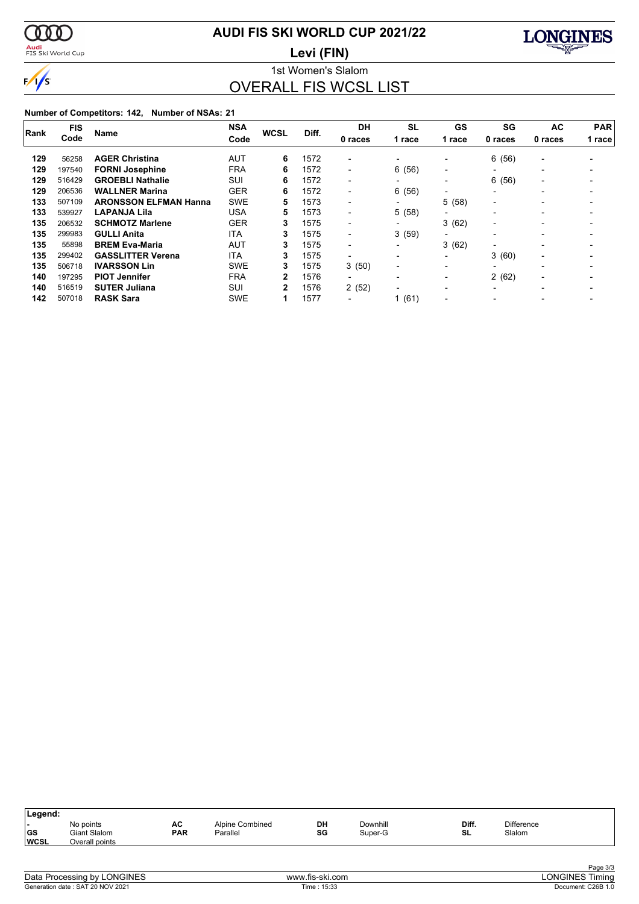# AUDI FIS SKI WORLD CUP 2021/22

**Levi (FIN)**

1st Women's Slalom

## OVERALL FIS WCSL LIST

**Number of Competitors: 142, Number of NSAs: 21**

| Rank | FIS Code | Name | NSA Code | WCSL | Diff. | DH 0 races | SL 1 race | GS 1 race | SG 0 races | AC 0 races | PAR 1 race |
|---|---|---|---|---|---|---|---|---|---|---|---|
| 129 | 56258 | **AGER Christina** | AUT | 6 | 1572 | - | - | - | 6 (56) | - | - |
| 129 | 197540 | **FORNI Josephine** | FRA | 6 | 1572 | - | 6 (56) | - | - | - | - |
| 129 | 516429 | **GROEBLI Nathalie** | SUI | 6 | 1572 | - | - | - | 6 (56) | - | - |
| 129 | 206536 | **WALLNER Marina** | GER | 6 | 1572 | - | 6 (56) | - | - | - | - |
| 133 | 507109 | **ARONSSON ELFMAN Hanna** | SWE | 5 | 1573 | - | - | 5 (58) | - | - | - |
| 133 | 539927 | **LAPANJA Lila** | USA | 5 | 1573 | - | 5 (58) | - | - | - | - |
| 135 | 206532 | **SCHMOTZ Marlene** | GER | 3 | 1575 | - | - | 3 (62) | - | - | - |
| 135 | 299983 | **GULLI Anita** | ITA | 3 | 1575 | - | 3 (59) | - | - | - | - |
| 135 | 55898 | **BREM Eva-Maria** | AUT | 3 | 1575 | - | - | 3 (62) | - | - | - |
| 135 | 299402 | **GASSLITTER Verena** | ITA | 3 | 1575 | - | - | - | 3 (60) | - | - |
| 135 | 506718 | **IVARSSON Lin** | SWE | 3 | 1575 | 3 (50) | - | - | - | - | - |
| 140 | 197295 | **PIOT Jennifer** | FRA | 2 | 1576 | - | - | - | 2 (62) | - | - |
| 140 | 516519 | **SUTER Juliana** | SUI | 2 | 1576 | 2 (52) | - | - | - | - | - |
| 142 | 507018 | **RASK Sara** | SWE | 1 | 1577 | - | 1 (61) | - | - | - | - |

| Legend: | | | | | | | |
|---|---|---|---|---|---|---|---|
| - | No points | AC | Alpine Combined | DH | Downhill | Diff. | Difference |
| GS | Giant Slalom | PAR | Parallel | SG | Super-G | SL | Slalom |
| WCSL | Overall points | | | | | | |

Data Processing by LONGINES — www.fis-ski.com — LONGINES Timing

Generation date : SAT 20 NOV 2021 — Time : 15:33 — Document: C26B 1.0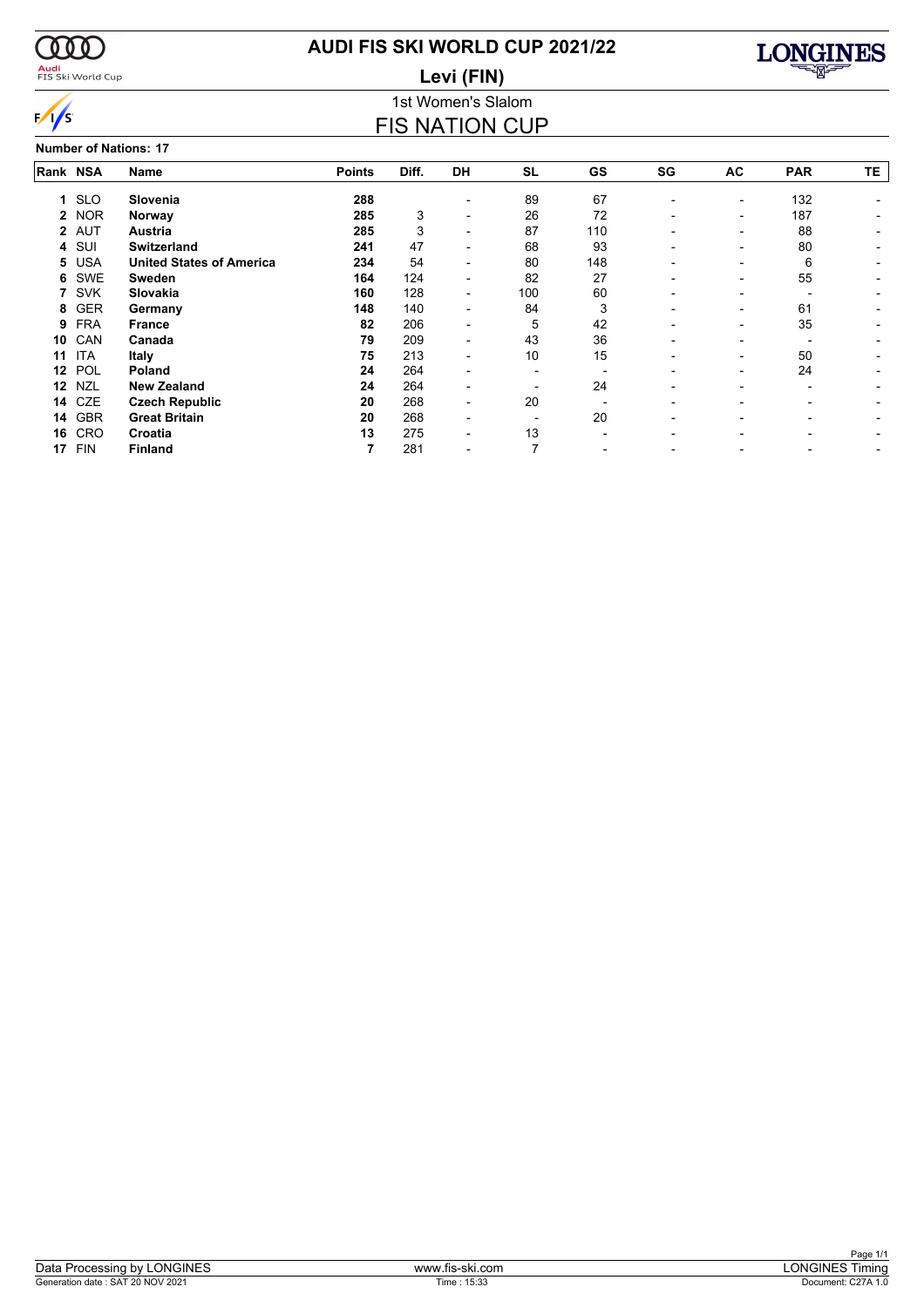# AUDI FIS SKI WORLD CUP 2021/22

## Levi (FIN)

### 1st Women's Slalom

## FIS NATION CUP

**Number of Nations: 17**

| Rank | NSA | Name | Points | Diff. | DH | SL | GS | SG | AC | PAR | TE |
|---|---|---|---|---|---|---|---|---|---|---|---|
| 1 | SLO | **Slovenia** | **288** | | - | 89 | 67 | - | - | 132 | - |
| 2 | NOR | **Norway** | **285** | 3 | - | 26 | 72 | - | - | 187 | - |
| 2 | AUT | **Austria** | **285** | 3 | - | 87 | 110 | - | - | 88 | - |
| 4 | SUI | **Switzerland** | **241** | 47 | - | 68 | 93 | - | - | 80 | - |
| 5 | USA | **United States of America** | **234** | 54 | - | 80 | 148 | - | - | 6 | - |
| 6 | SWE | **Sweden** | **164** | 124 | - | 82 | 27 | - | - | 55 | - |
| 7 | SVK | **Slovakia** | **160** | 128 | - | 100 | 60 | - | - | - | - |
| 8 | GER | **Germany** | **148** | 140 | - | 84 | 3 | - | - | 61 | - |
| 9 | FRA | **France** | **82** | 206 | - | 5 | 42 | - | - | 35 | - |
| 10 | CAN | **Canada** | **79** | 209 | - | 43 | 36 | - | - | - | - |
| 11 | ITA | **Italy** | **75** | 213 | - | 10 | 15 | - | - | 50 | - |
| 12 | POL | **Poland** | **24** | 264 | - | - | - | - | - | 24 | - |
| 12 | NZL | **New Zealand** | **24** | 264 | - | - | 24 | - | - | - | - |
| 14 | CZE | **Czech Republic** | **20** | 268 | - | 20 | - | - | - | - | - |
| 14 | GBR | **Great Britain** | **20** | 268 | - | - | 20 | - | - | - | - |
| 16 | CRO | **Croatia** | **13** | 275 | - | 13 | - | - | - | - | - |
| 17 | FIN | **Finland** | **7** | 281 | - | 7 | - | - | - | - | - |

Data Processing by LONGINES | www.fis-ski.com | LONGINES Timing

Generation date : SAT 20 NOV 2021 | Time : 15:33 | Document: C27A 1.0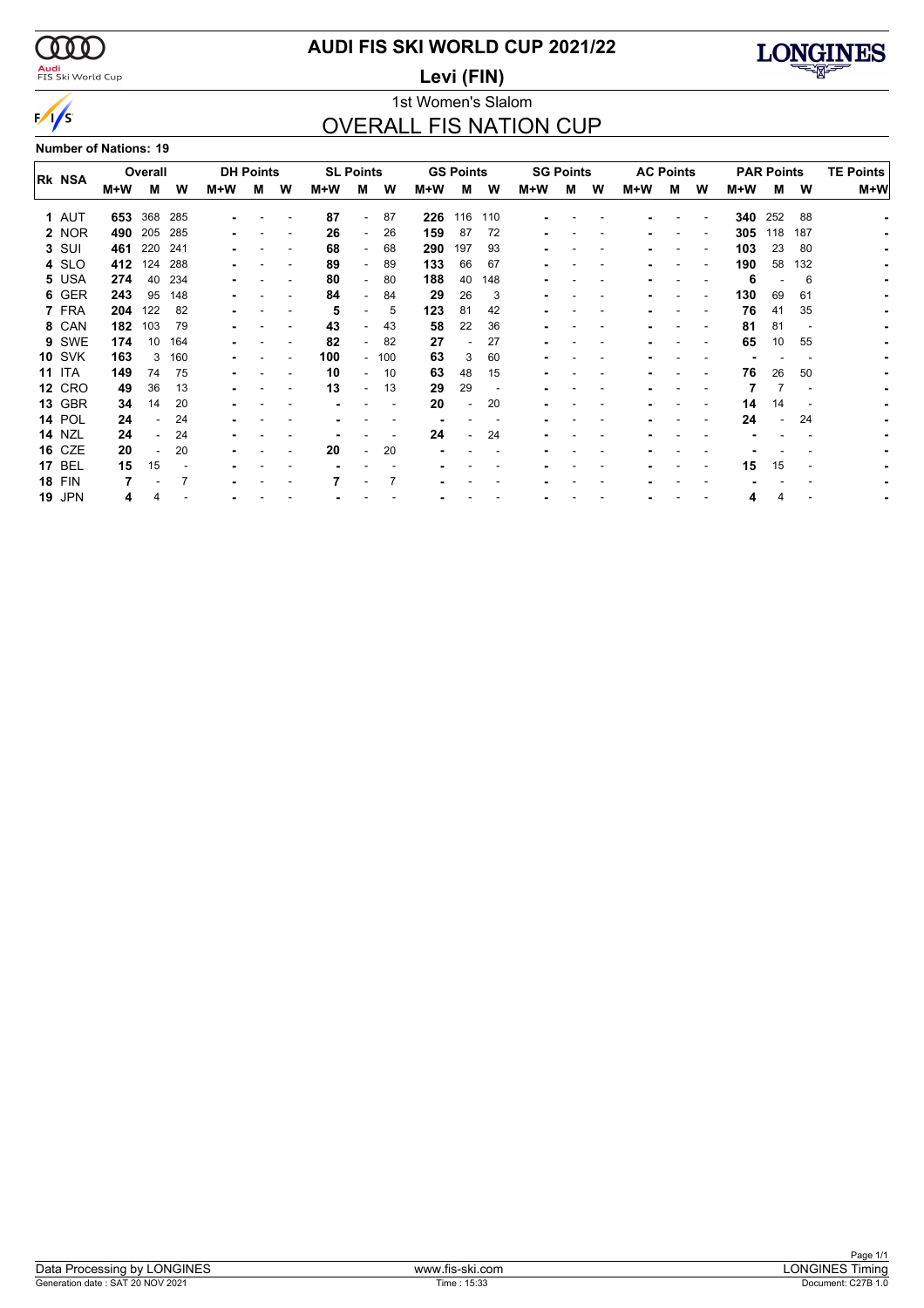# AUDI FIS SKI WORLD CUP 2021/22

**Levi (FIN)**

1st Women's Slalom

## OVERALL FIS NATION CUP

**Number of Nations: 19**

| Rk | NSA | Overall | | | DH Points | | | SL Points | | | GS Points | | | SG Points | | | AC Points | | | PAR Points | | | TE Points |
|---|---|---|---|---|---|---|---|---|---|---|---|---|---|---|---|---|---|---|---|---|---|---|---|
| | | M+W | M | W | M+W | M | W | M+W | M | W | M+W | M | W | M+W | M | W | M+W | M | W | M+W | M | W | M+W |
| 1 | AUT | **653** | 368 | 285 | **-** | - | - | **87** | - | 87 | **226** | 116 | 110 | **-** | - | - | **-** | - | - | **340** | 252 | 88 | **-** |
| 2 | NOR | **490** | 205 | 285 | **-** | - | - | **26** | - | 26 | **159** | 87 | 72 | **-** | - | - | **-** | - | - | **305** | 118 | 187 | **-** |
| 3 | SUI | **461** | 220 | 241 | **-** | - | - | **68** | - | 68 | **290** | 197 | 93 | **-** | - | - | **-** | - | - | **103** | 23 | 80 | **-** |
| 4 | SLO | **412** | 124 | 288 | **-** | - | - | **89** | - | 89 | **133** | 66 | 67 | **-** | - | - | **-** | - | - | **190** | 58 | 132 | **-** |
| 5 | USA | **274** | 40 | 234 | **-** | - | - | **80** | - | 80 | **188** | 40 | 148 | **-** | - | - | **-** | - | - | **6** | - | 6 | **-** |
| 6 | GER | **243** | 95 | 148 | **-** | - | - | **84** | - | 84 | **29** | 26 | 3 | **-** | - | - | **-** | - | - | **130** | 69 | 61 | **-** |
| 7 | FRA | **204** | 122 | 82 | **-** | - | - | **5** | - | 5 | **123** | 81 | 42 | **-** | - | - | **-** | - | - | **76** | 41 | 35 | **-** |
| 8 | CAN | **182** | 103 | 79 | **-** | - | - | **43** | - | 43 | **58** | 22 | 36 | **-** | - | - | **-** | - | - | **81** | 81 | - | **-** |
| 9 | SWE | **174** | 10 | 164 | **-** | - | - | **82** | - | 82 | **27** | - | 27 | **-** | - | - | **-** | - | - | **65** | 10 | 55 | **-** |
| 10 | SVK | **163** | 3 | 160 | **-** | - | - | **100** | - | 100 | **63** | 3 | 60 | **-** | - | - | **-** | - | - | **-** | - | - | **-** |
| 11 | ITA | **149** | 74 | 75 | **-** | - | - | **10** | - | 10 | **63** | 48 | 15 | **-** | - | - | **-** | - | - | **76** | 26 | 50 | **-** |
| 12 | CRO | **49** | 36 | 13 | **-** | - | - | **13** | - | 13 | **29** | 29 | - | **-** | - | - | **-** | - | - | **7** | 7 | - | **-** |
| 13 | GBR | **34** | 14 | 20 | **-** | - | - | **-** | - | - | **20** | - | 20 | **-** | - | - | **-** | - | - | **14** | 14 | - | **-** |
| 14 | POL | **24** | - | 24 | **-** | - | - | **-** | - | - | **-** | - | - | **-** | - | - | **-** | - | - | **24** | - | 24 | **-** |
| 14 | NZL | **24** | - | 24 | **-** | - | - | **-** | - | - | **24** | - | 24 | **-** | - | - | **-** | - | - | **-** | - | - | **-** |
| 16 | CZE | **20** | - | 20 | **-** | - | - | **20** | - | 20 | **-** | - | - | **-** | - | - | **-** | - | - | **-** | - | - | **-** |
| 17 | BEL | **15** | 15 | - | **-** | - | - | **-** | - | - | **-** | - | - | **-** | - | - | **-** | - | - | **15** | 15 | - | **-** |
| 18 | FIN | **7** | - | 7 | **-** | - | - | **7** | - | 7 | **-** | - | - | **-** | - | - | **-** | - | - | **-** | - | - | **-** |
| 19 | JPN | **4** | 4 | - | **-** | - | - | **-** | - | - | **-** | - | - | **-** | - | - | **-** | - | - | **4** | 4 | - | **-** |

Data Processing by LONGINES | www.fis-ski.com | LONGINES Timing

Generation date : SAT 20 NOV 2021 | Time : 15:33 | Document: C27B 1.0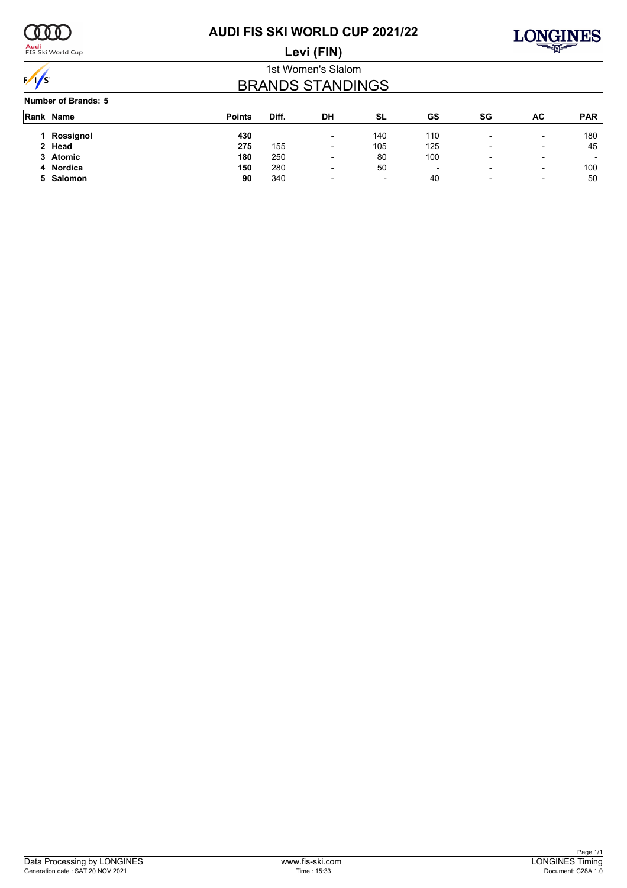# AUDI FIS SKI WORLD CUP 2021/22

## Levi (FIN)

1st Women's Slalom

## BRANDS STANDINGS

**Number of Brands: 5**

| Rank | Name | Points | Diff. | DH | SL | GS | SG | AC | PAR |
|---|---|---|---|---|---|---|---|---|---|
| 1 | **Rossignol** | **430** | | - | 140 | 110 | - | - | 180 |
| 2 | **Head** | **275** | 155 | - | 105 | 125 | - | - | 45 |
| 3 | **Atomic** | **180** | 250 | - | 80 | 100 | - | - | - |
| 4 | **Nordica** | **150** | 280 | - | 50 | - | - | - | 100 |
| 5 | **Salomon** | **90** | 340 | - | - | 40 | - | - | 50 |

Data Processing by LONGINES | www.fis-ski.com | LONGINES Timing

Generation date : SAT 20 NOV 2021 | Time : 15:33 | Document: C28A 1.0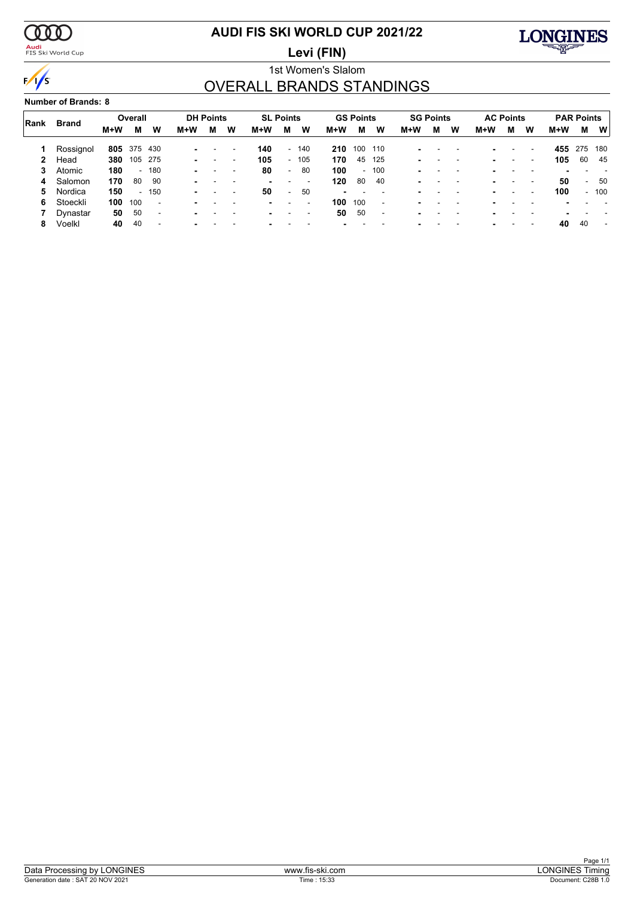# AUDI FIS SKI WORLD CUP 2021/22

**Levi (FIN)**

1st Women's Slalom

## OVERALL BRANDS STANDINGS

**Number of Brands: 8**

| Rank | Brand | Overall | | | DH Points | | | SL Points | | | GS Points | | | SG Points | | | AC Points | | | PAR Points | | |
|---|---|---|---|---|---|---|---|---|---|---|---|---|---|---|---|---|---|---|---|---|---|---|
| | | M+W | M | W | M+W | M | W | M+W | M | W | M+W | M | W | M+W | M | W | M+W | M | W | M+W | M | W |
| 1 | Rossignol | **805** | 375 | 430 | - | - | - | **140** | - | 140 | **210** | 100 | 110 | - | - | - | - | - | - | **455** | 275 | 180 |
| 2 | Head | **380** | 105 | 275 | - | - | - | **105** | - | 105 | **170** | 45 | 125 | - | - | - | - | - | - | **105** | 60 | 45 |
| 3 | Atomic | **180** | - | 180 | - | - | - | **80** | - | 80 | **100** | - | 100 | - | - | - | - | - | - | - | - | - |
| 4 | Salomon | **170** | 80 | 90 | - | - | - | - | - | - | **120** | 80 | 40 | - | - | - | - | - | - | **50** | - | 50 |
| 5 | Nordica | **150** | - | 150 | - | - | - | **50** | - | 50 | - | - | - | - | - | - | - | - | - | **100** | - | 100 |
| 6 | Stoeckli | **100** | 100 | - | - | - | - | - | - | - | **100** | 100 | - | - | - | - | - | - | - | - | - | - |
| 7 | Dynastar | **50** | 50 | - | - | - | - | - | - | - | **50** | 50 | - | - | - | - | - | - | - | - | - | - |
| 8 | Voelkl | **40** | 40 | - | - | - | - | - | - | - | - | - | - | - | - | - | - | - | - | **40** | 40 | - |

Data Processing by LONGINES | www.fis-ski.com | LONGINES Timing

Generation date : SAT 20 NOV 2021 | Time : 15:33 | Document: C28B 1.0